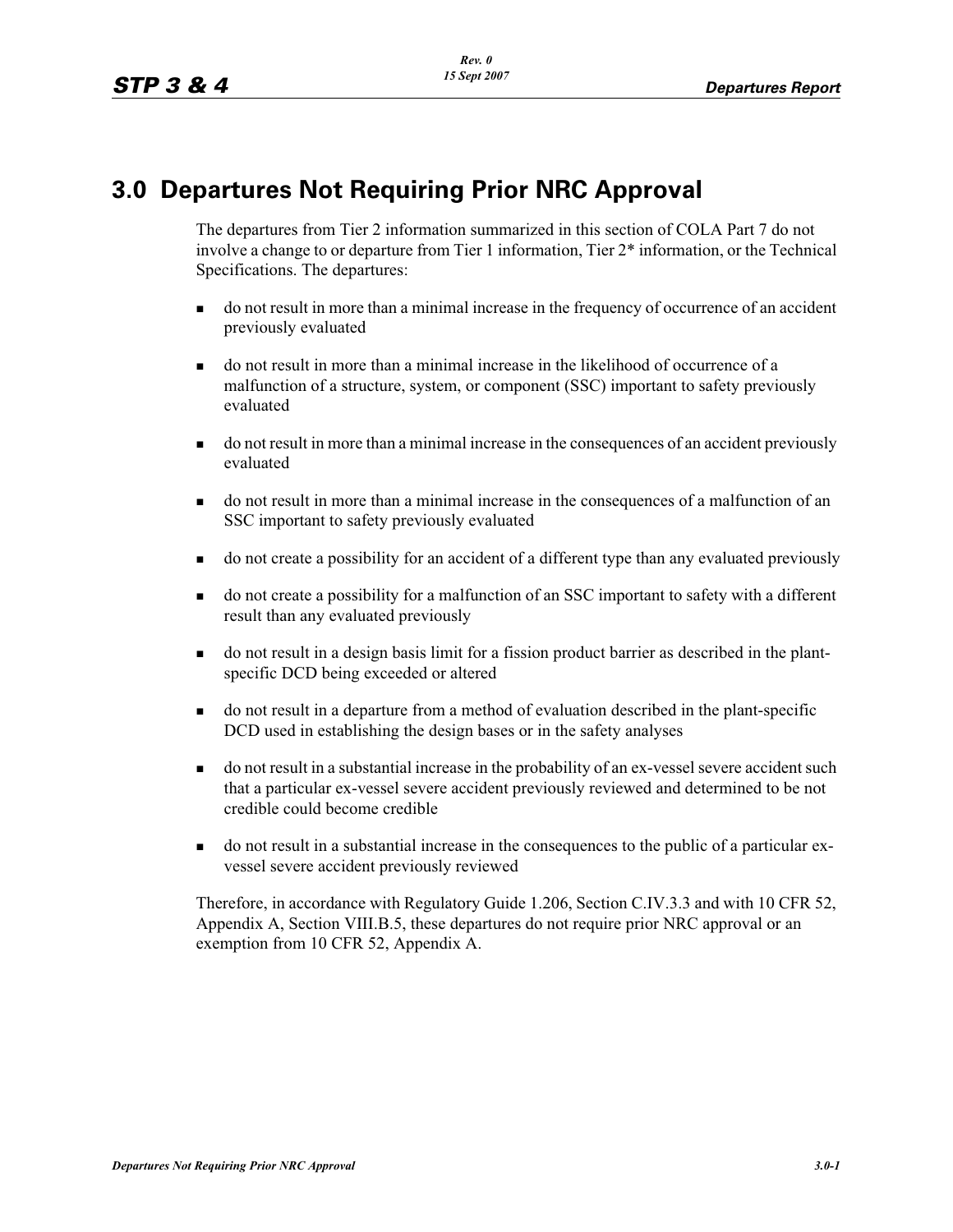# 3.0 Departures Not Requiring Prior NRC Approval

The departures from Tier 2 information summarized in this section of COLA Part 7 do not involve a change to or departure from Tier 1 information, Tier 2* information, or the Technical Specifications. The departures:

- do not result in more than a minimal increase in the frequency of occurrence of an accident previously evaluated
- do not result in more than a minimal increase in the likelihood of occurrence of a malfunction of a structure, system, or component (SSC) important to safety previously evaluated
- do not result in more than a minimal increase in the consequences of an accident previously evaluated
- do not result in more than a minimal increase in the consequences of a malfunction of an SSC important to safety previously evaluated
- do not create a possibility for an accident of a different type than any evaluated previously
- do not create a possibility for a malfunction of an SSC important to safety with a different result than any evaluated previously
- do not result in a design basis limit for a fission product barrier as described in the plant-specific DCD being exceeded or altered
- do not result in a departure from a method of evaluation described in the plant-specific DCD used in establishing the design bases or in the safety analyses
- do not result in a substantial increase in the probability of an ex-vessel severe accident such that a particular ex-vessel severe accident previously reviewed and determined to be not credible could become credible
- do not result in a substantial increase in the consequences to the public of a particular ex-vessel severe accident previously reviewed

Therefore, in accordance with Regulatory Guide 1.206, Section C.IV.3.3 and with 10 CFR 52, Appendix A, Section VIII.B.5, these departures do not require prior NRC approval or an exemption from 10 CFR 52, Appendix A.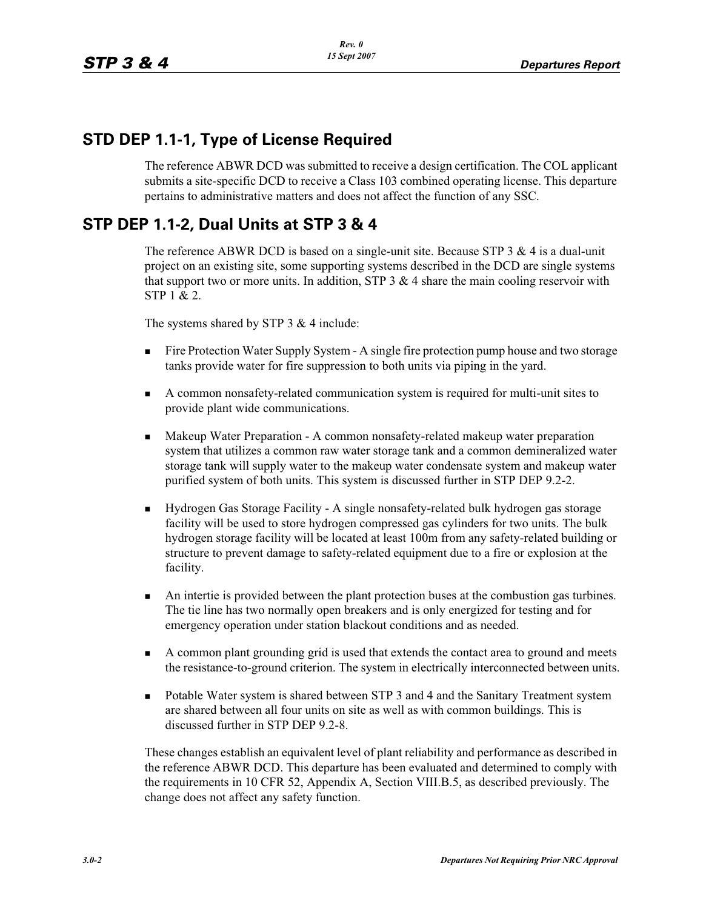## STD DEP 1.1-1, Type of License Required

The reference ABWR DCD was submitted to receive a design certification. The COL applicant submits a site-specific DCD to receive a Class 103 combined operating license. This departure pertains to administrative matters and does not affect the function of any SSC.

## STP DEP 1.1-2, Dual Units at STP 3 & 4

The reference ABWR DCD is based on a single-unit site. Because STP 3 & 4 is a dual-unit project on an existing site, some supporting systems described in the DCD are single systems that support two or more units. In addition, STP 3 & 4 share the main cooling reservoir with STP 1 & 2.

The systems shared by STP 3 & 4 include:

- Fire Protection Water Supply System - A single fire protection pump house and two storage tanks provide water for fire suppression to both units via piping in the yard.
- A common nonsafety-related communication system is required for multi-unit sites to provide plant wide communications.
- Makeup Water Preparation - A common nonsafety-related makeup water preparation system that utilizes a common raw water storage tank and a common demineralized water storage tank will supply water to the makeup water condensate system and makeup water purified system of both units. This system is discussed further in STP DEP 9.2-2.
- Hydrogen Gas Storage Facility - A single nonsafety-related bulk hydrogen gas storage facility will be used to store hydrogen compressed gas cylinders for two units. The bulk hydrogen storage facility will be located at least 100m from any safety-related building or structure to prevent damage to safety-related equipment due to a fire or explosion at the facility.
- An intertie is provided between the plant protection buses at the combustion gas turbines. The tie line has two normally open breakers and is only energized for testing and for emergency operation under station blackout conditions and as needed.
- A common plant grounding grid is used that extends the contact area to ground and meets the resistance-to-ground criterion. The system in electrically interconnected between units.
- Potable Water system is shared between STP 3 and 4 and the Sanitary Treatment system are shared between all four units on site as well as with common buildings. This is discussed further in STP DEP 9.2-8.

These changes establish an equivalent level of plant reliability and performance as described in the reference ABWR DCD. This departure has been evaluated and determined to comply with the requirements in 10 CFR 52, Appendix A, Section VIII.B.5, as described previously. The change does not affect any safety function.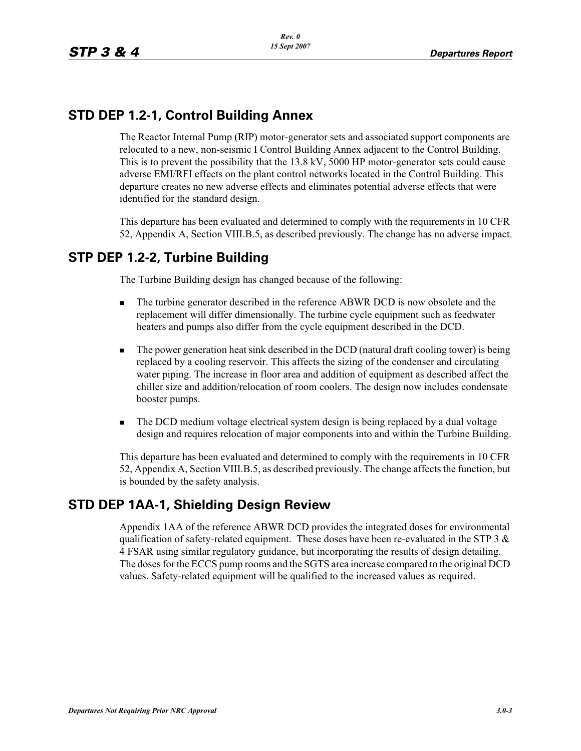## STD DEP 1.2-1, Control Building Annex

The Reactor Internal Pump (RIP) motor-generator sets and associated support components are relocated to a new, non-seismic I Control Building Annex adjacent to the Control Building. This is to prevent the possibility that the 13.8 kV, 5000 HP motor-generator sets could cause adverse EMI/RFI effects on the plant control networks located in the Control Building. This departure creates no new adverse effects and eliminates potential adverse effects that were identified for the standard design.

This departure has been evaluated and determined to comply with the requirements in 10 CFR 52, Appendix A, Section VIII.B.5, as described previously. The change has no adverse impact.

## STP DEP 1.2-2, Turbine Building

The Turbine Building design has changed because of the following:

- The turbine generator described in the reference ABWR DCD is now obsolete and the replacement will differ dimensionally. The turbine cycle equipment such as feedwater heaters and pumps also differ from the cycle equipment described in the DCD.
- The power generation heat sink described in the DCD (natural draft cooling tower) is being replaced by a cooling reservoir. This affects the sizing of the condenser and circulating water piping. The increase in floor area and addition of equipment as described affect the chiller size and addition/relocation of room coolers. The design now includes condensate booster pumps.
- The DCD medium voltage electrical system design is being replaced by a dual voltage design and requires relocation of major components into and within the Turbine Building.

This departure has been evaluated and determined to comply with the requirements in 10 CFR 52, Appendix A, Section VIII.B.5, as described previously. The change affects the function, but is bounded by the safety analysis.

## STD DEP 1AA-1, Shielding Design Review

Appendix 1AA of the reference ABWR DCD provides the integrated doses for environmental qualification of safety-related equipment. These doses have been re-evaluated in the STP 3 & 4 FSAR using similar regulatory guidance, but incorporating the results of design detailing. The doses for the ECCS pump rooms and the SGTS area increase compared to the original DCD values. Safety-related equipment will be qualified to the increased values as required.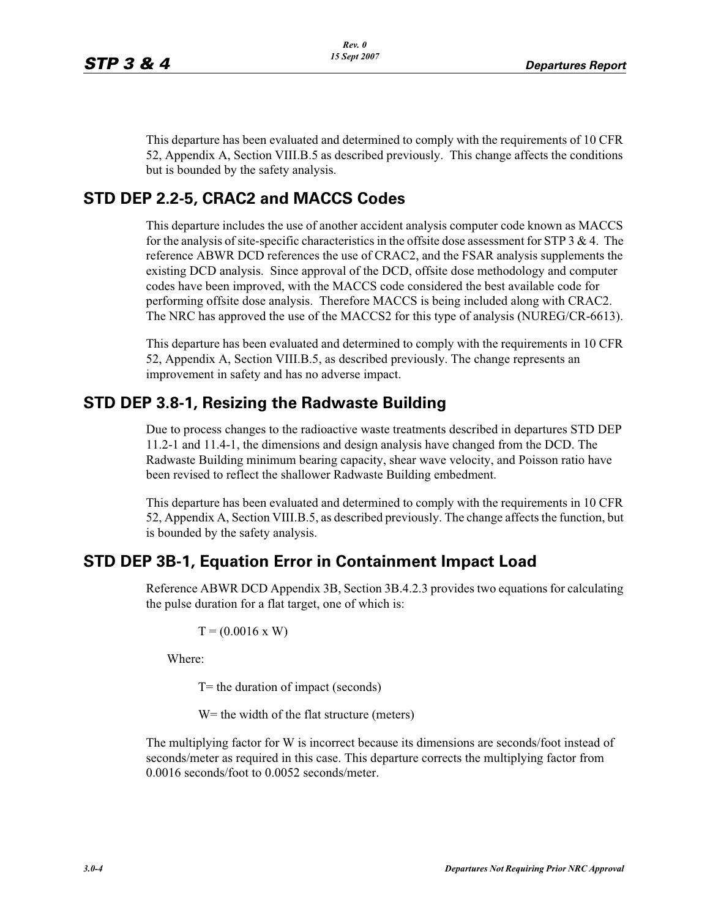This departure has been evaluated and determined to comply with the requirements of 10 CFR 52, Appendix A, Section VIII.B.5 as described previously. This change affects the conditions but is bounded by the safety analysis.

## STD DEP 2.2-5, CRAC2 and MACCS Codes

This departure includes the use of another accident analysis computer code known as MACCS for the analysis of site-specific characteristics in the offsite dose assessment for STP 3 & 4. The reference ABWR DCD references the use of CRAC2, and the FSAR analysis supplements the existing DCD analysis. Since approval of the DCD, offsite dose methodology and computer codes have been improved, with the MACCS code considered the best available code for performing offsite dose analysis. Therefore MACCS is being included along with CRAC2. The NRC has approved the use of the MACCS2 for this type of analysis (NUREG/CR-6613).

This departure has been evaluated and determined to comply with the requirements in 10 CFR 52, Appendix A, Section VIII.B.5, as described previously. The change represents an improvement in safety and has no adverse impact.

## STD DEP 3.8-1, Resizing the Radwaste Building

Due to process changes to the radioactive waste treatments described in departures STD DEP 11.2-1 and 11.4-1, the dimensions and design analysis have changed from the DCD. The Radwaste Building minimum bearing capacity, shear wave velocity, and Poisson ratio have been revised to reflect the shallower Radwaste Building embedment.

This departure has been evaluated and determined to comply with the requirements in 10 CFR 52, Appendix A, Section VIII.B.5, as described previously. The change affects the function, but is bounded by the safety analysis.

## STD DEP 3B-1, Equation Error in Containment Impact Load

Reference ABWR DCD Appendix 3B, Section 3B.4.2.3 provides two equations for calculating the pulse duration for a flat target, one of which is:

$$T = (0.0016 \times W)$$

Where:

T= the duration of impact (seconds)

W= the width of the flat structure (meters)

The multiplying factor for W is incorrect because its dimensions are seconds/foot instead of seconds/meter as required in this case. This departure corrects the multiplying factor from 0.0016 seconds/foot to 0.0052 seconds/meter.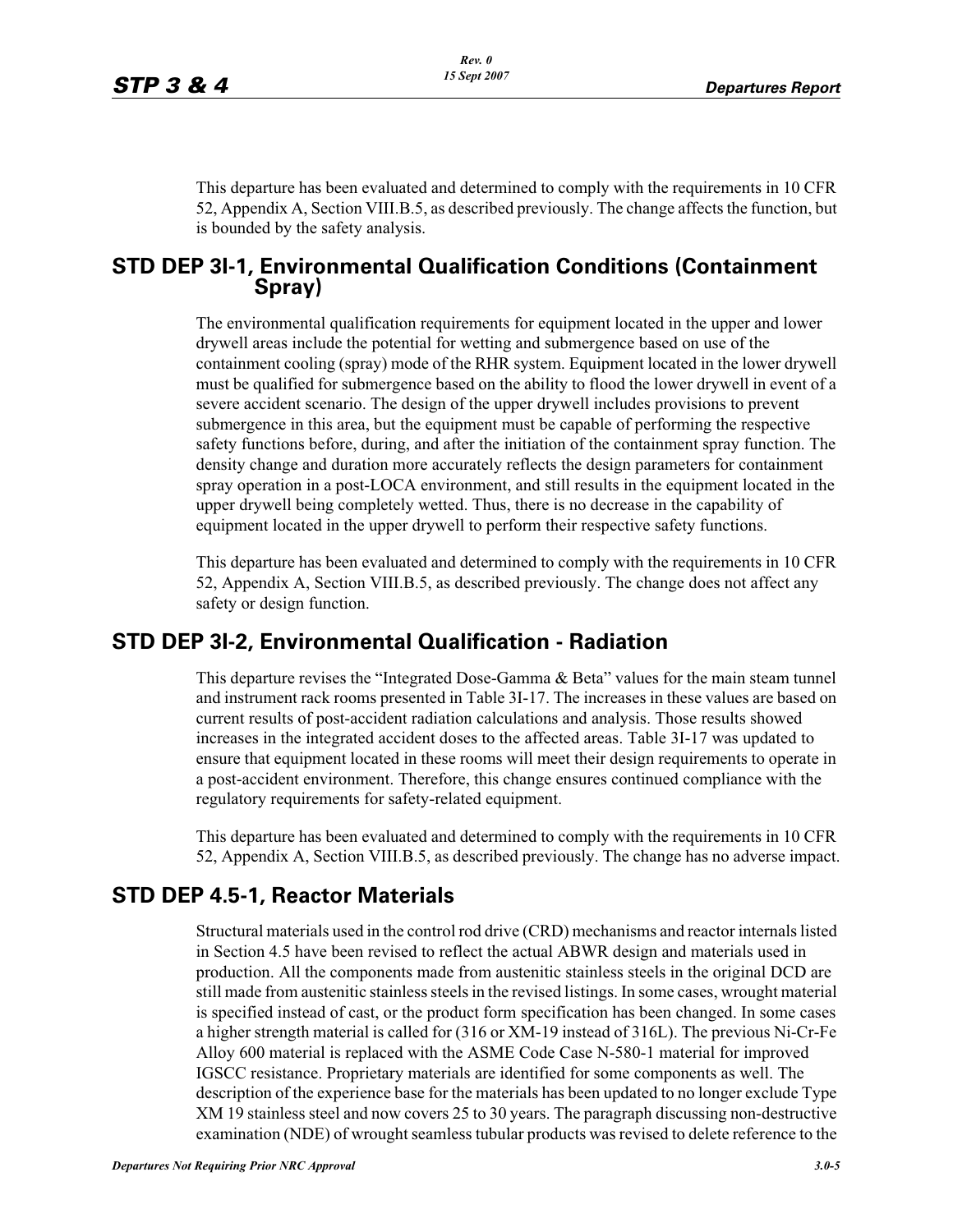This departure has been evaluated and determined to comply with the requirements in 10 CFR 52, Appendix A, Section VIII.B.5, as described previously. The change affects the function, but is bounded by the safety analysis.

## STD DEP 3I-1, Environmental Qualification Conditions (Containment Spray)

The environmental qualification requirements for equipment located in the upper and lower drywell areas include the potential for wetting and submergence based on use of the containment cooling (spray) mode of the RHR system. Equipment located in the lower drywell must be qualified for submergence based on the ability to flood the lower drywell in event of a severe accident scenario. The design of the upper drywell includes provisions to prevent submergence in this area, but the equipment must be capable of performing the respective safety functions before, during, and after the initiation of the containment spray function. The density change and duration more accurately reflects the design parameters for containment spray operation in a post-LOCA environment, and still results in the equipment located in the upper drywell being completely wetted. Thus, there is no decrease in the capability of equipment located in the upper drywell to perform their respective safety functions.

This departure has been evaluated and determined to comply with the requirements in 10 CFR 52, Appendix A, Section VIII.B.5, as described previously. The change does not affect any safety or design function.

## STD DEP 3I-2, Environmental Qualification - Radiation

This departure revises the "Integrated Dose-Gamma & Beta" values for the main steam tunnel and instrument rack rooms presented in Table 3I-17. The increases in these values are based on current results of post-accident radiation calculations and analysis. Those results showed increases in the integrated accident doses to the affected areas. Table 3I-17 was updated to ensure that equipment located in these rooms will meet their design requirements to operate in a post-accident environment. Therefore, this change ensures continued compliance with the regulatory requirements for safety-related equipment.

This departure has been evaluated and determined to comply with the requirements in 10 CFR 52, Appendix A, Section VIII.B.5, as described previously. The change has no adverse impact.

## STD DEP 4.5-1, Reactor Materials

Structural materials used in the control rod drive (CRD) mechanisms and reactor internals listed in Section 4.5 have been revised to reflect the actual ABWR design and materials used in production. All the components made from austenitic stainless steels in the original DCD are still made from austenitic stainless steels in the revised listings. In some cases, wrought material is specified instead of cast, or the product form specification has been changed. In some cases a higher strength material is called for (316 or XM-19 instead of 316L). The previous Ni-Cr-Fe Alloy 600 material is replaced with the ASME Code Case N-580-1 material for improved IGSCC resistance. Proprietary materials are identified for some components as well. The description of the experience base for the materials has been updated to no longer exclude Type XM 19 stainless steel and now covers 25 to 30 years. The paragraph discussing non-destructive examination (NDE) of wrought seamless tubular products was revised to delete reference to the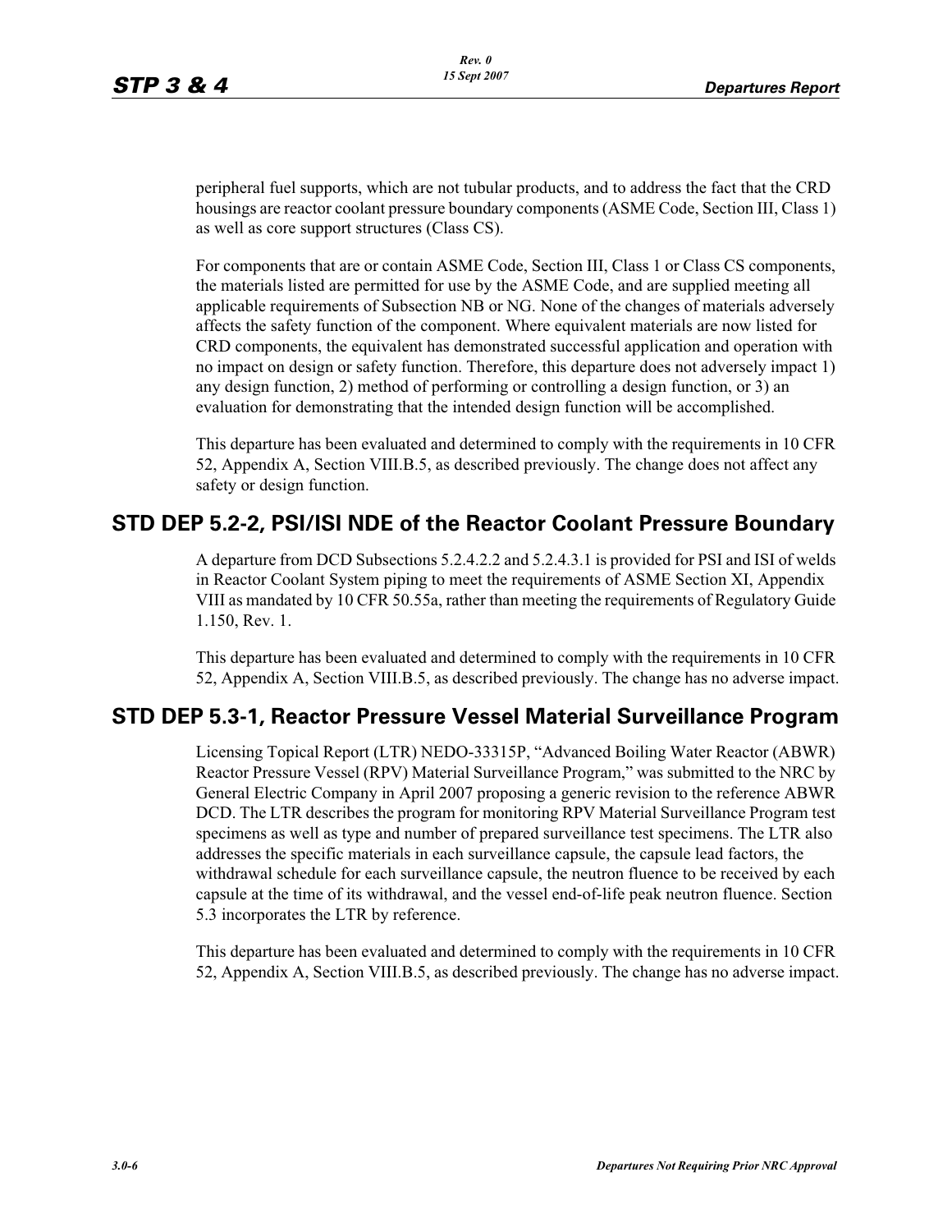peripheral fuel supports, which are not tubular products, and to address the fact that the CRD housings are reactor coolant pressure boundary components (ASME Code, Section III, Class 1) as well as core support structures (Class CS).

For components that are or contain ASME Code, Section III, Class 1 or Class CS components, the materials listed are permitted for use by the ASME Code, and are supplied meeting all applicable requirements of Subsection NB or NG. None of the changes of materials adversely affects the safety function of the component. Where equivalent materials are now listed for CRD components, the equivalent has demonstrated successful application and operation with no impact on design or safety function. Therefore, this departure does not adversely impact 1) any design function, 2) method of performing or controlling a design function, or 3) an evaluation for demonstrating that the intended design function will be accomplished.

This departure has been evaluated and determined to comply with the requirements in 10 CFR 52, Appendix A, Section VIII.B.5, as described previously. The change does not affect any safety or design function.

## STD DEP 5.2-2, PSI/ISI NDE of the Reactor Coolant Pressure Boundary

A departure from DCD Subsections 5.2.4.2.2 and 5.2.4.3.1 is provided for PSI and ISI of welds in Reactor Coolant System piping to meet the requirements of ASME Section XI, Appendix VIII as mandated by 10 CFR 50.55a, rather than meeting the requirements of Regulatory Guide 1.150, Rev. 1.

This departure has been evaluated and determined to comply with the requirements in 10 CFR 52, Appendix A, Section VIII.B.5, as described previously. The change has no adverse impact.

## STD DEP 5.3-1, Reactor Pressure Vessel Material Surveillance Program

Licensing Topical Report (LTR) NEDO-33315P, "Advanced Boiling Water Reactor (ABWR) Reactor Pressure Vessel (RPV) Material Surveillance Program," was submitted to the NRC by General Electric Company in April 2007 proposing a generic revision to the reference ABWR DCD. The LTR describes the program for monitoring RPV Material Surveillance Program test specimens as well as type and number of prepared surveillance test specimens. The LTR also addresses the specific materials in each surveillance capsule, the capsule lead factors, the withdrawal schedule for each surveillance capsule, the neutron fluence to be received by each capsule at the time of its withdrawal, and the vessel end-of-life peak neutron fluence. Section 5.3 incorporates the LTR by reference.

This departure has been evaluated and determined to comply with the requirements in 10 CFR 52, Appendix A, Section VIII.B.5, as described previously. The change has no adverse impact.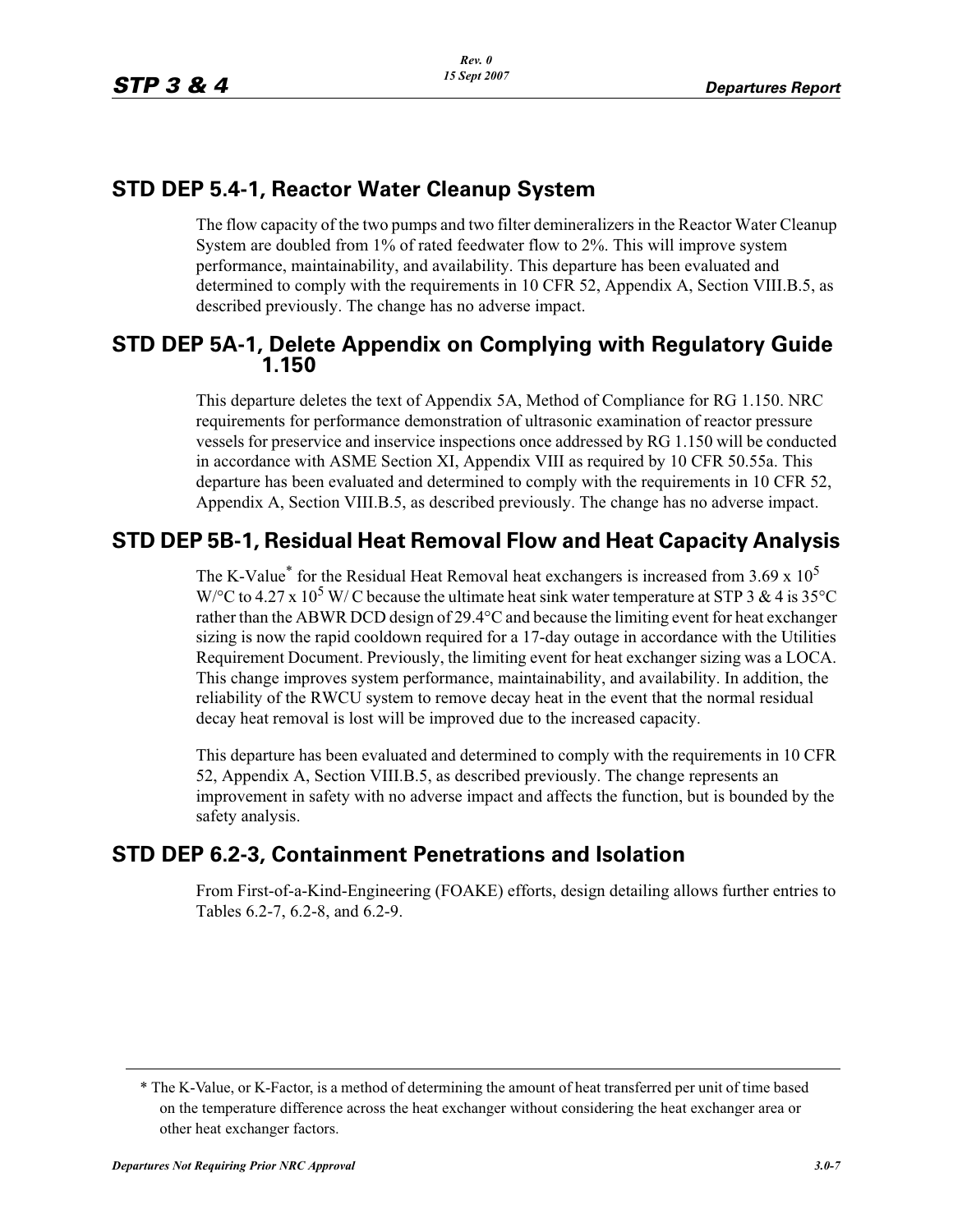## STD DEP 5.4-1, Reactor Water Cleanup System

The flow capacity of the two pumps and two filter demineralizers in the Reactor Water Cleanup System are doubled from 1% of rated feedwater flow to 2%. This will improve system performance, maintainability, and availability. This departure has been evaluated and determined to comply with the requirements in 10 CFR 52, Appendix A, Section VIII.B.5, as described previously. The change has no adverse impact.

## STD DEP 5A-1, Delete Appendix on Complying with Regulatory Guide 1.150

This departure deletes the text of Appendix 5A, Method of Compliance for RG 1.150. NRC requirements for performance demonstration of ultrasonic examination of reactor pressure vessels for preservice and inservice inspections once addressed by RG 1.150 will be conducted in accordance with ASME Section XI, Appendix VIII as required by 10 CFR 50.55a. This departure has been evaluated and determined to comply with the requirements in 10 CFR 52, Appendix A, Section VIII.B.5, as described previously. The change has no adverse impact.

## STD DEP 5B-1, Residual Heat Removal Flow and Heat Capacity Analysis

The K-Value* for the Residual Heat Removal heat exchangers is increased from $3.69 \times 10^5$ W/°C to $4.27 \times 10^5$ W/ C because the ultimate heat sink water temperature at STP 3 & 4 is 35°C rather than the ABWR DCD design of 29.4°C and because the limiting event for heat exchanger sizing is now the rapid cooldown required for a 17-day outage in accordance with the Utilities Requirement Document. Previously, the limiting event for heat exchanger sizing was a LOCA. This change improves system performance, maintainability, and availability. In addition, the reliability of the RWCU system to remove decay heat in the event that the normal residual decay heat removal is lost will be improved due to the increased capacity.

This departure has been evaluated and determined to comply with the requirements in 10 CFR 52, Appendix A, Section VIII.B.5, as described previously. The change represents an improvement in safety with no adverse impact and affects the function, but is bounded by the safety analysis.

## STD DEP 6.2-3, Containment Penetrations and Isolation

From First-of-a-Kind-Engineering (FOAKE) efforts, design detailing allows further entries to Tables 6.2-7, 6.2-8, and 6.2-9.

---

* The K-Value, or K-Factor, is a method of determining the amount of heat transferred per unit of time based on the temperature difference across the heat exchanger without considering the heat exchanger area or other heat exchanger factors.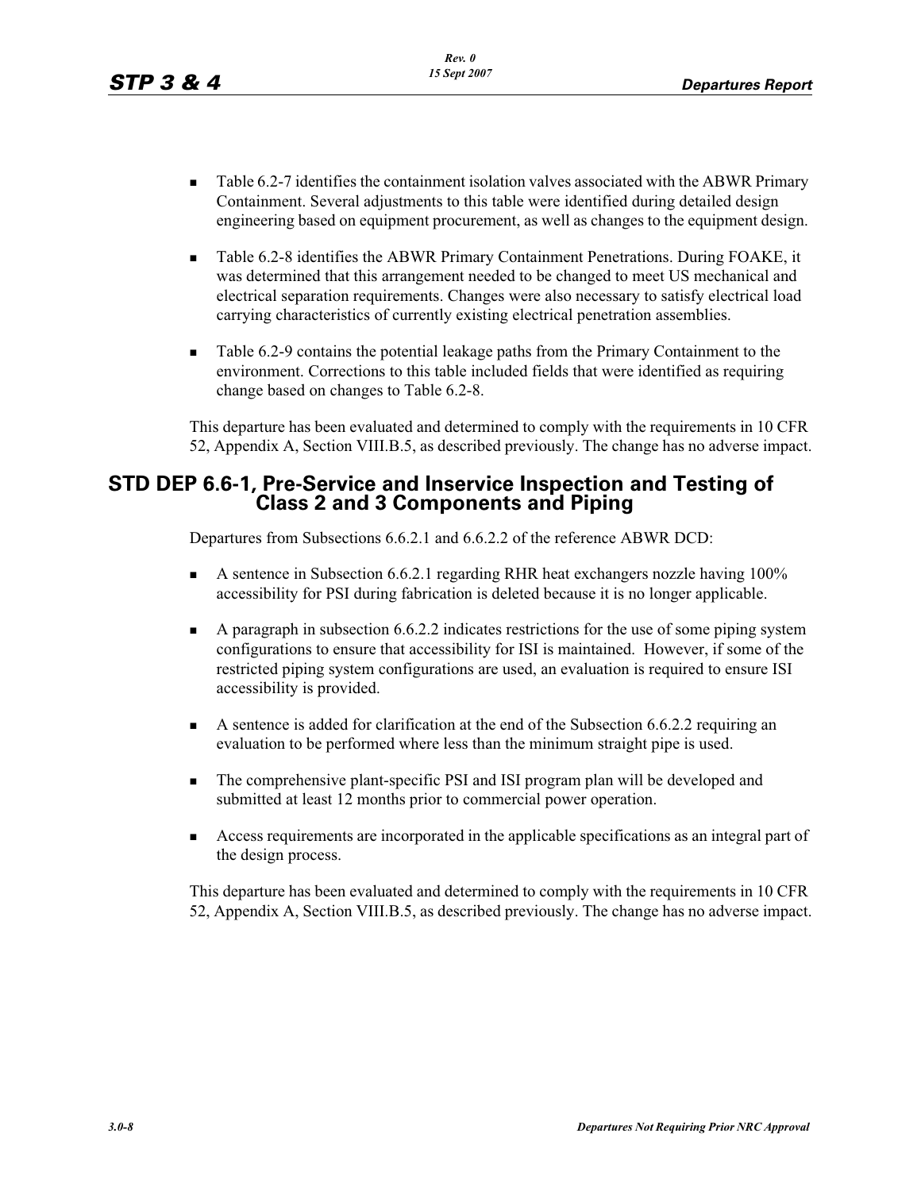- Table 6.2-7 identifies the containment isolation valves associated with the ABWR Primary Containment. Several adjustments to this table were identified during detailed design engineering based on equipment procurement, as well as changes to the equipment design.

- Table 6.2-8 identifies the ABWR Primary Containment Penetrations. During FOAKE, it was determined that this arrangement needed to be changed to meet US mechanical and electrical separation requirements. Changes were also necessary to satisfy electrical load carrying characteristics of currently existing electrical penetration assemblies.

- Table 6.2-9 contains the potential leakage paths from the Primary Containment to the environment. Corrections to this table included fields that were identified as requiring change based on changes to Table 6.2-8.

This departure has been evaluated and determined to comply with the requirements in 10 CFR 52, Appendix A, Section VIII.B.5, as described previously. The change has no adverse impact.

## STD DEP 6.6-1, Pre-Service and Inservice Inspection and Testing of Class 2 and 3 Components and Piping

Departures from Subsections 6.6.2.1 and 6.6.2.2 of the reference ABWR DCD:

- A sentence in Subsection 6.6.2.1 regarding RHR heat exchangers nozzle having 100% accessibility for PSI during fabrication is deleted because it is no longer applicable.

- A paragraph in subsection 6.6.2.2 indicates restrictions for the use of some piping system configurations to ensure that accessibility for ISI is maintained. However, if some of the restricted piping system configurations are used, an evaluation is required to ensure ISI accessibility is provided.

- A sentence is added for clarification at the end of the Subsection 6.6.2.2 requiring an evaluation to be performed where less than the minimum straight pipe is used.

- The comprehensive plant-specific PSI and ISI program plan will be developed and submitted at least 12 months prior to commercial power operation.

- Access requirements are incorporated in the applicable specifications as an integral part of the design process.

This departure has been evaluated and determined to comply with the requirements in 10 CFR 52, Appendix A, Section VIII.B.5, as described previously. The change has no adverse impact.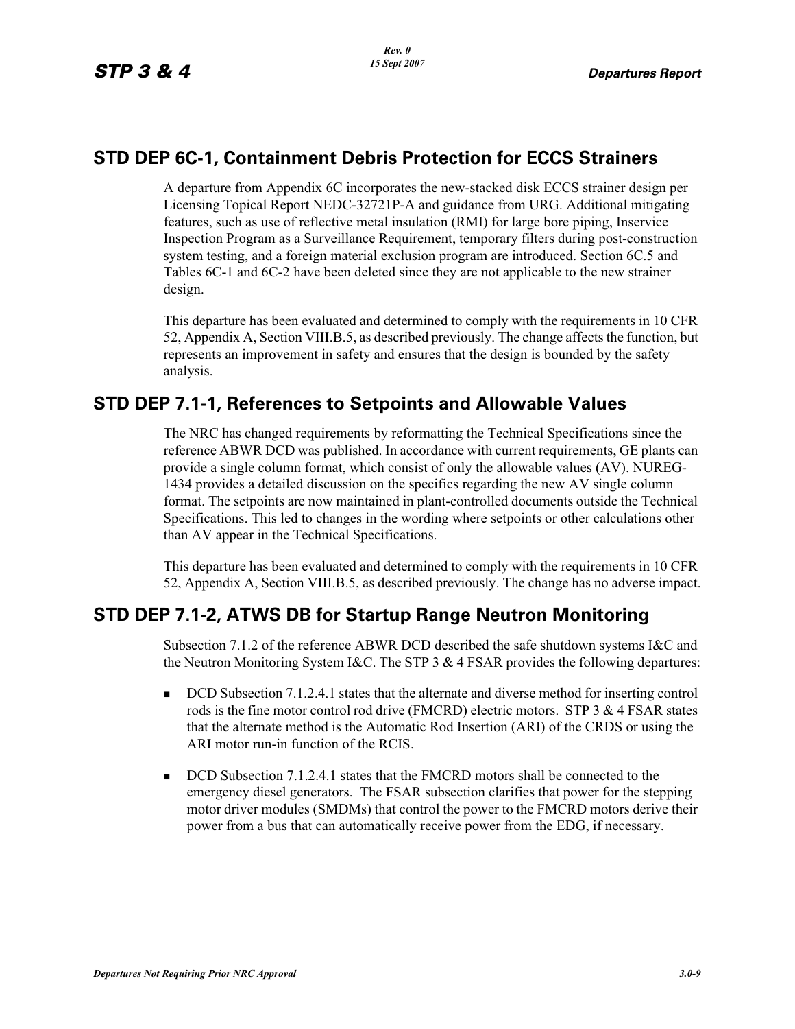## STD DEP 6C-1, Containment Debris Protection for ECCS Strainers

A departure from Appendix 6C incorporates the new-stacked disk ECCS strainer design per Licensing Topical Report NEDC-32721P-A and guidance from URG. Additional mitigating features, such as use of reflective metal insulation (RMI) for large bore piping, Inservice Inspection Program as a Surveillance Requirement, temporary filters during post-construction system testing, and a foreign material exclusion program are introduced. Section 6C.5 and Tables 6C-1 and 6C-2 have been deleted since they are not applicable to the new strainer design.

This departure has been evaluated and determined to comply with the requirements in 10 CFR 52, Appendix A, Section VIII.B.5, as described previously. The change affects the function, but represents an improvement in safety and ensures that the design is bounded by the safety analysis.

## STD DEP 7.1-1, References to Setpoints and Allowable Values

The NRC has changed requirements by reformatting the Technical Specifications since the reference ABWR DCD was published. In accordance with current requirements, GE plants can provide a single column format, which consist of only the allowable values (AV). NUREG-1434 provides a detailed discussion on the specifics regarding the new AV single column format. The setpoints are now maintained in plant-controlled documents outside the Technical Specifications. This led to changes in the wording where setpoints or other calculations other than AV appear in the Technical Specifications.

This departure has been evaluated and determined to comply with the requirements in 10 CFR 52, Appendix A, Section VIII.B.5, as described previously. The change has no adverse impact.

## STD DEP 7.1-2, ATWS DB for Startup Range Neutron Monitoring

Subsection 7.1.2 of the reference ABWR DCD described the safe shutdown systems I&C and the Neutron Monitoring System I&C. The STP 3 & 4 FSAR provides the following departures:

- DCD Subsection 7.1.2.4.1 states that the alternate and diverse method for inserting control rods is the fine motor control rod drive (FMCRD) electric motors. STP 3 & 4 FSAR states that the alternate method is the Automatic Rod Insertion (ARI) of the CRDS or using the ARI motor run-in function of the RCIS.
- DCD Subsection 7.1.2.4.1 states that the FMCRD motors shall be connected to the emergency diesel generators. The FSAR subsection clarifies that power for the stepping motor driver modules (SMDMs) that control the power to the FMCRD motors derive their power from a bus that can automatically receive power from the EDG, if necessary.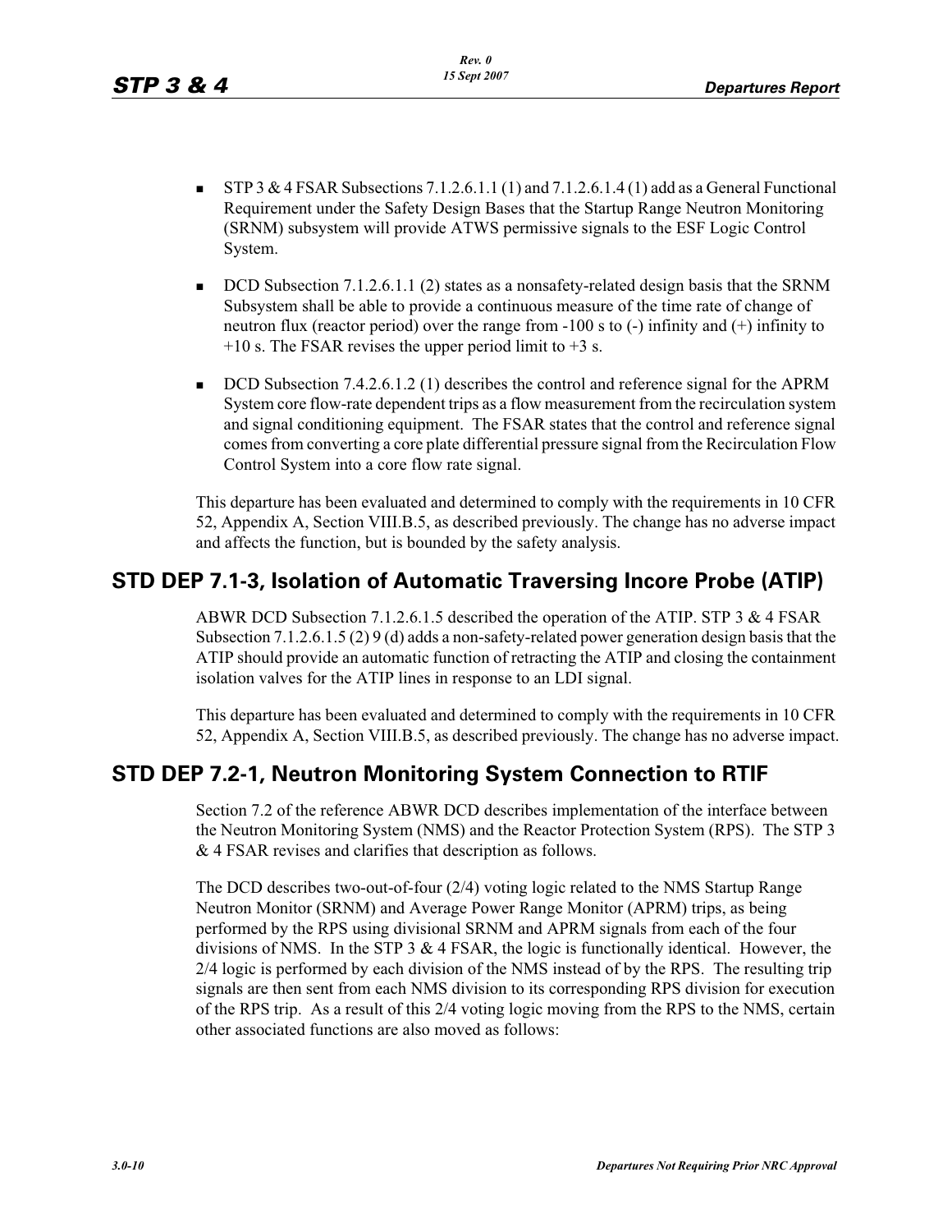- STP 3 & 4 FSAR Subsections 7.1.2.6.1.1 (1) and 7.1.2.6.1.4 (1) add as a General Functional Requirement under the Safety Design Bases that the Startup Range Neutron Monitoring (SRNM) subsystem will provide ATWS permissive signals to the ESF Logic Control System.
- DCD Subsection 7.1.2.6.1.1 (2) states as a nonsafety-related design basis that the SRNM Subsystem shall be able to provide a continuous measure of the time rate of change of neutron flux (reactor period) over the range from -100 s to (-) infinity and (+) infinity to +10 s. The FSAR revises the upper period limit to +3 s.
- DCD Subsection 7.4.2.6.1.2 (1) describes the control and reference signal for the APRM System core flow-rate dependent trips as a flow measurement from the recirculation system and signal conditioning equipment. The FSAR states that the control and reference signal comes from converting a core plate differential pressure signal from the Recirculation Flow Control System into a core flow rate signal.

This departure has been evaluated and determined to comply with the requirements in 10 CFR 52, Appendix A, Section VIII.B.5, as described previously. The change has no adverse impact and affects the function, but is bounded by the safety analysis.

## STD DEP 7.1-3, Isolation of Automatic Traversing Incore Probe (ATIP)

ABWR DCD Subsection 7.1.2.6.1.5 described the operation of the ATIP. STP 3 & 4 FSAR Subsection 7.1.2.6.1.5 (2) 9 (d) adds a non-safety-related power generation design basis that the ATIP should provide an automatic function of retracting the ATIP and closing the containment isolation valves for the ATIP lines in response to an LDI signal.

This departure has been evaluated and determined to comply with the requirements in 10 CFR 52, Appendix A, Section VIII.B.5, as described previously. The change has no adverse impact.

## STD DEP 7.2-1, Neutron Monitoring System Connection to RTIF

Section 7.2 of the reference ABWR DCD describes implementation of the interface between the Neutron Monitoring System (NMS) and the Reactor Protection System (RPS). The STP 3 & 4 FSAR revises and clarifies that description as follows.

The DCD describes two-out-of-four (2/4) voting logic related to the NMS Startup Range Neutron Monitor (SRNM) and Average Power Range Monitor (APRM) trips, as being performed by the RPS using divisional SRNM and APRM signals from each of the four divisions of NMS. In the STP 3 & 4 FSAR, the logic is functionally identical. However, the 2/4 logic is performed by each division of the NMS instead of by the RPS. The resulting trip signals are then sent from each NMS division to its corresponding RPS division for execution of the RPS trip. As a result of this 2/4 voting logic moving from the RPS to the NMS, certain other associated functions are also moved as follows: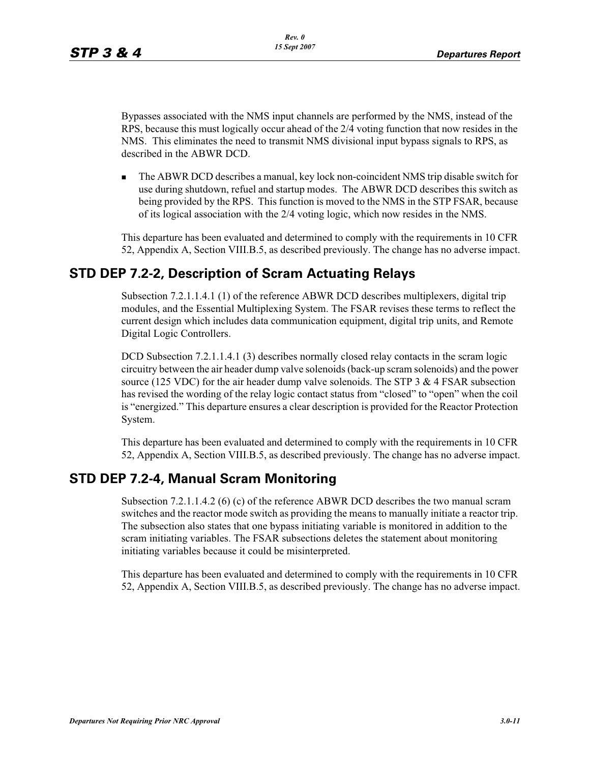Bypasses associated with the NMS input channels are performed by the NMS, instead of the RPS, because this must logically occur ahead of the 2/4 voting function that now resides in the NMS. This eliminates the need to transmit NMS divisional input bypass signals to RPS, as described in the ABWR DCD.

- The ABWR DCD describes a manual, key lock non-coincident NMS trip disable switch for use during shutdown, refuel and startup modes. The ABWR DCD describes this switch as being provided by the RPS. This function is moved to the NMS in the STP FSAR, because of its logical association with the 2/4 voting logic, which now resides in the NMS.

This departure has been evaluated and determined to comply with the requirements in 10 CFR 52, Appendix A, Section VIII.B.5, as described previously. The change has no adverse impact.

## STD DEP 7.2-2, Description of Scram Actuating Relays

Subsection 7.2.1.1.4.1 (1) of the reference ABWR DCD describes multiplexers, digital trip modules, and the Essential Multiplexing System. The FSAR revises these terms to reflect the current design which includes data communication equipment, digital trip units, and Remote Digital Logic Controllers.

DCD Subsection 7.2.1.1.4.1 (3) describes normally closed relay contacts in the scram logic circuitry between the air header dump valve solenoids (back-up scram solenoids) and the power source (125 VDC) for the air header dump valve solenoids. The STP 3 & 4 FSAR subsection has revised the wording of the relay logic contact status from "closed" to "open" when the coil is "energized." This departure ensures a clear description is provided for the Reactor Protection System.

This departure has been evaluated and determined to comply with the requirements in 10 CFR 52, Appendix A, Section VIII.B.5, as described previously. The change has no adverse impact.

## STD DEP 7.2-4, Manual Scram Monitoring

Subsection 7.2.1.1.4.2 (6) (c) of the reference ABWR DCD describes the two manual scram switches and the reactor mode switch as providing the means to manually initiate a reactor trip. The subsection also states that one bypass initiating variable is monitored in addition to the scram initiating variables. The FSAR subsections deletes the statement about monitoring initiating variables because it could be misinterpreted.

This departure has been evaluated and determined to comply with the requirements in 10 CFR 52, Appendix A, Section VIII.B.5, as described previously. The change has no adverse impact.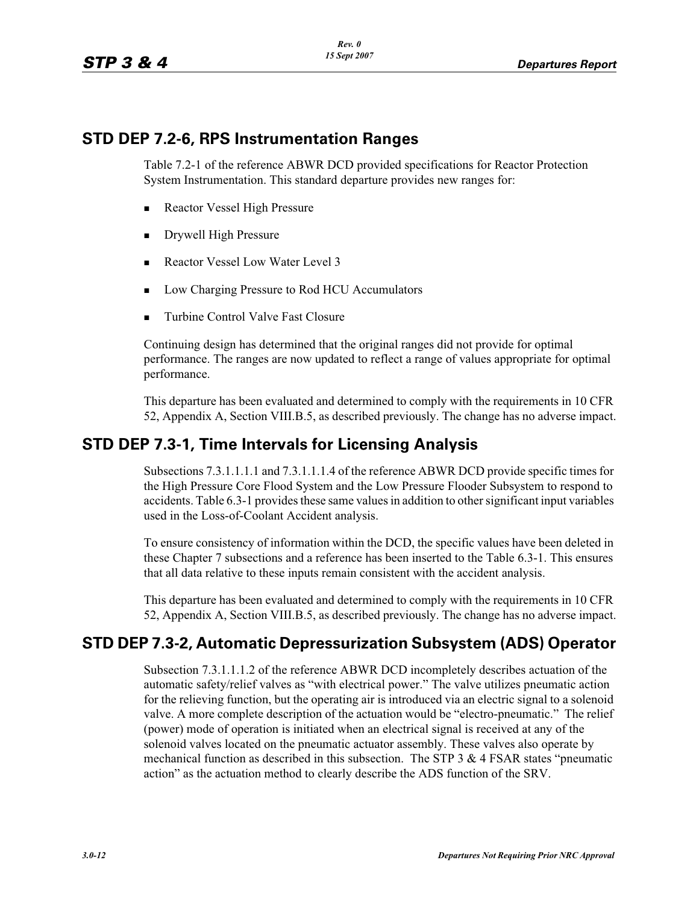## STD DEP 7.2-6, RPS Instrumentation Ranges

Table 7.2-1 of the reference ABWR DCD provided specifications for Reactor Protection System Instrumentation. This standard departure provides new ranges for:

- Reactor Vessel High Pressure
- Drywell High Pressure
- Reactor Vessel Low Water Level 3
- Low Charging Pressure to Rod HCU Accumulators
- Turbine Control Valve Fast Closure

Continuing design has determined that the original ranges did not provide for optimal performance. The ranges are now updated to reflect a range of values appropriate for optimal performance.

This departure has been evaluated and determined to comply with the requirements in 10 CFR 52, Appendix A, Section VIII.B.5, as described previously. The change has no adverse impact.

## STD DEP 7.3-1, Time Intervals for Licensing Analysis

Subsections 7.3.1.1.1.1 and 7.3.1.1.1.4 of the reference ABWR DCD provide specific times for the High Pressure Core Flood System and the Low Pressure Flooder Subsystem to respond to accidents. Table 6.3-1 provides these same values in addition to other significant input variables used in the Loss-of-Coolant Accident analysis.

To ensure consistency of information within the DCD, the specific values have been deleted in these Chapter 7 subsections and a reference has been inserted to the Table 6.3-1. This ensures that all data relative to these inputs remain consistent with the accident analysis.

This departure has been evaluated and determined to comply with the requirements in 10 CFR 52, Appendix A, Section VIII.B.5, as described previously. The change has no adverse impact.

## STD DEP 7.3-2, Automatic Depressurization Subsystem (ADS) Operator

Subsection 7.3.1.1.1.2 of the reference ABWR DCD incompletely describes actuation of the automatic safety/relief valves as "with electrical power." The valve utilizes pneumatic action for the relieving function, but the operating air is introduced via an electric signal to a solenoid valve. A more complete description of the actuation would be "electro-pneumatic." The relief (power) mode of operation is initiated when an electrical signal is received at any of the solenoid valves located on the pneumatic actuator assembly. These valves also operate by mechanical function as described in this subsection. The STP 3 & 4 FSAR states "pneumatic action" as the actuation method to clearly describe the ADS function of the SRV.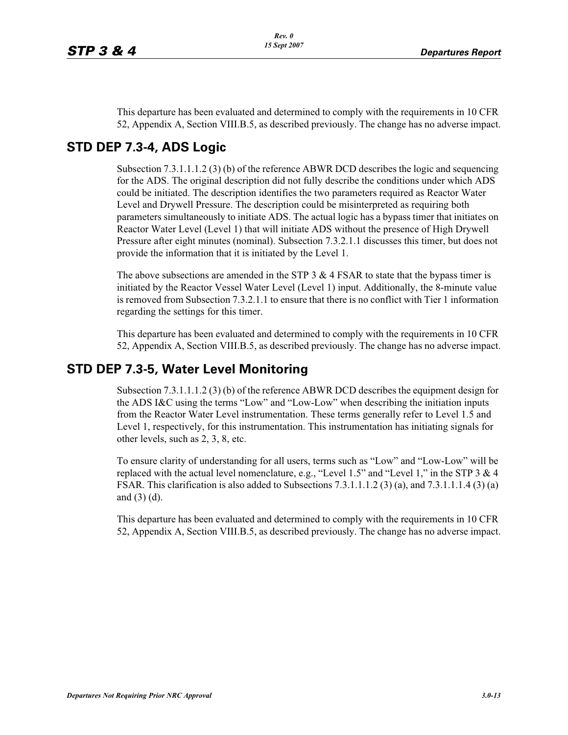This departure has been evaluated and determined to comply with the requirements in 10 CFR 52, Appendix A, Section VIII.B.5, as described previously. The change has no adverse impact.

## STD DEP 7.3-4, ADS Logic

Subsection 7.3.1.1.1.2 (3) (b) of the reference ABWR DCD describes the logic and sequencing for the ADS. The original description did not fully describe the conditions under which ADS could be initiated. The description identifies the two parameters required as Reactor Water Level and Drywell Pressure. The description could be misinterpreted as requiring both parameters simultaneously to initiate ADS. The actual logic has a bypass timer that initiates on Reactor Water Level (Level 1) that will initiate ADS without the presence of High Drywell Pressure after eight minutes (nominal). Subsection 7.3.2.1.1 discusses this timer, but does not provide the information that it is initiated by the Level 1.

The above subsections are amended in the STP 3 & 4 FSAR to state that the bypass timer is initiated by the Reactor Vessel Water Level (Level 1) input. Additionally, the 8-minute value is removed from Subsection 7.3.2.1.1 to ensure that there is no conflict with Tier 1 information regarding the settings for this timer.

This departure has been evaluated and determined to comply with the requirements in 10 CFR 52, Appendix A, Section VIII.B.5, as described previously. The change has no adverse impact.

## STD DEP 7.3-5, Water Level Monitoring

Subsection 7.3.1.1.1.2 (3) (b) of the reference ABWR DCD describes the equipment design for the ADS I&C using the terms "Low" and "Low-Low" when describing the initiation inputs from the Reactor Water Level instrumentation. These terms generally refer to Level 1.5 and Level 1, respectively, for this instrumentation. This instrumentation has initiating signals for other levels, such as 2, 3, 8, etc.

To ensure clarity of understanding for all users, terms such as "Low" and "Low-Low" will be replaced with the actual level nomenclature, e.g., "Level 1.5" and "Level 1," in the STP 3 & 4 FSAR. This clarification is also added to Subsections 7.3.1.1.1.2 (3) (a), and 7.3.1.1.1.4 (3) (a) and (3) (d).

This departure has been evaluated and determined to comply with the requirements in 10 CFR 52, Appendix A, Section VIII.B.5, as described previously. The change has no adverse impact.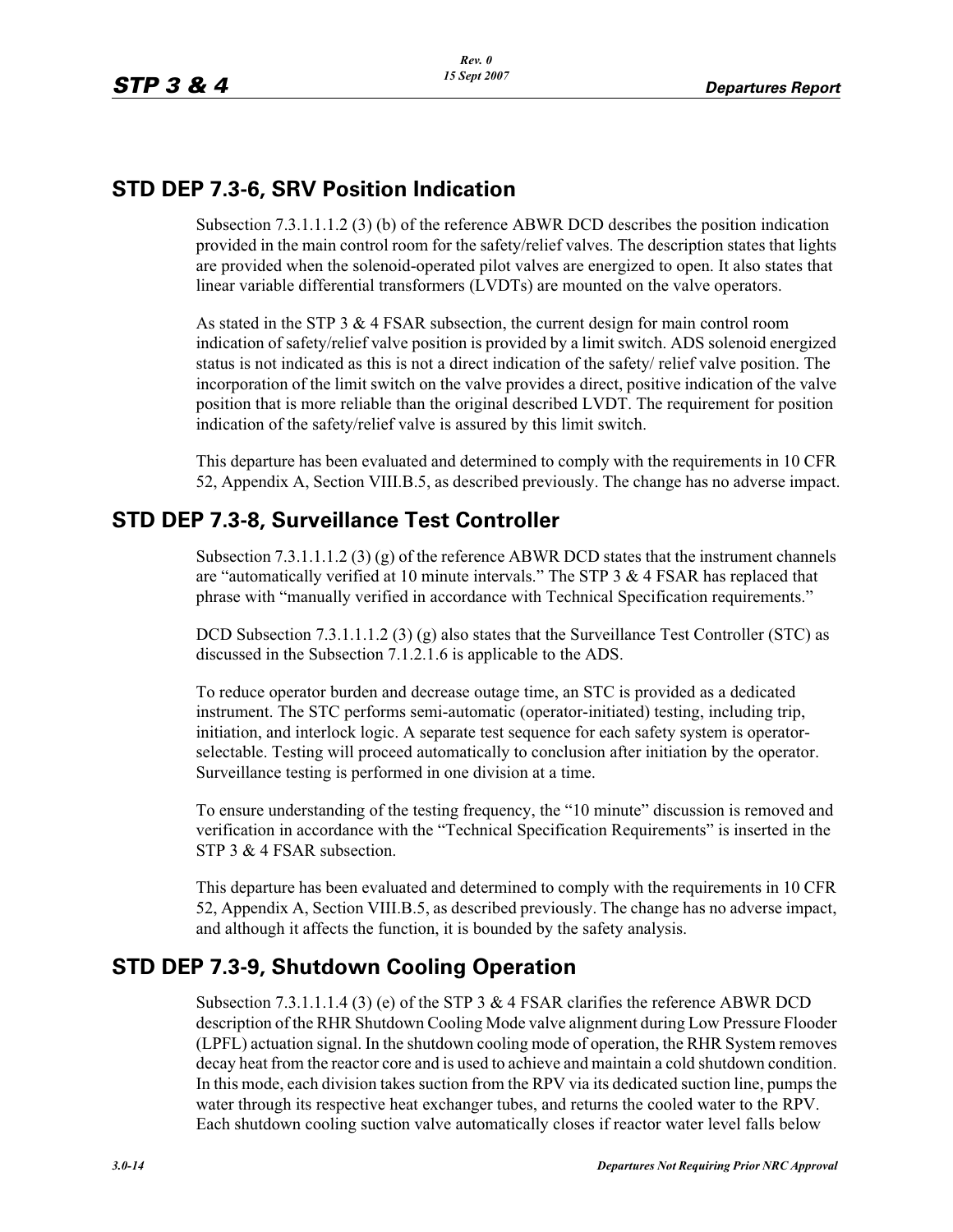## STD DEP 7.3-6, SRV Position Indication

Subsection 7.3.1.1.1.2 (3) (b) of the reference ABWR DCD describes the position indication provided in the main control room for the safety/relief valves. The description states that lights are provided when the solenoid-operated pilot valves are energized to open. It also states that linear variable differential transformers (LVDTs) are mounted on the valve operators.

As stated in the STP 3 & 4 FSAR subsection, the current design for main control room indication of safety/relief valve position is provided by a limit switch. ADS solenoid energized status is not indicated as this is not a direct indication of the safety/ relief valve position. The incorporation of the limit switch on the valve provides a direct, positive indication of the valve position that is more reliable than the original described LVDT. The requirement for position indication of the safety/relief valve is assured by this limit switch.

This departure has been evaluated and determined to comply with the requirements in 10 CFR 52, Appendix A, Section VIII.B.5, as described previously. The change has no adverse impact.

## STD DEP 7.3-8, Surveillance Test Controller

Subsection 7.3.1.1.1.2 (3) (g) of the reference ABWR DCD states that the instrument channels are "automatically verified at 10 minute intervals." The STP 3 & 4 FSAR has replaced that phrase with "manually verified in accordance with Technical Specification requirements."

DCD Subsection 7.3.1.1.1.2 (3) (g) also states that the Surveillance Test Controller (STC) as discussed in the Subsection 7.1.2.1.6 is applicable to the ADS.

To reduce operator burden and decrease outage time, an STC is provided as a dedicated instrument. The STC performs semi-automatic (operator-initiated) testing, including trip, initiation, and interlock logic. A separate test sequence for each safety system is operator-selectable. Testing will proceed automatically to conclusion after initiation by the operator. Surveillance testing is performed in one division at a time.

To ensure understanding of the testing frequency, the "10 minute" discussion is removed and verification in accordance with the "Technical Specification Requirements" is inserted in the STP 3 & 4 FSAR subsection.

This departure has been evaluated and determined to comply with the requirements in 10 CFR 52, Appendix A, Section VIII.B.5, as described previously. The change has no adverse impact, and although it affects the function, it is bounded by the safety analysis.

## STD DEP 7.3-9, Shutdown Cooling Operation

Subsection 7.3.1.1.1.4 (3) (e) of the STP 3 & 4 FSAR clarifies the reference ABWR DCD description of the RHR Shutdown Cooling Mode valve alignment during Low Pressure Flooder (LPFL) actuation signal. In the shutdown cooling mode of operation, the RHR System removes decay heat from the reactor core and is used to achieve and maintain a cold shutdown condition. In this mode, each division takes suction from the RPV via its dedicated suction line, pumps the water through its respective heat exchanger tubes, and returns the cooled water to the RPV. Each shutdown cooling suction valve automatically closes if reactor water level falls below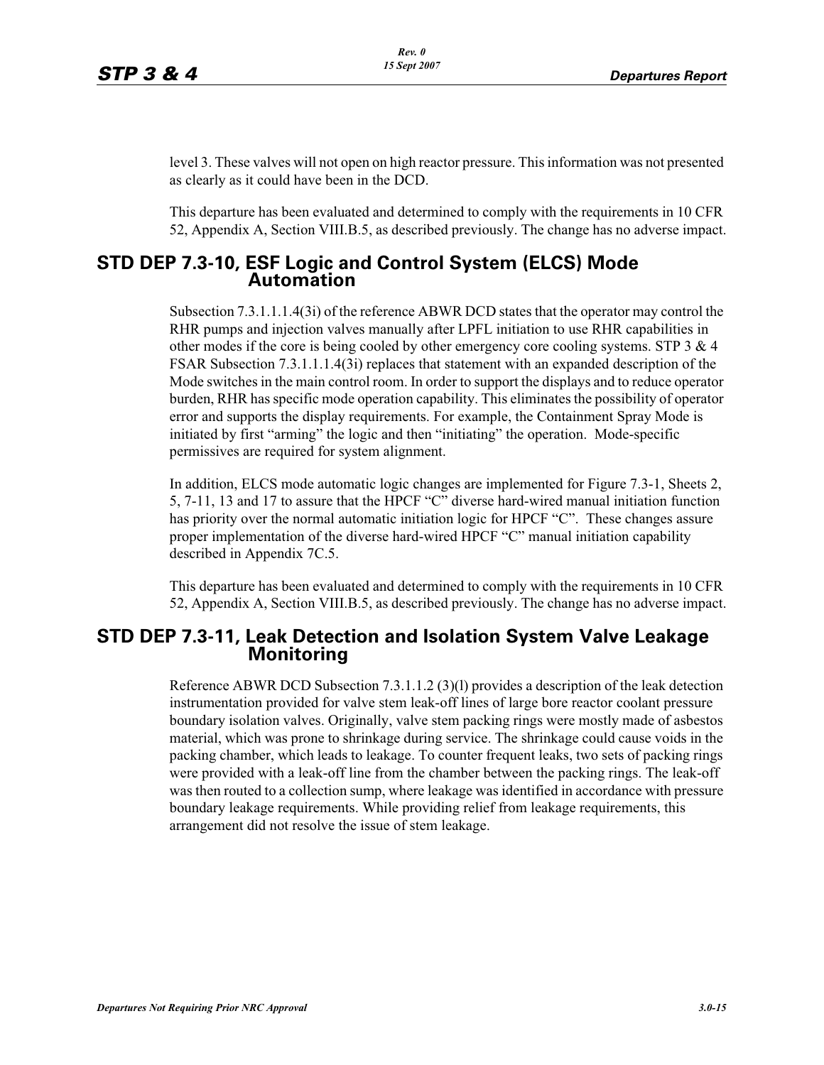level 3. These valves will not open on high reactor pressure. This information was not presented as clearly as it could have been in the DCD.

This departure has been evaluated and determined to comply with the requirements in 10 CFR 52, Appendix A, Section VIII.B.5, as described previously. The change has no adverse impact.

## STD DEP 7.3-10, ESF Logic and Control System (ELCS) Mode Automation

Subsection 7.3.1.1.1.4(3i) of the reference ABWR DCD states that the operator may control the RHR pumps and injection valves manually after LPFL initiation to use RHR capabilities in other modes if the core is being cooled by other emergency core cooling systems. STP 3 & 4 FSAR Subsection 7.3.1.1.1.4(3i) replaces that statement with an expanded description of the Mode switches in the main control room. In order to support the displays and to reduce operator burden, RHR has specific mode operation capability. This eliminates the possibility of operator error and supports the display requirements. For example, the Containment Spray Mode is initiated by first "arming" the logic and then "initiating" the operation. Mode-specific permissives are required for system alignment.

In addition, ELCS mode automatic logic changes are implemented for Figure 7.3-1, Sheets 2, 5, 7-11, 13 and 17 to assure that the HPCF "C" diverse hard-wired manual initiation function has priority over the normal automatic initiation logic for HPCF "C". These changes assure proper implementation of the diverse hard-wired HPCF "C" manual initiation capability described in Appendix 7C.5.

This departure has been evaluated and determined to comply with the requirements in 10 CFR 52, Appendix A, Section VIII.B.5, as described previously. The change has no adverse impact.

## STD DEP 7.3-11, Leak Detection and Isolation System Valve Leakage Monitoring

Reference ABWR DCD Subsection 7.3.1.1.2 (3)(l) provides a description of the leak detection instrumentation provided for valve stem leak-off lines of large bore reactor coolant pressure boundary isolation valves. Originally, valve stem packing rings were mostly made of asbestos material, which was prone to shrinkage during service. The shrinkage could cause voids in the packing chamber, which leads to leakage. To counter frequent leaks, two sets of packing rings were provided with a leak-off line from the chamber between the packing rings. The leak-off was then routed to a collection sump, where leakage was identified in accordance with pressure boundary leakage requirements. While providing relief from leakage requirements, this arrangement did not resolve the issue of stem leakage.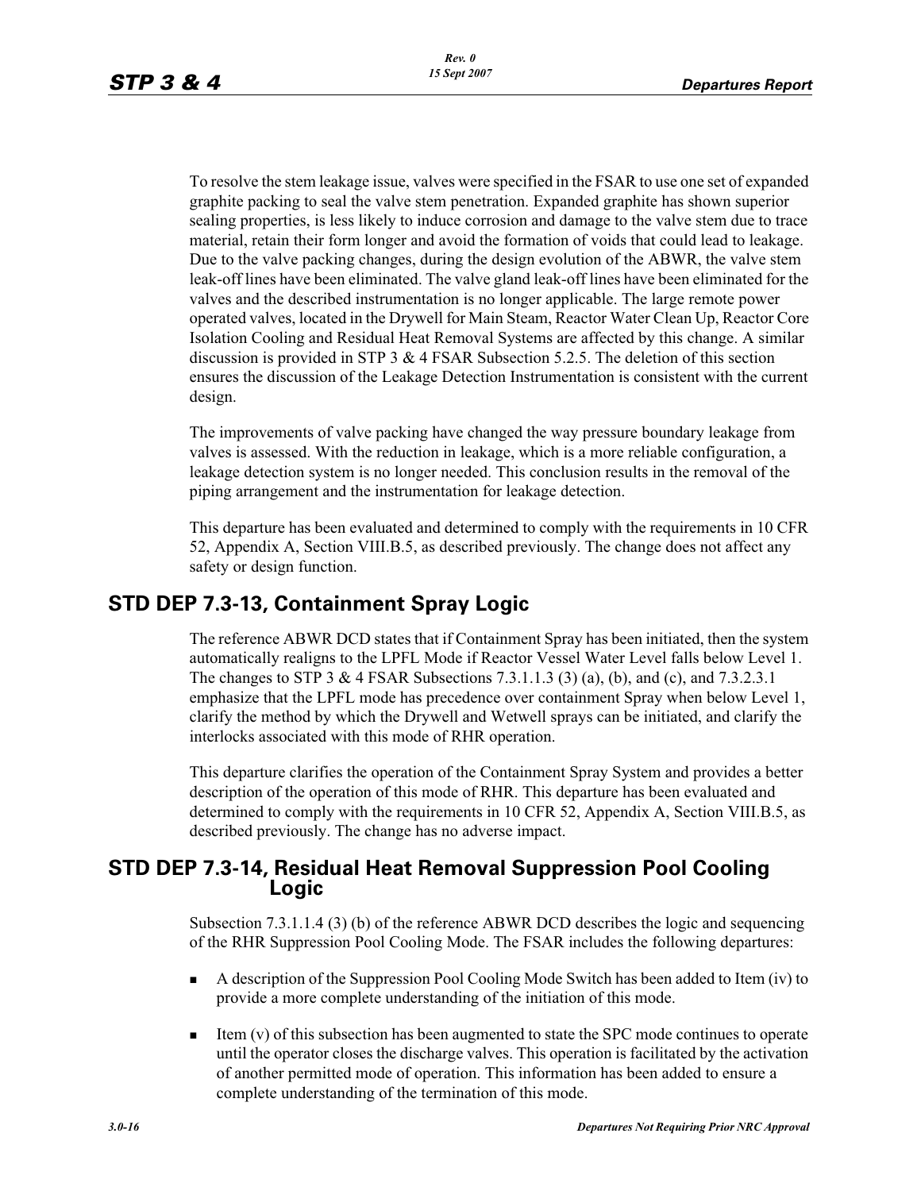To resolve the stem leakage issue, valves were specified in the FSAR to use one set of expanded graphite packing to seal the valve stem penetration. Expanded graphite has shown superior sealing properties, is less likely to induce corrosion and damage to the valve stem due to trace material, retain their form longer and avoid the formation of voids that could lead to leakage. Due to the valve packing changes, during the design evolution of the ABWR, the valve stem leak-off lines have been eliminated. The valve gland leak-off lines have been eliminated for the valves and the described instrumentation is no longer applicable. The large remote power operated valves, located in the Drywell for Main Steam, Reactor Water Clean Up, Reactor Core Isolation Cooling and Residual Heat Removal Systems are affected by this change. A similar discussion is provided in STP 3 & 4 FSAR Subsection 5.2.5. The deletion of this section ensures the discussion of the Leakage Detection Instrumentation is consistent with the current design.

The improvements of valve packing have changed the way pressure boundary leakage from valves is assessed. With the reduction in leakage, which is a more reliable configuration, a leakage detection system is no longer needed. This conclusion results in the removal of the piping arrangement and the instrumentation for leakage detection.

This departure has been evaluated and determined to comply with the requirements in 10 CFR 52, Appendix A, Section VIII.B.5, as described previously. The change does not affect any safety or design function.

## STD DEP 7.3-13, Containment Spray Logic

The reference ABWR DCD states that if Containment Spray has been initiated, then the system automatically realigns to the LPFL Mode if Reactor Vessel Water Level falls below Level 1. The changes to STP 3 & 4 FSAR Subsections 7.3.1.1.3 (3) (a), (b), and (c), and 7.3.2.3.1 emphasize that the LPFL mode has precedence over containment Spray when below Level 1, clarify the method by which the Drywell and Wetwell sprays can be initiated, and clarify the interlocks associated with this mode of RHR operation.

This departure clarifies the operation of the Containment Spray System and provides a better description of the operation of this mode of RHR. This departure has been evaluated and determined to comply with the requirements in 10 CFR 52, Appendix A, Section VIII.B.5, as described previously. The change has no adverse impact.

## STD DEP 7.3-14, Residual Heat Removal Suppression Pool Cooling Logic

Subsection 7.3.1.1.4 (3) (b) of the reference ABWR DCD describes the logic and sequencing of the RHR Suppression Pool Cooling Mode. The FSAR includes the following departures:

- A description of the Suppression Pool Cooling Mode Switch has been added to Item (iv) to provide a more complete understanding of the initiation of this mode.
- Item (v) of this subsection has been augmented to state the SPC mode continues to operate until the operator closes the discharge valves. This operation is facilitated by the activation of another permitted mode of operation. This information has been added to ensure a complete understanding of the termination of this mode.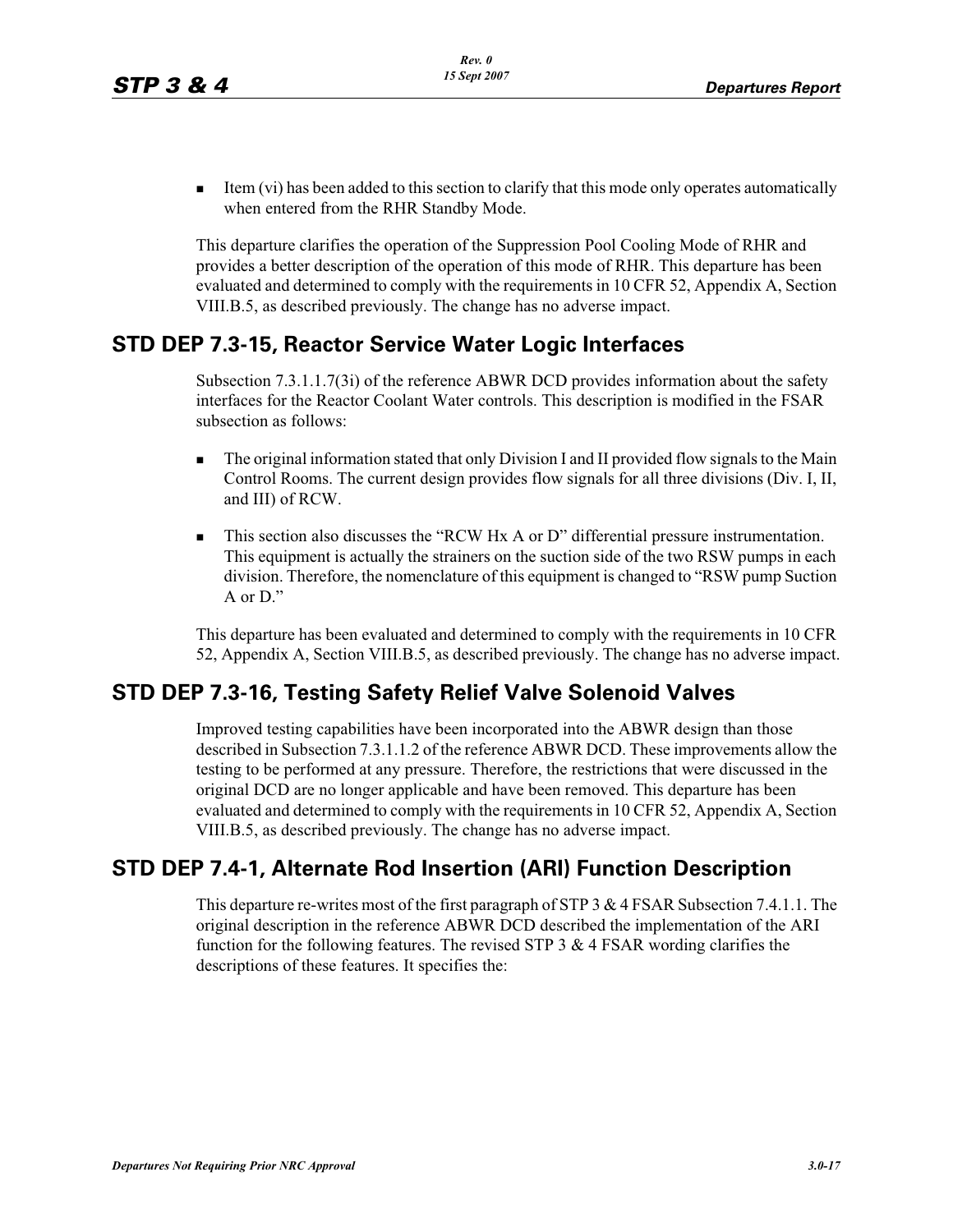- Item (vi) has been added to this section to clarify that this mode only operates automatically when entered from the RHR Standby Mode.

This departure clarifies the operation of the Suppression Pool Cooling Mode of RHR and provides a better description of the operation of this mode of RHR. This departure has been evaluated and determined to comply with the requirements in 10 CFR 52, Appendix A, Section VIII.B.5, as described previously. The change has no adverse impact.

## STD DEP 7.3-15, Reactor Service Water Logic Interfaces

Subsection 7.3.1.1.7(3i) of the reference ABWR DCD provides information about the safety interfaces for the Reactor Coolant Water controls. This description is modified in the FSAR subsection as follows:

- The original information stated that only Division I and II provided flow signals to the Main Control Rooms. The current design provides flow signals for all three divisions (Div. I, II, and III) of RCW.
- This section also discusses the "RCW Hx A or D" differential pressure instrumentation. This equipment is actually the strainers on the suction side of the two RSW pumps in each division. Therefore, the nomenclature of this equipment is changed to "RSW pump Suction A or D."

This departure has been evaluated and determined to comply with the requirements in 10 CFR 52, Appendix A, Section VIII.B.5, as described previously. The change has no adverse impact.

## STD DEP 7.3-16, Testing Safety Relief Valve Solenoid Valves

Improved testing capabilities have been incorporated into the ABWR design than those described in Subsection 7.3.1.1.2 of the reference ABWR DCD. These improvements allow the testing to be performed at any pressure. Therefore, the restrictions that were discussed in the original DCD are no longer applicable and have been removed. This departure has been evaluated and determined to comply with the requirements in 10 CFR 52, Appendix A, Section VIII.B.5, as described previously. The change has no adverse impact.

## STD DEP 7.4-1, Alternate Rod Insertion (ARI) Function Description

This departure re-writes most of the first paragraph of STP 3 & 4 FSAR Subsection 7.4.1.1. The original description in the reference ABWR DCD described the implementation of the ARI function for the following features. The revised STP 3 & 4 FSAR wording clarifies the descriptions of these features. It specifies the: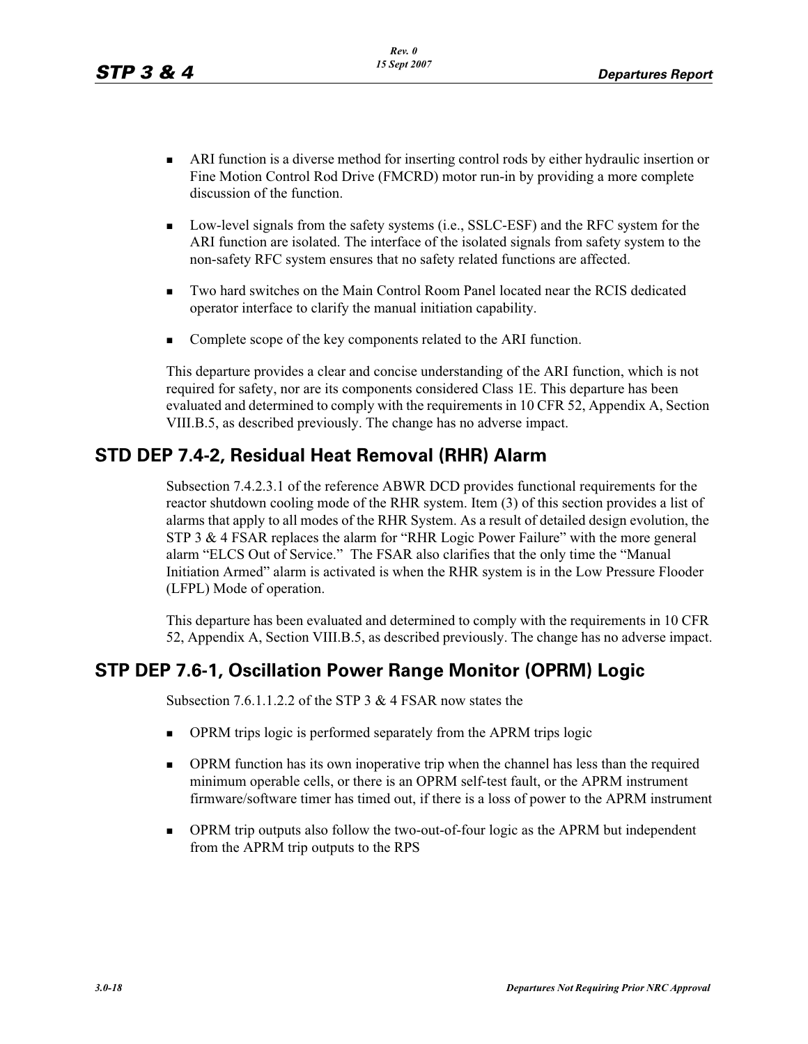- ARI function is a diverse method for inserting control rods by either hydraulic insertion or Fine Motion Control Rod Drive (FMCRD) motor run-in by providing a more complete discussion of the function.
- Low-level signals from the safety systems (i.e., SSLC-ESF) and the RFC system for the ARI function are isolated. The interface of the isolated signals from safety system to the non-safety RFC system ensures that no safety related functions are affected.
- Two hard switches on the Main Control Room Panel located near the RCIS dedicated operator interface to clarify the manual initiation capability.
- Complete scope of the key components related to the ARI function.

This departure provides a clear and concise understanding of the ARI function, which is not required for safety, nor are its components considered Class 1E. This departure has been evaluated and determined to comply with the requirements in 10 CFR 52, Appendix A, Section VIII.B.5, as described previously. The change has no adverse impact.

## STD DEP 7.4-2, Residual Heat Removal (RHR) Alarm

Subsection 7.4.2.3.1 of the reference ABWR DCD provides functional requirements for the reactor shutdown cooling mode of the RHR system. Item (3) of this section provides a list of alarms that apply to all modes of the RHR System. As a result of detailed design evolution, the STP 3 & 4 FSAR replaces the alarm for "RHR Logic Power Failure" with the more general alarm "ELCS Out of Service." The FSAR also clarifies that the only time the "Manual Initiation Armed" alarm is activated is when the RHR system is in the Low Pressure Flooder (LFPL) Mode of operation.

This departure has been evaluated and determined to comply with the requirements in 10 CFR 52, Appendix A, Section VIII.B.5, as described previously. The change has no adverse impact.

## STP DEP 7.6-1, Oscillation Power Range Monitor (OPRM) Logic

Subsection 7.6.1.1.2.2 of the STP 3 & 4 FSAR now states the

- OPRM trips logic is performed separately from the APRM trips logic
- OPRM function has its own inoperative trip when the channel has less than the required minimum operable cells, or there is an OPRM self-test fault, or the APRM instrument firmware/software timer has timed out, if there is a loss of power to the APRM instrument
- OPRM trip outputs also follow the two-out-of-four logic as the APRM but independent from the APRM trip outputs to the RPS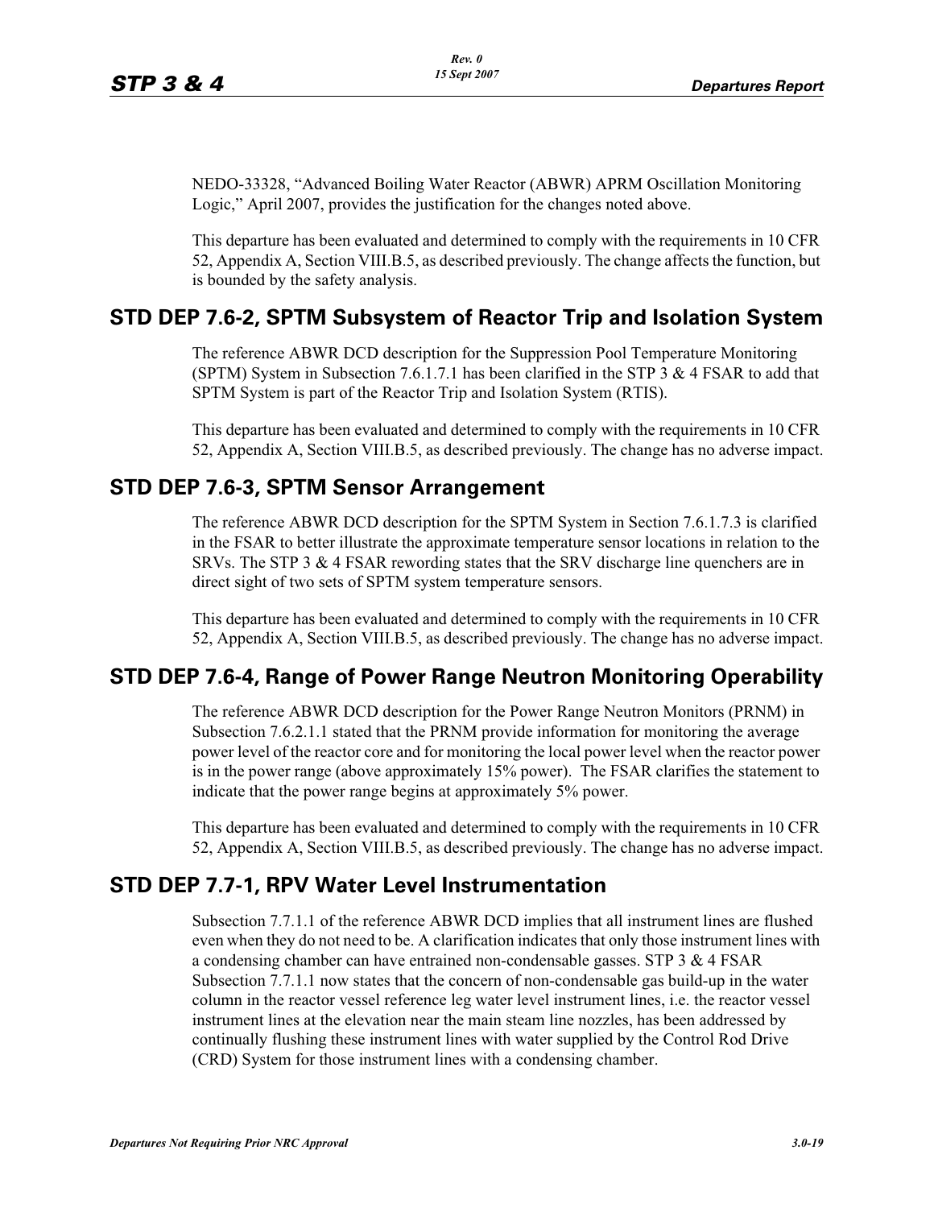NEDO-33328, “Advanced Boiling Water Reactor (ABWR) APRM Oscillation Monitoring Logic,” April 2007, provides the justification for the changes noted above.

This departure has been evaluated and determined to comply with the requirements in 10 CFR 52, Appendix A, Section VIII.B.5, as described previously. The change affects the function, but is bounded by the safety analysis.

## STD DEP 7.6-2, SPTM Subsystem of Reactor Trip and Isolation System

The reference ABWR DCD description for the Suppression Pool Temperature Monitoring (SPTM) System in Subsection 7.6.1.7.1 has been clarified in the STP 3 & 4 FSAR to add that SPTM System is part of the Reactor Trip and Isolation System (RTIS).

This departure has been evaluated and determined to comply with the requirements in 10 CFR 52, Appendix A, Section VIII.B.5, as described previously. The change has no adverse impact.

## STD DEP 7.6-3, SPTM Sensor Arrangement

The reference ABWR DCD description for the SPTM System in Section 7.6.1.7.3 is clarified in the FSAR to better illustrate the approximate temperature sensor locations in relation to the SRVs. The STP 3 & 4 FSAR rewording states that the SRV discharge line quenchers are in direct sight of two sets of SPTM system temperature sensors.

This departure has been evaluated and determined to comply with the requirements in 10 CFR 52, Appendix A, Section VIII.B.5, as described previously. The change has no adverse impact.

## STD DEP 7.6-4, Range of Power Range Neutron Monitoring Operability

The reference ABWR DCD description for the Power Range Neutron Monitors (PRNM) in Subsection 7.6.2.1.1 stated that the PRNM provide information for monitoring the average power level of the reactor core and for monitoring the local power level when the reactor power is in the power range (above approximately 15% power). The FSAR clarifies the statement to indicate that the power range begins at approximately 5% power.

This departure has been evaluated and determined to comply with the requirements in 10 CFR 52, Appendix A, Section VIII.B.5, as described previously. The change has no adverse impact.

## STD DEP 7.7-1, RPV Water Level Instrumentation

Subsection 7.7.1.1 of the reference ABWR DCD implies that all instrument lines are flushed even when they do not need to be. A clarification indicates that only those instrument lines with a condensing chamber can have entrained non-condensable gasses. STP 3 & 4 FSAR Subsection 7.7.1.1 now states that the concern of non-condensable gas build-up in the water column in the reactor vessel reference leg water level instrument lines, i.e. the reactor vessel instrument lines at the elevation near the main steam line nozzles, has been addressed by continually flushing these instrument lines with water supplied by the Control Rod Drive (CRD) System for those instrument lines with a condensing chamber.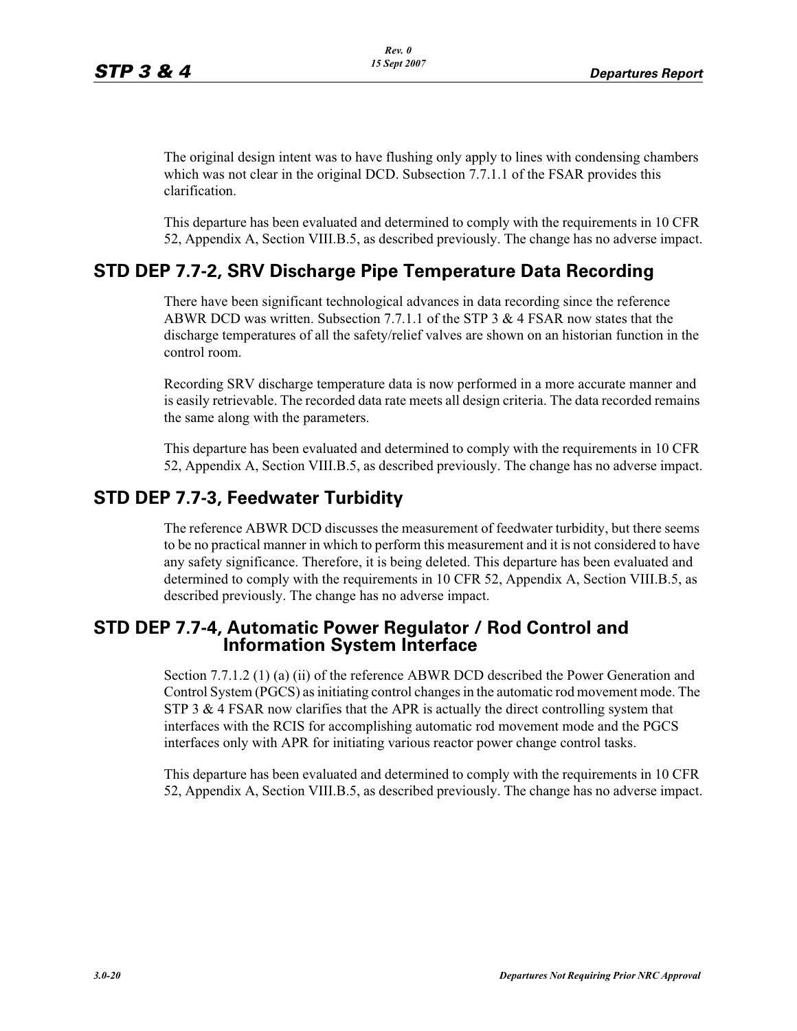The original design intent was to have flushing only apply to lines with condensing chambers which was not clear in the original DCD. Subsection 7.7.1.1 of the FSAR provides this clarification.

This departure has been evaluated and determined to comply with the requirements in 10 CFR 52, Appendix A, Section VIII.B.5, as described previously. The change has no adverse impact.

## STD DEP 7.7-2, SRV Discharge Pipe Temperature Data Recording

There have been significant technological advances in data recording since the reference ABWR DCD was written. Subsection 7.7.1.1 of the STP 3 & 4 FSAR now states that the discharge temperatures of all the safety/relief valves are shown on an historian function in the control room.

Recording SRV discharge temperature data is now performed in a more accurate manner and is easily retrievable. The recorded data rate meets all design criteria. The data recorded remains the same along with the parameters.

This departure has been evaluated and determined to comply with the requirements in 10 CFR 52, Appendix A, Section VIII.B.5, as described previously. The change has no adverse impact.

## STD DEP 7.7-3, Feedwater Turbidity

The reference ABWR DCD discusses the measurement of feedwater turbidity, but there seems to be no practical manner in which to perform this measurement and it is not considered to have any safety significance. Therefore, it is being deleted. This departure has been evaluated and determined to comply with the requirements in 10 CFR 52, Appendix A, Section VIII.B.5, as described previously. The change has no adverse impact.

## STD DEP 7.7-4, Automatic Power Regulator / Rod Control and Information System Interface

Section 7.7.1.2 (1) (a) (ii) of the reference ABWR DCD described the Power Generation and Control System (PGCS) as initiating control changes in the automatic rod movement mode. The STP 3 & 4 FSAR now clarifies that the APR is actually the direct controlling system that interfaces with the RCIS for accomplishing automatic rod movement mode and the PGCS interfaces only with APR for initiating various reactor power change control tasks.

This departure has been evaluated and determined to comply with the requirements in 10 CFR 52, Appendix A, Section VIII.B.5, as described previously. The change has no adverse impact.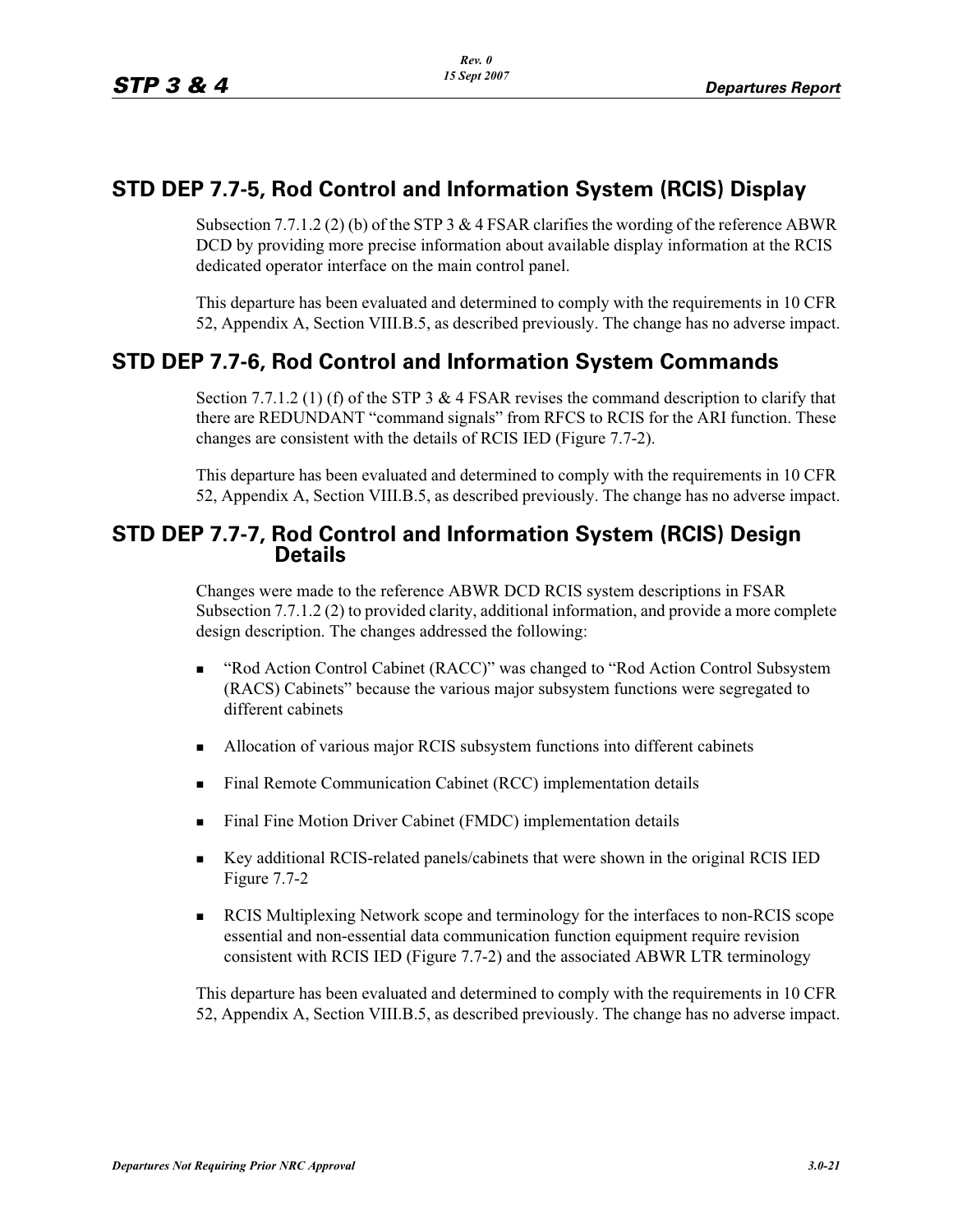## STD DEP 7.7-5, Rod Control and Information System (RCIS) Display

Subsection 7.7.1.2 (2) (b) of the STP 3 & 4 FSAR clarifies the wording of the reference ABWR DCD by providing more precise information about available display information at the RCIS dedicated operator interface on the main control panel.

This departure has been evaluated and determined to comply with the requirements in 10 CFR 52, Appendix A, Section VIII.B.5, as described previously. The change has no adverse impact.

## STD DEP 7.7-6, Rod Control and Information System Commands

Section 7.7.1.2 (1) (f) of the STP 3 & 4 FSAR revises the command description to clarify that there are REDUNDANT "command signals" from RFCS to RCIS for the ARI function. These changes are consistent with the details of RCIS IED (Figure 7.7-2).

This departure has been evaluated and determined to comply with the requirements in 10 CFR 52, Appendix A, Section VIII.B.5, as described previously. The change has no adverse impact.

## STD DEP 7.7-7, Rod Control and Information System (RCIS) Design Details

Changes were made to the reference ABWR DCD RCIS system descriptions in FSAR Subsection 7.7.1.2 (2) to provided clarity, additional information, and provide a more complete design description. The changes addressed the following:

- "Rod Action Control Cabinet (RACC)" was changed to "Rod Action Control Subsystem (RACS) Cabinets" because the various major subsystem functions were segregated to different cabinets
- Allocation of various major RCIS subsystem functions into different cabinets
- Final Remote Communication Cabinet (RCC) implementation details
- Final Fine Motion Driver Cabinet (FMDC) implementation details
- Key additional RCIS-related panels/cabinets that were shown in the original RCIS IED Figure 7.7-2
- RCIS Multiplexing Network scope and terminology for the interfaces to non-RCIS scope essential and non-essential data communication function equipment require revision consistent with RCIS IED (Figure 7.7-2) and the associated ABWR LTR terminology

This departure has been evaluated and determined to comply with the requirements in 10 CFR 52, Appendix A, Section VIII.B.5, as described previously. The change has no adverse impact.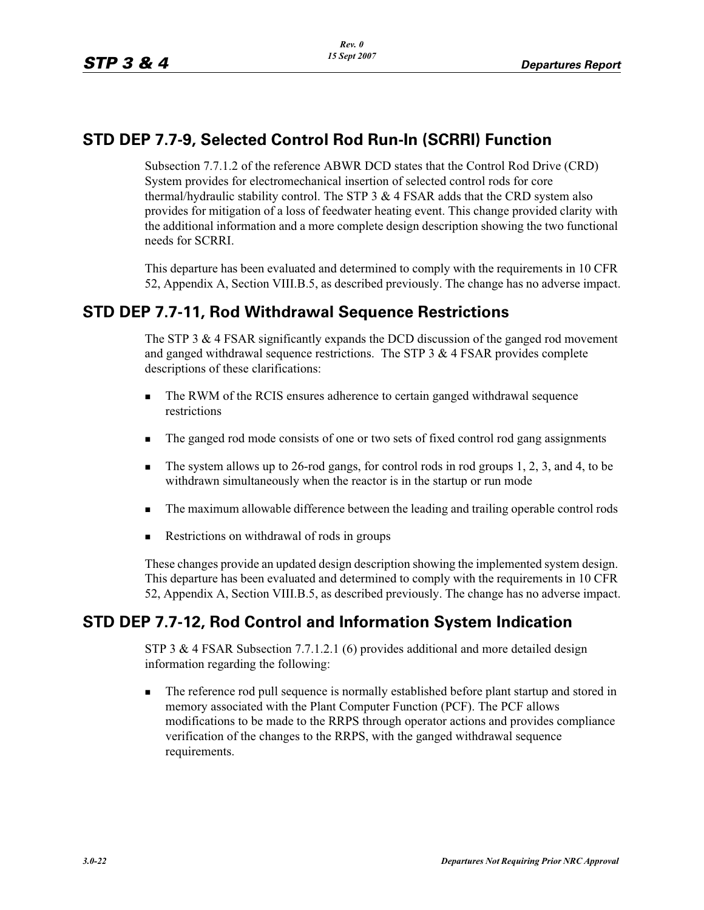## STD DEP 7.7-9, Selected Control Rod Run-In (SCRRI) Function

Subsection 7.7.1.2 of the reference ABWR DCD states that the Control Rod Drive (CRD) System provides for electromechanical insertion of selected control rods for core thermal/hydraulic stability control. The STP 3 & 4 FSAR adds that the CRD system also provides for mitigation of a loss of feedwater heating event. This change provided clarity with the additional information and a more complete design description showing the two functional needs for SCRRI.

This departure has been evaluated and determined to comply with the requirements in 10 CFR 52, Appendix A, Section VIII.B.5, as described previously. The change has no adverse impact.

## STD DEP 7.7-11, Rod Withdrawal Sequence Restrictions

The STP 3 & 4 FSAR significantly expands the DCD discussion of the ganged rod movement and ganged withdrawal sequence restrictions. The STP 3 & 4 FSAR provides complete descriptions of these clarifications:

- The RWM of the RCIS ensures adherence to certain ganged withdrawal sequence restrictions
- The ganged rod mode consists of one or two sets of fixed control rod gang assignments
- The system allows up to 26-rod gangs, for control rods in rod groups 1, 2, 3, and 4, to be withdrawn simultaneously when the reactor is in the startup or run mode
- The maximum allowable difference between the leading and trailing operable control rods
- Restrictions on withdrawal of rods in groups

These changes provide an updated design description showing the implemented system design. This departure has been evaluated and determined to comply with the requirements in 10 CFR 52, Appendix A, Section VIII.B.5, as described previously. The change has no adverse impact.

## STD DEP 7.7-12, Rod Control and Information System Indication

STP 3 & 4 FSAR Subsection 7.7.1.2.1 (6) provides additional and more detailed design information regarding the following:

- The reference rod pull sequence is normally established before plant startup and stored in memory associated with the Plant Computer Function (PCF). The PCF allows modifications to be made to the RRPS through operator actions and provides compliance verification of the changes to the RRPS, with the ganged withdrawal sequence requirements.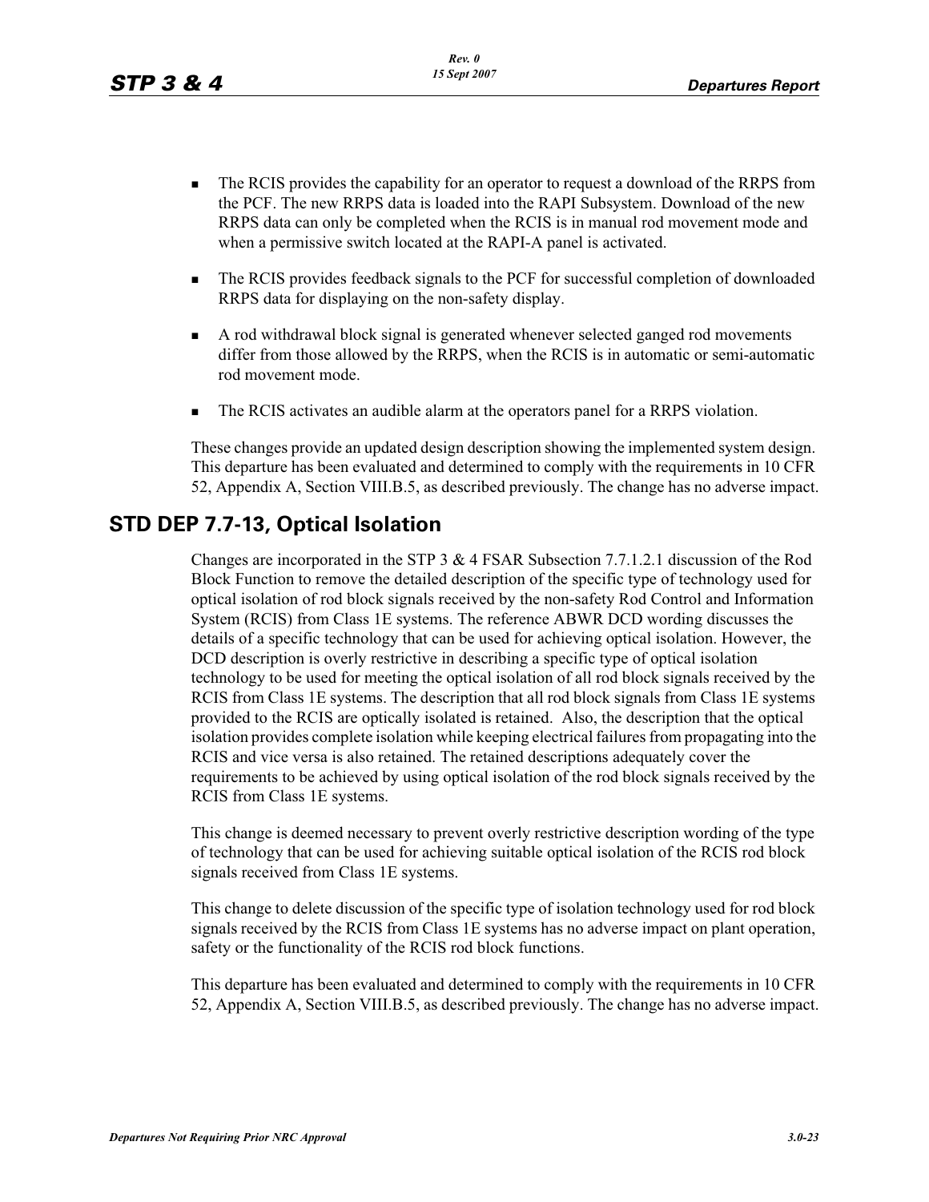- The RCIS provides the capability for an operator to request a download of the RRPS from the PCF. The new RRPS data is loaded into the RAPI Subsystem. Download of the new RRPS data can only be completed when the RCIS is in manual rod movement mode and when a permissive switch located at the RAPI-A panel is activated.

- The RCIS provides feedback signals to the PCF for successful completion of downloaded RRPS data for displaying on the non-safety display.

- A rod withdrawal block signal is generated whenever selected ganged rod movements differ from those allowed by the RRPS, when the RCIS is in automatic or semi-automatic rod movement mode.

- The RCIS activates an audible alarm at the operators panel for a RRPS violation.

These changes provide an updated design description showing the implemented system design. This departure has been evaluated and determined to comply with the requirements in 10 CFR 52, Appendix A, Section VIII.B.5, as described previously. The change has no adverse impact.

## STD DEP 7.7-13, Optical Isolation

Changes are incorporated in the STP 3 & 4 FSAR Subsection 7.7.1.2.1 discussion of the Rod Block Function to remove the detailed description of the specific type of technology used for optical isolation of rod block signals received by the non-safety Rod Control and Information System (RCIS) from Class 1E systems. The reference ABWR DCD wording discusses the details of a specific technology that can be used for achieving optical isolation. However, the DCD description is overly restrictive in describing a specific type of optical isolation technology to be used for meeting the optical isolation of all rod block signals received by the RCIS from Class 1E systems. The description that all rod block signals from Class 1E systems provided to the RCIS are optically isolated is retained. Also, the description that the optical isolation provides complete isolation while keeping electrical failures from propagating into the RCIS and vice versa is also retained. The retained descriptions adequately cover the requirements to be achieved by using optical isolation of the rod block signals received by the RCIS from Class 1E systems.

This change is deemed necessary to prevent overly restrictive description wording of the type of technology that can be used for achieving suitable optical isolation of the RCIS rod block signals received from Class 1E systems.

This change to delete discussion of the specific type of isolation technology used for rod block signals received by the RCIS from Class 1E systems has no adverse impact on plant operation, safety or the functionality of the RCIS rod block functions.

This departure has been evaluated and determined to comply with the requirements in 10 CFR 52, Appendix A, Section VIII.B.5, as described previously. The change has no adverse impact.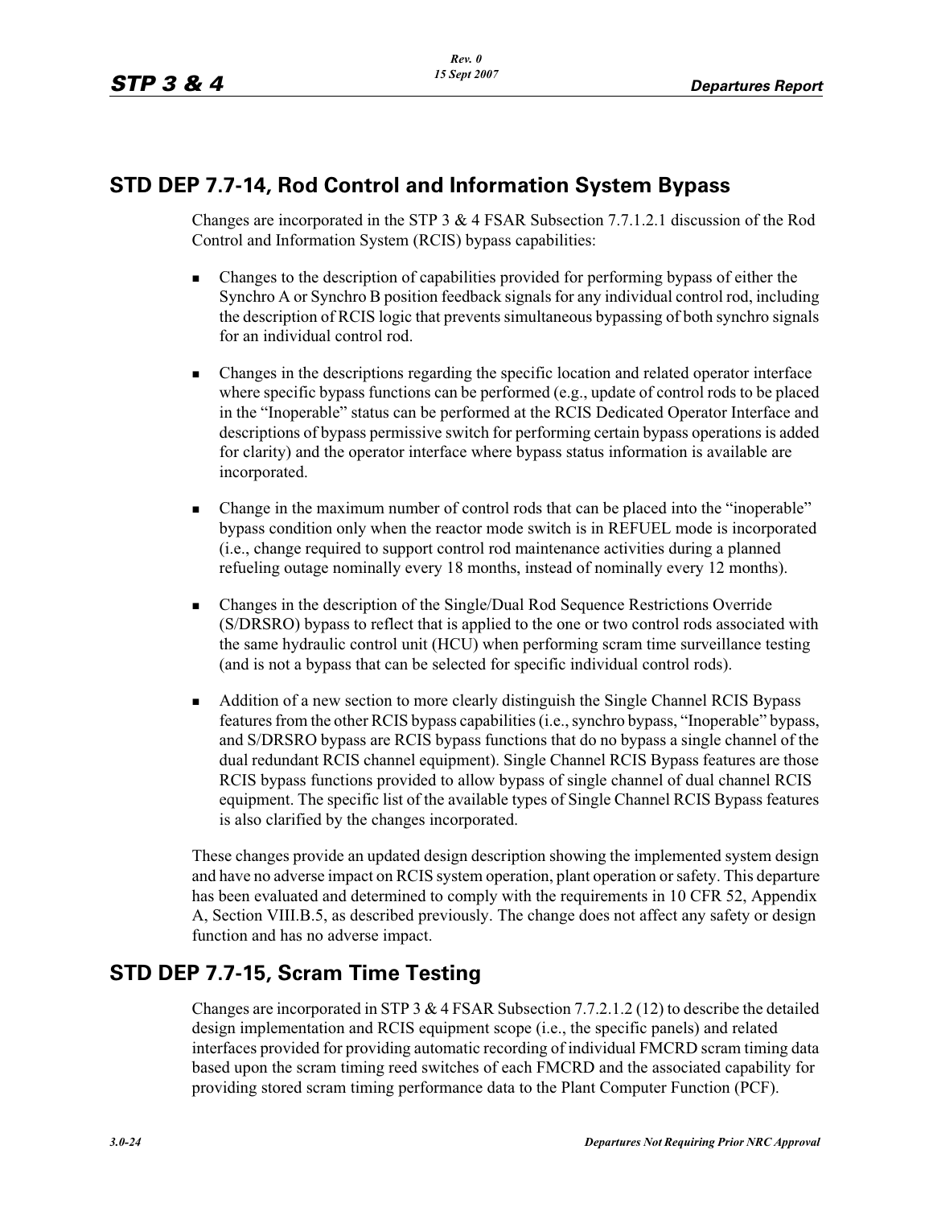## STD DEP 7.7-14, Rod Control and Information System Bypass

Changes are incorporated in the STP 3 & 4 FSAR Subsection 7.7.1.2.1 discussion of the Rod Control and Information System (RCIS) bypass capabilities:

- Changes to the description of capabilities provided for performing bypass of either the Synchro A or Synchro B position feedback signals for any individual control rod, including the description of RCIS logic that prevents simultaneous bypassing of both synchro signals for an individual control rod.
- Changes in the descriptions regarding the specific location and related operator interface where specific bypass functions can be performed (e.g., update of control rods to be placed in the "Inoperable" status can be performed at the RCIS Dedicated Operator Interface and descriptions of bypass permissive switch for performing certain bypass operations is added for clarity) and the operator interface where bypass status information is available are incorporated.
- Change in the maximum number of control rods that can be placed into the "inoperable" bypass condition only when the reactor mode switch is in REFUEL mode is incorporated (i.e., change required to support control rod maintenance activities during a planned refueling outage nominally every 18 months, instead of nominally every 12 months).
- Changes in the description of the Single/Dual Rod Sequence Restrictions Override (S/DRSRO) bypass to reflect that is applied to the one or two control rods associated with the same hydraulic control unit (HCU) when performing scram time surveillance testing (and is not a bypass that can be selected for specific individual control rods).
- Addition of a new section to more clearly distinguish the Single Channel RCIS Bypass features from the other RCIS bypass capabilities (i.e., synchro bypass, "Inoperable" bypass, and S/DRSRO bypass are RCIS bypass functions that do no bypass a single channel of the dual redundant RCIS channel equipment). Single Channel RCIS Bypass features are those RCIS bypass functions provided to allow bypass of single channel of dual channel RCIS equipment. The specific list of the available types of Single Channel RCIS Bypass features is also clarified by the changes incorporated.

These changes provide an updated design description showing the implemented system design and have no adverse impact on RCIS system operation, plant operation or safety. This departure has been evaluated and determined to comply with the requirements in 10 CFR 52, Appendix A, Section VIII.B.5, as described previously. The change does not affect any safety or design function and has no adverse impact.

## STD DEP 7.7-15, Scram Time Testing

Changes are incorporated in STP 3 & 4 FSAR Subsection 7.7.2.1.2 (12) to describe the detailed design implementation and RCIS equipment scope (i.e., the specific panels) and related interfaces provided for providing automatic recording of individual FMCRD scram timing data based upon the scram timing reed switches of each FMCRD and the associated capability for providing stored scram timing performance data to the Plant Computer Function (PCF).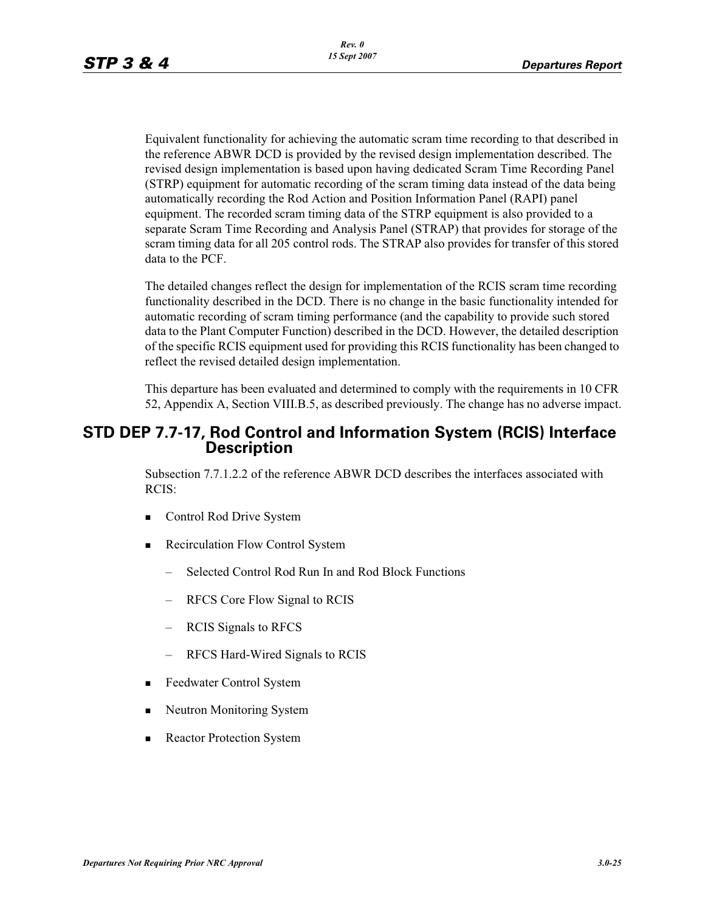Equivalent functionality for achieving the automatic scram time recording to that described in the reference ABWR DCD is provided by the revised design implementation described. The revised design implementation is based upon having dedicated Scram Time Recording Panel (STRP) equipment for automatic recording of the scram timing data instead of the data being automatically recording the Rod Action and Position Information Panel (RAPI) panel equipment. The recorded scram timing data of the STRP equipment is also provided to a separate Scram Time Recording and Analysis Panel (STRAP) that provides for storage of the scram timing data for all 205 control rods. The STRAP also provides for transfer of this stored data to the PCF.

The detailed changes reflect the design for implementation of the RCIS scram time recording functionality described in the DCD. There is no change in the basic functionality intended for automatic recording of scram timing performance (and the capability to provide such stored data to the Plant Computer Function) described in the DCD. However, the detailed description of the specific RCIS equipment used for providing this RCIS functionality has been changed to reflect the revised detailed design implementation.

This departure has been evaluated and determined to comply with the requirements in 10 CFR 52, Appendix A, Section VIII.B.5, as described previously. The change has no adverse impact.

## STD DEP 7.7-17, Rod Control and Information System (RCIS) Interface Description

Subsection 7.7.1.2.2 of the reference ABWR DCD describes the interfaces associated with RCIS:

- Control Rod Drive System
- Recirculation Flow Control System
  - Selected Control Rod Run In and Rod Block Functions
  - RFCS Core Flow Signal to RCIS
  - RCIS Signals to RFCS
  - RFCS Hard-Wired Signals to RCIS
- Feedwater Control System
- Neutron Monitoring System
- Reactor Protection System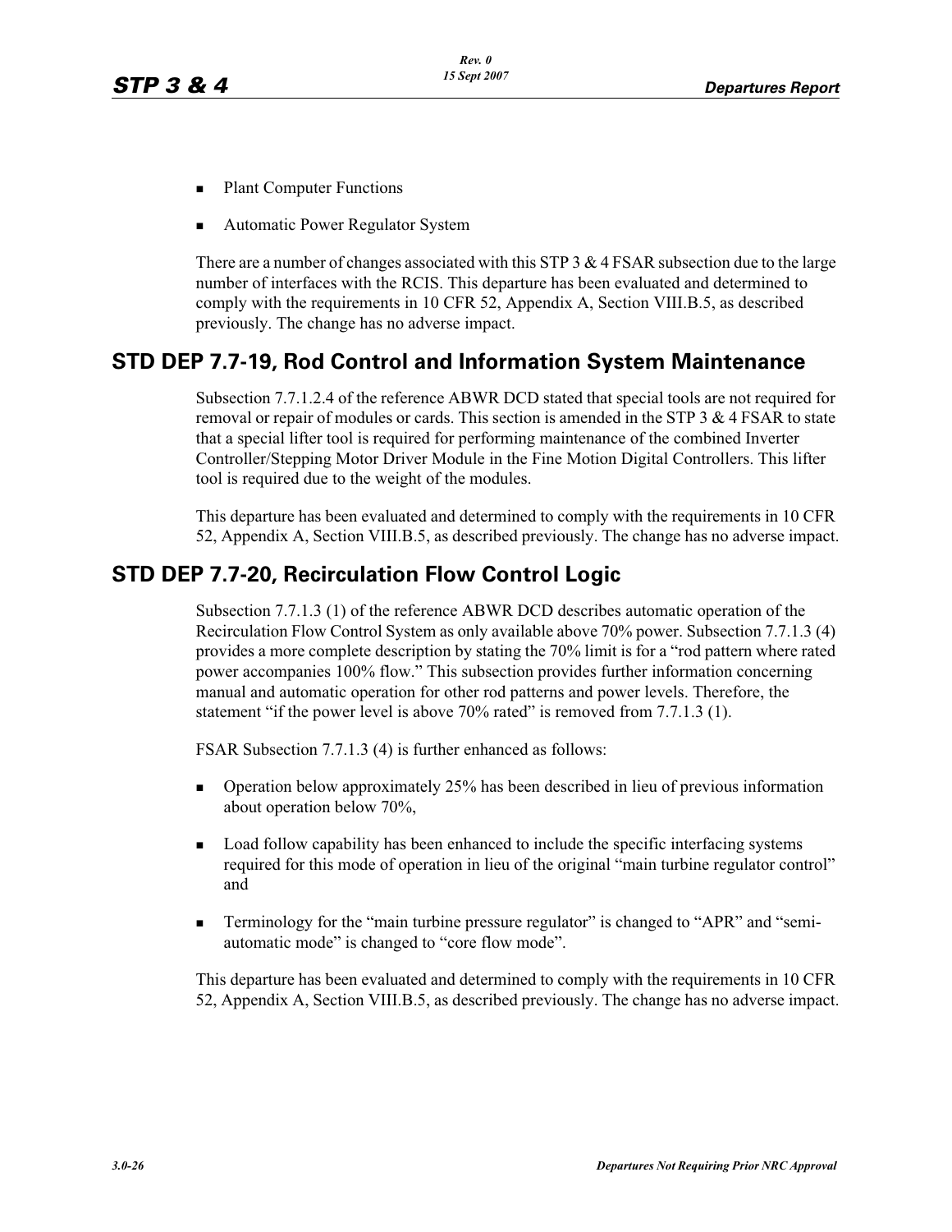- Plant Computer Functions
- Automatic Power Regulator System

There are a number of changes associated with this STP 3 & 4 FSAR subsection due to the large number of interfaces with the RCIS. This departure has been evaluated and determined to comply with the requirements in 10 CFR 52, Appendix A, Section VIII.B.5, as described previously. The change has no adverse impact.

## STD DEP 7.7-19, Rod Control and Information System Maintenance

Subsection 7.7.1.2.4 of the reference ABWR DCD stated that special tools are not required for removal or repair of modules or cards. This section is amended in the STP 3 & 4 FSAR to state that a special lifter tool is required for performing maintenance of the combined Inverter Controller/Stepping Motor Driver Module in the Fine Motion Digital Controllers. This lifter tool is required due to the weight of the modules.

This departure has been evaluated and determined to comply with the requirements in 10 CFR 52, Appendix A, Section VIII.B.5, as described previously. The change has no adverse impact.

## STD DEP 7.7-20, Recirculation Flow Control Logic

Subsection 7.7.1.3 (1) of the reference ABWR DCD describes automatic operation of the Recirculation Flow Control System as only available above 70% power. Subsection 7.7.1.3 (4) provides a more complete description by stating the 70% limit is for a "rod pattern where rated power accompanies 100% flow." This subsection provides further information concerning manual and automatic operation for other rod patterns and power levels. Therefore, the statement "if the power level is above 70% rated" is removed from 7.7.1.3 (1).

FSAR Subsection 7.7.1.3 (4) is further enhanced as follows:

- Operation below approximately 25% has been described in lieu of previous information about operation below 70%,
- Load follow capability has been enhanced to include the specific interfacing systems required for this mode of operation in lieu of the original "main turbine regulator control" and
- Terminology for the "main turbine pressure regulator" is changed to "APR" and "semi-automatic mode" is changed to "core flow mode".

This departure has been evaluated and determined to comply with the requirements in 10 CFR 52, Appendix A, Section VIII.B.5, as described previously. The change has no adverse impact.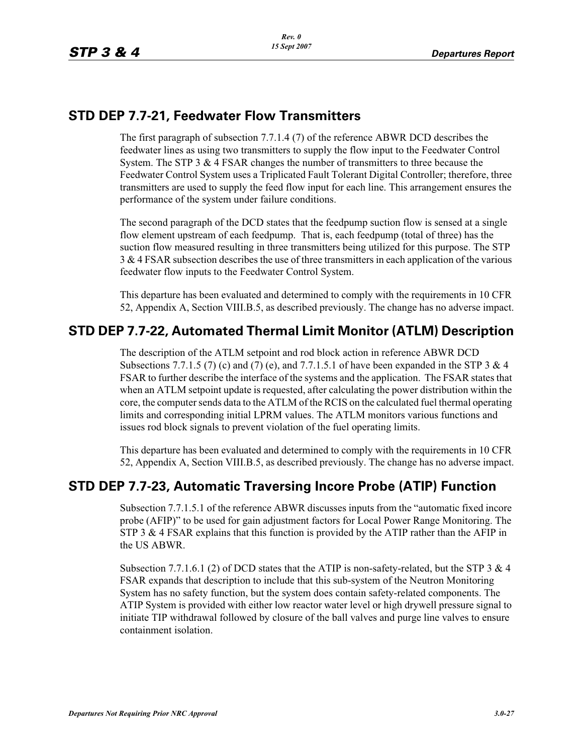## STD DEP 7.7-21, Feedwater Flow Transmitters

The first paragraph of subsection 7.7.1.4 (7) of the reference ABWR DCD describes the feedwater lines as using two transmitters to supply the flow input to the Feedwater Control System. The STP 3 & 4 FSAR changes the number of transmitters to three because the Feedwater Control System uses a Triplicated Fault Tolerant Digital Controller; therefore, three transmitters are used to supply the feed flow input for each line. This arrangement ensures the performance of the system under failure conditions.

The second paragraph of the DCD states that the feedpump suction flow is sensed at a single flow element upstream of each feedpump. That is, each feedpump (total of three) has the suction flow measured resulting in three transmitters being utilized for this purpose. The STP 3 & 4 FSAR subsection describes the use of three transmitters in each application of the various feedwater flow inputs to the Feedwater Control System.

This departure has been evaluated and determined to comply with the requirements in 10 CFR 52, Appendix A, Section VIII.B.5, as described previously. The change has no adverse impact.

## STD DEP 7.7-22, Automated Thermal Limit Monitor (ATLM) Description

The description of the ATLM setpoint and rod block action in reference ABWR DCD Subsections 7.7.1.5 (7) (c) and (7) (e), and 7.7.1.5.1 of have been expanded in the STP 3 & 4 FSAR to further describe the interface of the systems and the application. The FSAR states that when an ATLM setpoint update is requested, after calculating the power distribution within the core, the computer sends data to the ATLM of the RCIS on the calculated fuel thermal operating limits and corresponding initial LPRM values. The ATLM monitors various functions and issues rod block signals to prevent violation of the fuel operating limits.

This departure has been evaluated and determined to comply with the requirements in 10 CFR 52, Appendix A, Section VIII.B.5, as described previously. The change has no adverse impact.

## STD DEP 7.7-23, Automatic Traversing Incore Probe (ATIP) Function

Subsection 7.7.1.5.1 of the reference ABWR discusses inputs from the "automatic fixed incore probe (AFIP)" to be used for gain adjustment factors for Local Power Range Monitoring. The STP 3 & 4 FSAR explains that this function is provided by the ATIP rather than the AFIP in the US ABWR.

Subsection 7.7.1.6.1 (2) of DCD states that the ATIP is non-safety-related, but the STP 3 & 4 FSAR expands that description to include that this sub-system of the Neutron Monitoring System has no safety function, but the system does contain safety-related components. The ATIP System is provided with either low reactor water level or high drywell pressure signal to initiate TIP withdrawal followed by closure of the ball valves and purge line valves to ensure containment isolation.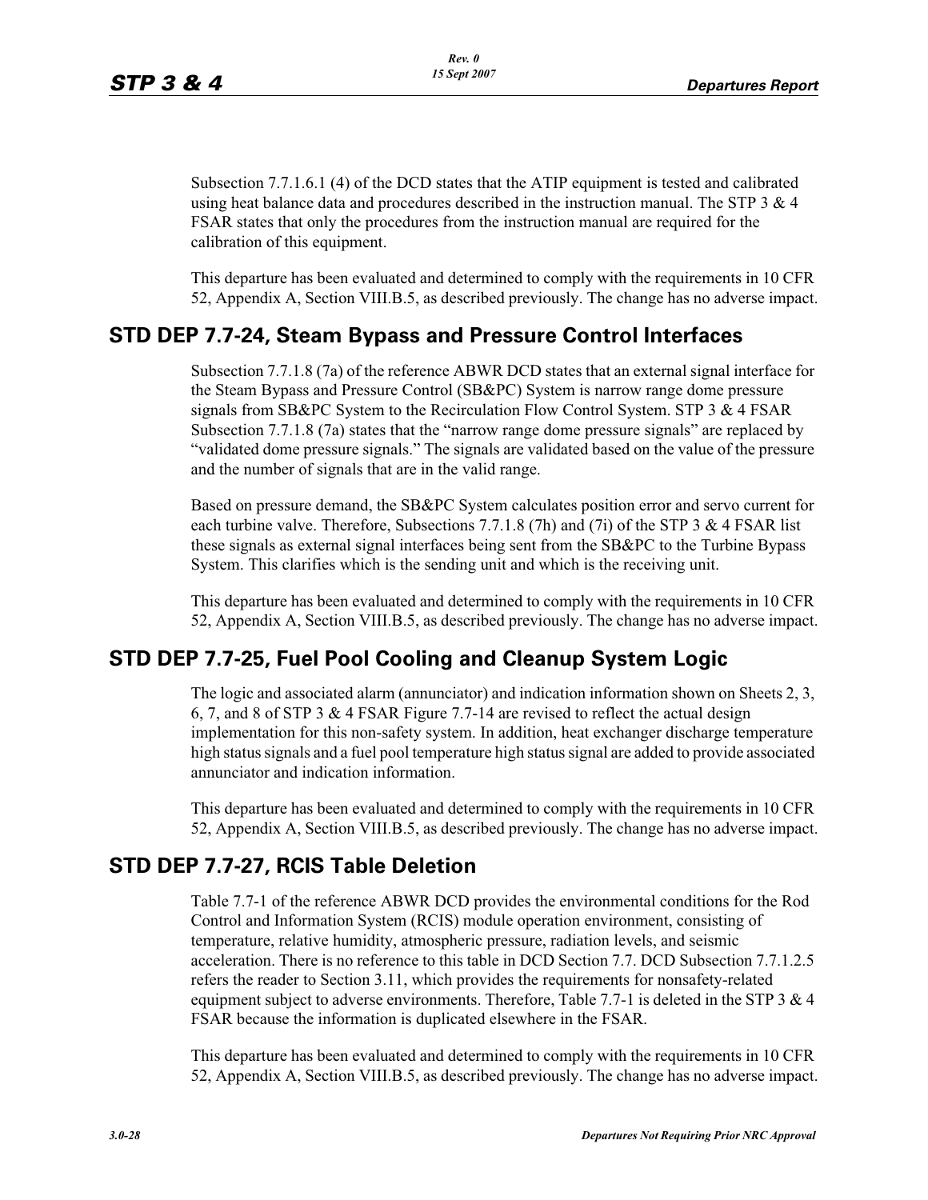Subsection 7.7.1.6.1 (4) of the DCD states that the ATIP equipment is tested and calibrated using heat balance data and procedures described in the instruction manual. The STP 3 & 4 FSAR states that only the procedures from the instruction manual are required for the calibration of this equipment.

This departure has been evaluated and determined to comply with the requirements in 10 CFR 52, Appendix A, Section VIII.B.5, as described previously. The change has no adverse impact.

## STD DEP 7.7-24, Steam Bypass and Pressure Control Interfaces

Subsection 7.7.1.8 (7a) of the reference ABWR DCD states that an external signal interface for the Steam Bypass and Pressure Control (SB&PC) System is narrow range dome pressure signals from SB&PC System to the Recirculation Flow Control System. STP 3 & 4 FSAR Subsection 7.7.1.8 (7a) states that the "narrow range dome pressure signals" are replaced by "validated dome pressure signals." The signals are validated based on the value of the pressure and the number of signals that are in the valid range.

Based on pressure demand, the SB&PC System calculates position error and servo current for each turbine valve. Therefore, Subsections 7.7.1.8 (7h) and (7i) of the STP 3 & 4 FSAR list these signals as external signal interfaces being sent from the SB&PC to the Turbine Bypass System. This clarifies which is the sending unit and which is the receiving unit.

This departure has been evaluated and determined to comply with the requirements in 10 CFR 52, Appendix A, Section VIII.B.5, as described previously. The change has no adverse impact.

## STD DEP 7.7-25, Fuel Pool Cooling and Cleanup System Logic

The logic and associated alarm (annunciator) and indication information shown on Sheets 2, 3, 6, 7, and 8 of STP 3 & 4 FSAR Figure 7.7-14 are revised to reflect the actual design implementation for this non-safety system. In addition, heat exchanger discharge temperature high status signals and a fuel pool temperature high status signal are added to provide associated annunciator and indication information.

This departure has been evaluated and determined to comply with the requirements in 10 CFR 52, Appendix A, Section VIII.B.5, as described previously. The change has no adverse impact.

## STD DEP 7.7-27, RCIS Table Deletion

Table 7.7-1 of the reference ABWR DCD provides the environmental conditions for the Rod Control and Information System (RCIS) module operation environment, consisting of temperature, relative humidity, atmospheric pressure, radiation levels, and seismic acceleration. There is no reference to this table in DCD Section 7.7. DCD Subsection 7.7.1.2.5 refers the reader to Section 3.11, which provides the requirements for nonsafety-related equipment subject to adverse environments. Therefore, Table 7.7-1 is deleted in the STP 3 & 4 FSAR because the information is duplicated elsewhere in the FSAR.

This departure has been evaluated and determined to comply with the requirements in 10 CFR 52, Appendix A, Section VIII.B.5, as described previously. The change has no adverse impact.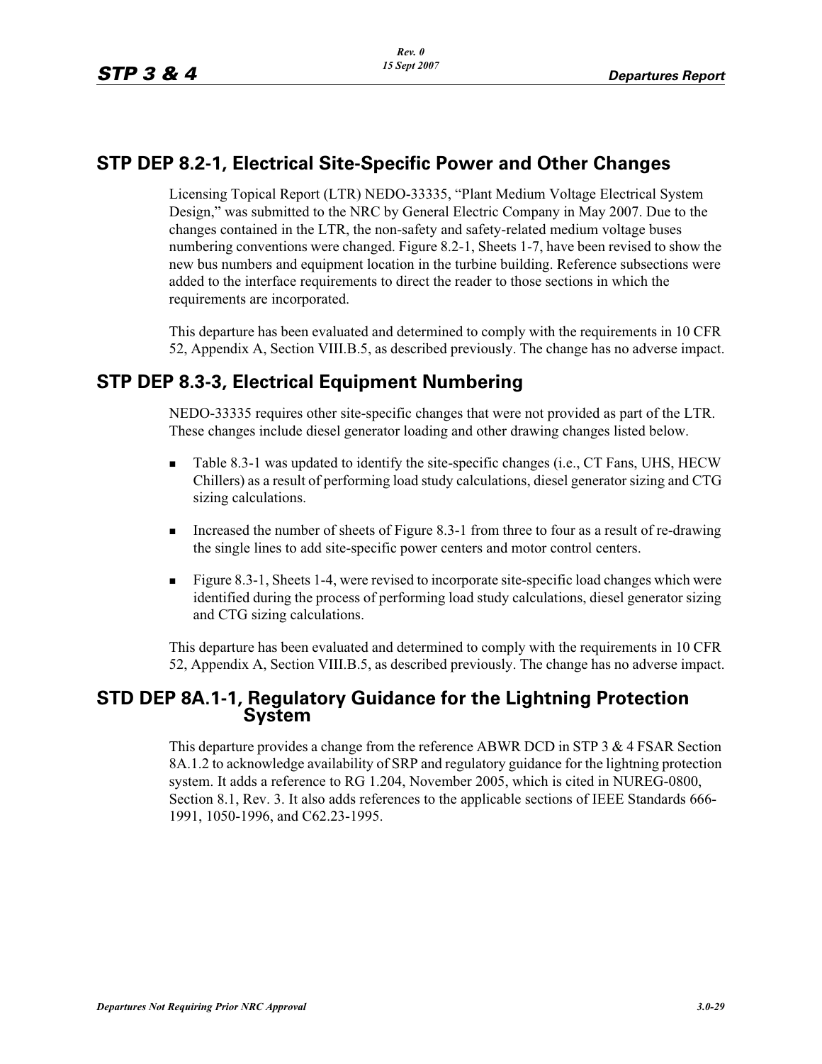## STP DEP 8.2-1, Electrical Site-Specific Power and Other Changes

Licensing Topical Report (LTR) NEDO-33335, "Plant Medium Voltage Electrical System Design," was submitted to the NRC by General Electric Company in May 2007. Due to the changes contained in the LTR, the non-safety and safety-related medium voltage buses numbering conventions were changed. Figure 8.2-1, Sheets 1-7, have been revised to show the new bus numbers and equipment location in the turbine building. Reference subsections were added to the interface requirements to direct the reader to those sections in which the requirements are incorporated.

This departure has been evaluated and determined to comply with the requirements in 10 CFR 52, Appendix A, Section VIII.B.5, as described previously. The change has no adverse impact.

## STP DEP 8.3-3, Electrical Equipment Numbering

NEDO-33335 requires other site-specific changes that were not provided as part of the LTR. These changes include diesel generator loading and other drawing changes listed below.

- Table 8.3-1 was updated to identify the site-specific changes (i.e., CT Fans, UHS, HECW Chillers) as a result of performing load study calculations, diesel generator sizing and CTG sizing calculations.
- Increased the number of sheets of Figure 8.3-1 from three to four as a result of re-drawing the single lines to add site-specific power centers and motor control centers.
- Figure 8.3-1, Sheets 1-4, were revised to incorporate site-specific load changes which were identified during the process of performing load study calculations, diesel generator sizing and CTG sizing calculations.

This departure has been evaluated and determined to comply with the requirements in 10 CFR 52, Appendix A, Section VIII.B.5, as described previously. The change has no adverse impact.

## STD DEP 8A.1-1, Regulatory Guidance for the Lightning Protection System

This departure provides a change from the reference ABWR DCD in STP 3 & 4 FSAR Section 8A.1.2 to acknowledge availability of SRP and regulatory guidance for the lightning protection system. It adds a reference to RG 1.204, November 2005, which is cited in NUREG-0800, Section 8.1, Rev. 3. It also adds references to the applicable sections of IEEE Standards 666-1991, 1050-1996, and C62.23-1995.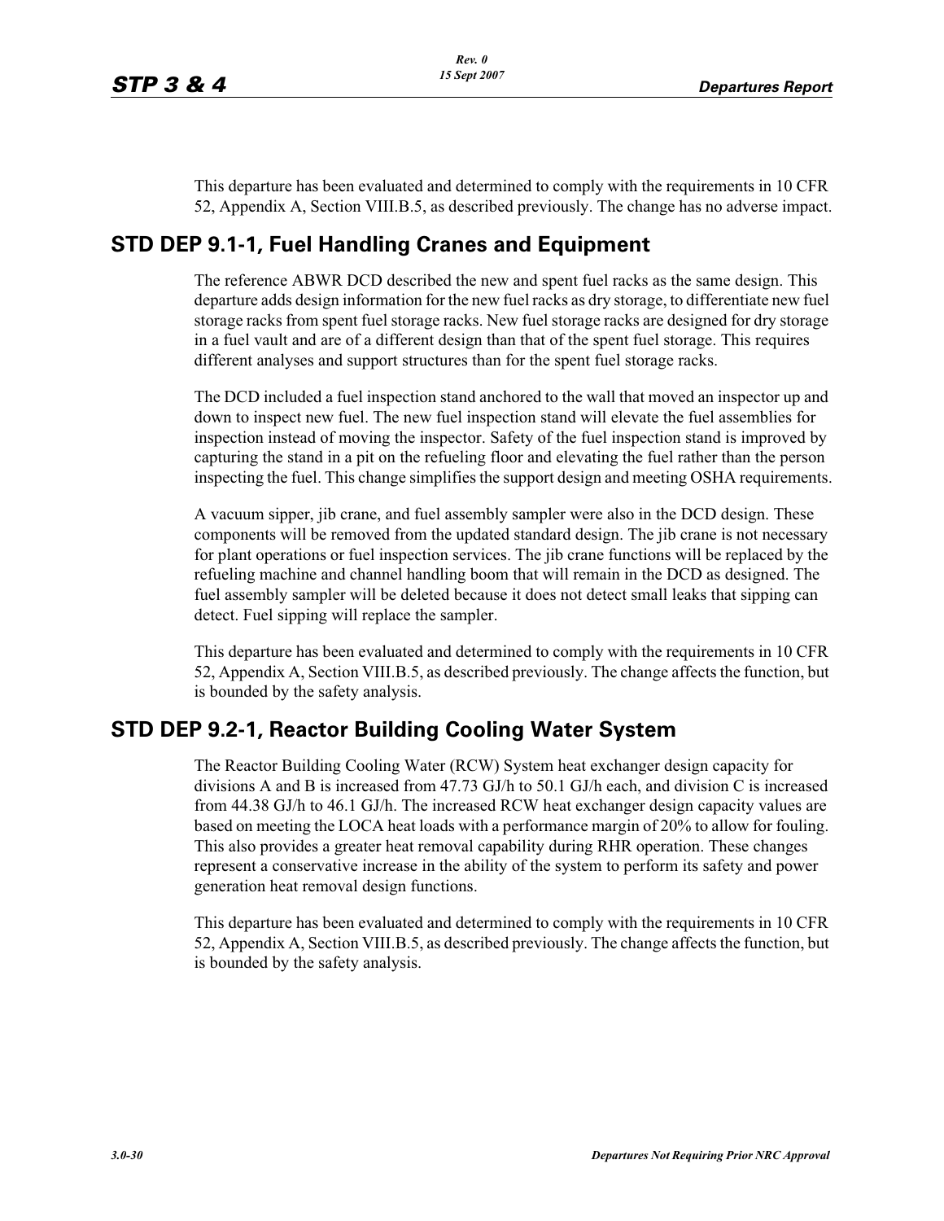This departure has been evaluated and determined to comply with the requirements in 10 CFR 52, Appendix A, Section VIII.B.5, as described previously. The change has no adverse impact.

## STD DEP 9.1-1, Fuel Handling Cranes and Equipment

The reference ABWR DCD described the new and spent fuel racks as the same design. This departure adds design information for the new fuel racks as dry storage, to differentiate new fuel storage racks from spent fuel storage racks. New fuel storage racks are designed for dry storage in a fuel vault and are of a different design than that of the spent fuel storage. This requires different analyses and support structures than for the spent fuel storage racks.

The DCD included a fuel inspection stand anchored to the wall that moved an inspector up and down to inspect new fuel. The new fuel inspection stand will elevate the fuel assemblies for inspection instead of moving the inspector. Safety of the fuel inspection stand is improved by capturing the stand in a pit on the refueling floor and elevating the fuel rather than the person inspecting the fuel. This change simplifies the support design and meeting OSHA requirements.

A vacuum sipper, jib crane, and fuel assembly sampler were also in the DCD design. These components will be removed from the updated standard design. The jib crane is not necessary for plant operations or fuel inspection services. The jib crane functions will be replaced by the refueling machine and channel handling boom that will remain in the DCD as designed. The fuel assembly sampler will be deleted because it does not detect small leaks that sipping can detect. Fuel sipping will replace the sampler.

This departure has been evaluated and determined to comply with the requirements in 10 CFR 52, Appendix A, Section VIII.B.5, as described previously. The change affects the function, but is bounded by the safety analysis.

## STD DEP 9.2-1, Reactor Building Cooling Water System

The Reactor Building Cooling Water (RCW) System heat exchanger design capacity for divisions A and B is increased from 47.73 GJ/h to 50.1 GJ/h each, and division C is increased from 44.38 GJ/h to 46.1 GJ/h. The increased RCW heat exchanger design capacity values are based on meeting the LOCA heat loads with a performance margin of 20% to allow for fouling. This also provides a greater heat removal capability during RHR operation. These changes represent a conservative increase in the ability of the system to perform its safety and power generation heat removal design functions.

This departure has been evaluated and determined to comply with the requirements in 10 CFR 52, Appendix A, Section VIII.B.5, as described previously. The change affects the function, but is bounded by the safety analysis.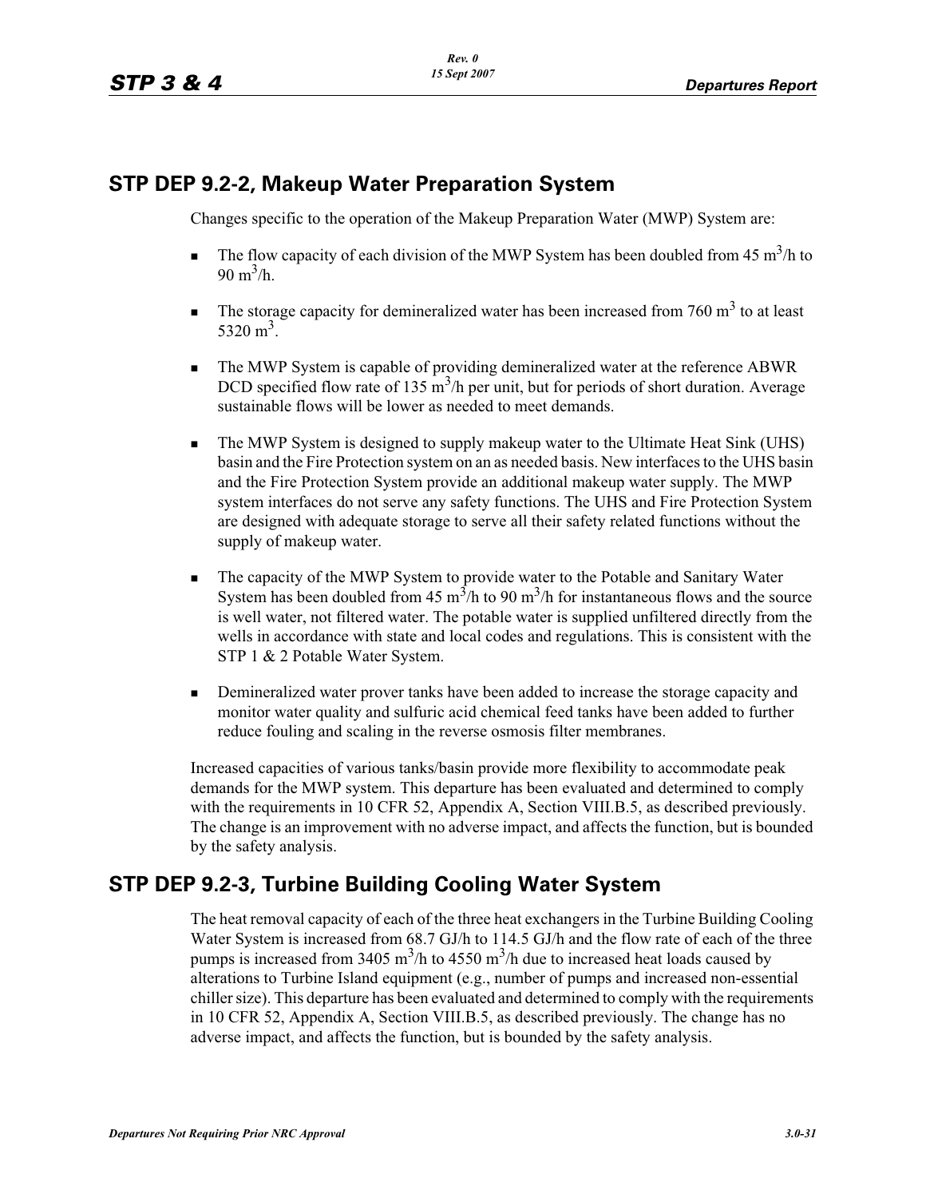## STP DEP 9.2-2, Makeup Water Preparation System

Changes specific to the operation of the Makeup Preparation Water (MWP) System are:

- The flow capacity of each division of the MWP System has been doubled from 45 $m^3/h$ to 90 $m^3/h$.
- The storage capacity for demineralized water has been increased from 760 $m^3$ to at least 5320 $m^3$.
- The MWP System is capable of providing demineralized water at the reference ABWR DCD specified flow rate of 135 $m^3/h$ per unit, but for periods of short duration. Average sustainable flows will be lower as needed to meet demands.
- The MWP System is designed to supply makeup water to the Ultimate Heat Sink (UHS) basin and the Fire Protection system on an as needed basis. New interfaces to the UHS basin and the Fire Protection System provide an additional makeup water supply. The MWP system interfaces do not serve any safety functions. The UHS and Fire Protection System are designed with adequate storage to serve all their safety related functions without the supply of makeup water.
- The capacity of the MWP System to provide water to the Potable and Sanitary Water System has been doubled from 45 $m^3/h$ to 90 $m^3/h$ for instantaneous flows and the source is well water, not filtered water. The potable water is supplied unfiltered directly from the wells in accordance with state and local codes and regulations. This is consistent with the STP 1 & 2 Potable Water System.
- Demineralized water prover tanks have been added to increase the storage capacity and monitor water quality and sulfuric acid chemical feed tanks have been added to further reduce fouling and scaling in the reverse osmosis filter membranes.

Increased capacities of various tanks/basin provide more flexibility to accommodate peak demands for the MWP system. This departure has been evaluated and determined to comply with the requirements in 10 CFR 52, Appendix A, Section VIII.B.5, as described previously. The change is an improvement with no adverse impact, and affects the function, but is bounded by the safety analysis.

## STP DEP 9.2-3, Turbine Building Cooling Water System

The heat removal capacity of each of the three heat exchangers in the Turbine Building Cooling Water System is increased from 68.7 GJ/h to 114.5 GJ/h and the flow rate of each of the three pumps is increased from 3405 $m^3/h$ to 4550 $m^3/h$ due to increased heat loads caused by alterations to Turbine Island equipment (e.g., number of pumps and increased non-essential chiller size). This departure has been evaluated and determined to comply with the requirements in 10 CFR 52, Appendix A, Section VIII.B.5, as described previously. The change has no adverse impact, and affects the function, but is bounded by the safety analysis.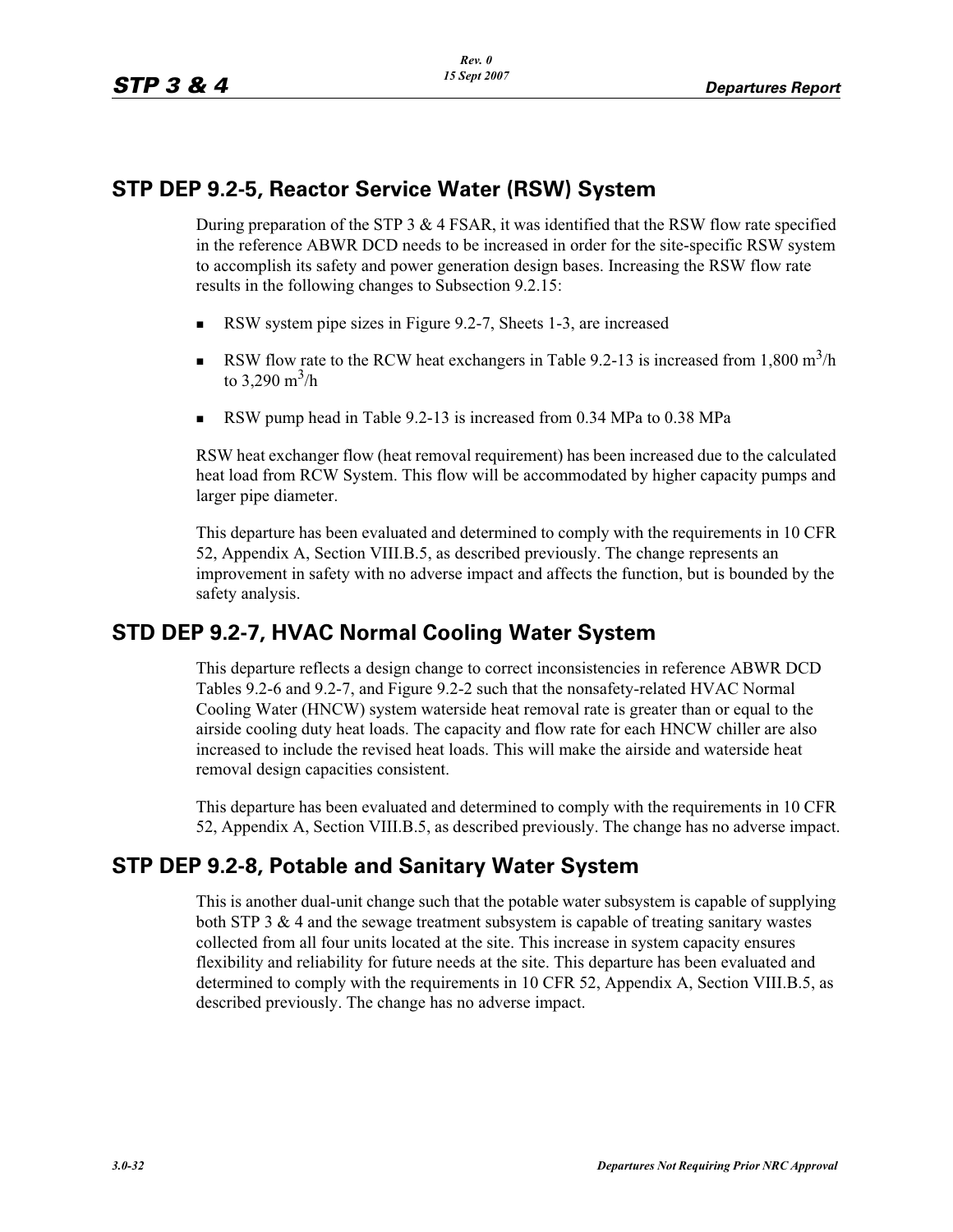## STP DEP 9.2-5, Reactor Service Water (RSW) System

During preparation of the STP 3 & 4 FSAR, it was identified that the RSW flow rate specified in the reference ABWR DCD needs to be increased in order for the site-specific RSW system to accomplish its safety and power generation design bases. Increasing the RSW flow rate results in the following changes to Subsection 9.2.15:

- RSW system pipe sizes in Figure 9.2-7, Sheets 1-3, are increased
- RSW flow rate to the RCW heat exchangers in Table 9.2-13 is increased from 1,800 $m^3/h$ to 3,290 $m^3/h$
- RSW pump head in Table 9.2-13 is increased from 0.34 MPa to 0.38 MPa

RSW heat exchanger flow (heat removal requirement) has been increased due to the calculated heat load from RCW System. This flow will be accommodated by higher capacity pumps and larger pipe diameter.

This departure has been evaluated and determined to comply with the requirements in 10 CFR 52, Appendix A, Section VIII.B.5, as described previously. The change represents an improvement in safety with no adverse impact and affects the function, but is bounded by the safety analysis.

## STD DEP 9.2-7, HVAC Normal Cooling Water System

This departure reflects a design change to correct inconsistencies in reference ABWR DCD Tables 9.2-6 and 9.2-7, and Figure 9.2-2 such that the nonsafety-related HVAC Normal Cooling Water (HNCW) system waterside heat removal rate is greater than or equal to the airside cooling duty heat loads. The capacity and flow rate for each HNCW chiller are also increased to include the revised heat loads. This will make the airside and waterside heat removal design capacities consistent.

This departure has been evaluated and determined to comply with the requirements in 10 CFR 52, Appendix A, Section VIII.B.5, as described previously. The change has no adverse impact.

## STP DEP 9.2-8, Potable and Sanitary Water System

This is another dual-unit change such that the potable water subsystem is capable of supplying both STP 3 & 4 and the sewage treatment subsystem is capable of treating sanitary wastes collected from all four units located at the site. This increase in system capacity ensures flexibility and reliability for future needs at the site. This departure has been evaluated and determined to comply with the requirements in 10 CFR 52, Appendix A, Section VIII.B.5, as described previously. The change has no adverse impact.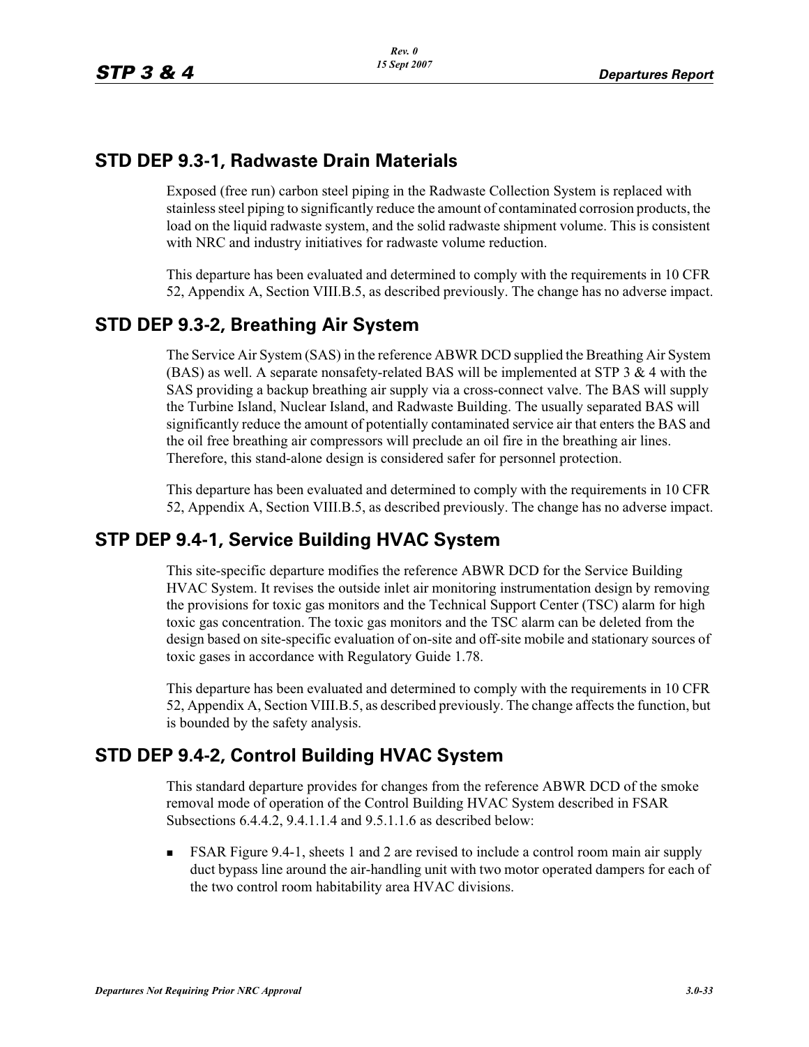## STD DEP 9.3-1, Radwaste Drain Materials

Exposed (free run) carbon steel piping in the Radwaste Collection System is replaced with stainless steel piping to significantly reduce the amount of contaminated corrosion products, the load on the liquid radwaste system, and the solid radwaste shipment volume. This is consistent with NRC and industry initiatives for radwaste volume reduction.

This departure has been evaluated and determined to comply with the requirements in 10 CFR 52, Appendix A, Section VIII.B.5, as described previously. The change has no adverse impact.

## STD DEP 9.3-2, Breathing Air System

The Service Air System (SAS) in the reference ABWR DCD supplied the Breathing Air System (BAS) as well. A separate nonsafety-related BAS will be implemented at STP 3 & 4 with the SAS providing a backup breathing air supply via a cross-connect valve. The BAS will supply the Turbine Island, Nuclear Island, and Radwaste Building. The usually separated BAS will significantly reduce the amount of potentially contaminated service air that enters the BAS and the oil free breathing air compressors will preclude an oil fire in the breathing air lines. Therefore, this stand-alone design is considered safer for personnel protection.

This departure has been evaluated and determined to comply with the requirements in 10 CFR 52, Appendix A, Section VIII.B.5, as described previously. The change has no adverse impact.

## STP DEP 9.4-1, Service Building HVAC System

This site-specific departure modifies the reference ABWR DCD for the Service Building HVAC System. It revises the outside inlet air monitoring instrumentation design by removing the provisions for toxic gas monitors and the Technical Support Center (TSC) alarm for high toxic gas concentration. The toxic gas monitors and the TSC alarm can be deleted from the design based on site-specific evaluation of on-site and off-site mobile and stationary sources of toxic gases in accordance with Regulatory Guide 1.78.

This departure has been evaluated and determined to comply with the requirements in 10 CFR 52, Appendix A, Section VIII.B.5, as described previously. The change affects the function, but is bounded by the safety analysis.

## STD DEP 9.4-2, Control Building HVAC System

This standard departure provides for changes from the reference ABWR DCD of the smoke removal mode of operation of the Control Building HVAC System described in FSAR Subsections 6.4.4.2, 9.4.1.1.4 and 9.5.1.1.6 as described below:

- FSAR Figure 9.4-1, sheets 1 and 2 are revised to include a control room main air supply duct bypass line around the air-handling unit with two motor operated dampers for each of the two control room habitability area HVAC divisions.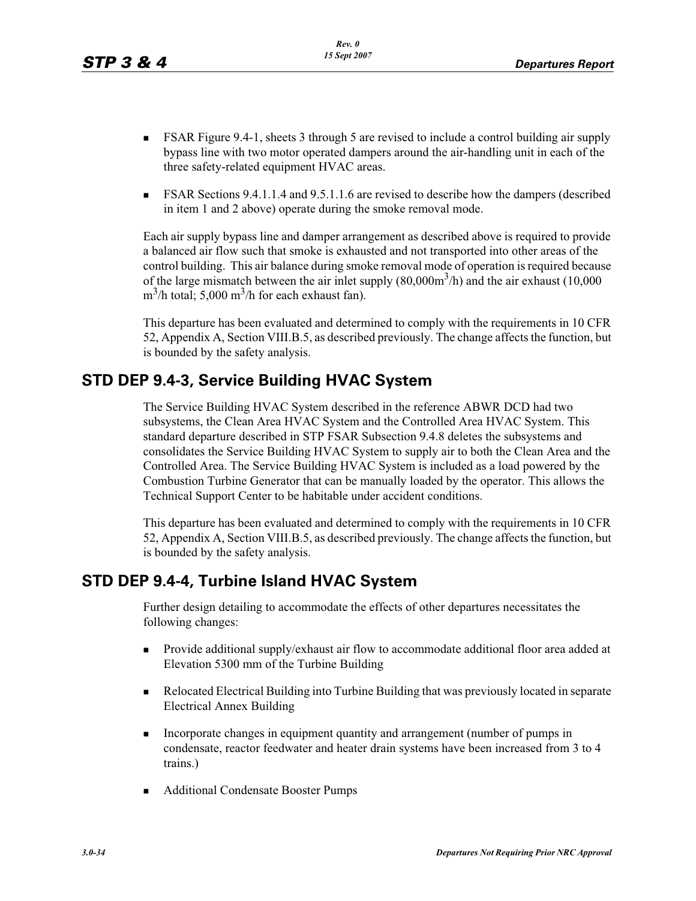- FSAR Figure 9.4-1, sheets 3 through 5 are revised to include a control building air supply bypass line with two motor operated dampers around the air-handling unit in each of the three safety-related equipment HVAC areas.
- FSAR Sections 9.4.1.1.4 and 9.5.1.1.6 are revised to describe how the dampers (described in item 1 and 2 above) operate during the smoke removal mode.

Each air supply bypass line and damper arrangement as described above is required to provide a balanced air flow such that smoke is exhausted and not transported into other areas of the control building. This air balance during smoke removal mode of operation is required because of the large mismatch between the air inlet supply (80,000$m^3$/h) and the air exhaust (10,000 $m^3$/h total; 5,000 $m^3$/h for each exhaust fan).

This departure has been evaluated and determined to comply with the requirements in 10 CFR 52, Appendix A, Section VIII.B.5, as described previously. The change affects the function, but is bounded by the safety analysis.

## STD DEP 9.4-3, Service Building HVAC System

The Service Building HVAC System described in the reference ABWR DCD had two subsystems, the Clean Area HVAC System and the Controlled Area HVAC System. This standard departure described in STP FSAR Subsection 9.4.8 deletes the subsystems and consolidates the Service Building HVAC System to supply air to both the Clean Area and the Controlled Area. The Service Building HVAC System is included as a load powered by the Combustion Turbine Generator that can be manually loaded by the operator. This allows the Technical Support Center to be habitable under accident conditions.

This departure has been evaluated and determined to comply with the requirements in 10 CFR 52, Appendix A, Section VIII.B.5, as described previously. The change affects the function, but is bounded by the safety analysis.

## STD DEP 9.4-4, Turbine Island HVAC System

Further design detailing to accommodate the effects of other departures necessitates the following changes:

- Provide additional supply/exhaust air flow to accommodate additional floor area added at Elevation 5300 mm of the Turbine Building
- Relocated Electrical Building into Turbine Building that was previously located in separate Electrical Annex Building
- Incorporate changes in equipment quantity and arrangement (number of pumps in condensate, reactor feedwater and heater drain systems have been increased from 3 to 4 trains.)
- Additional Condensate Booster Pumps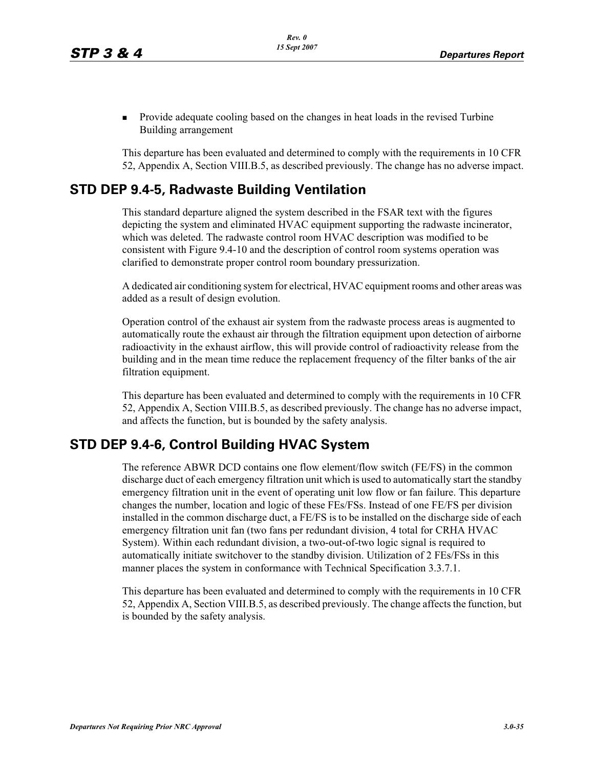- Provide adequate cooling based on the changes in heat loads in the revised Turbine Building arrangement

This departure has been evaluated and determined to comply with the requirements in 10 CFR 52, Appendix A, Section VIII.B.5, as described previously. The change has no adverse impact.

## STD DEP 9.4-5, Radwaste Building Ventilation

This standard departure aligned the system described in the FSAR text with the figures depicting the system and eliminated HVAC equipment supporting the radwaste incinerator, which was deleted. The radwaste control room HVAC description was modified to be consistent with Figure 9.4-10 and the description of control room systems operation was clarified to demonstrate proper control room boundary pressurization.

A dedicated air conditioning system for electrical, HVAC equipment rooms and other areas was added as a result of design evolution.

Operation control of the exhaust air system from the radwaste process areas is augmented to automatically route the exhaust air through the filtration equipment upon detection of airborne radioactivity in the exhaust airflow, this will provide control of radioactivity release from the building and in the mean time reduce the replacement frequency of the filter banks of the air filtration equipment.

This departure has been evaluated and determined to comply with the requirements in 10 CFR 52, Appendix A, Section VIII.B.5, as described previously. The change has no adverse impact, and affects the function, but is bounded by the safety analysis.

## STD DEP 9.4-6, Control Building HVAC System

The reference ABWR DCD contains one flow element/flow switch (FE/FS) in the common discharge duct of each emergency filtration unit which is used to automatically start the standby emergency filtration unit in the event of operating unit low flow or fan failure. This departure changes the number, location and logic of these FEs/FSs. Instead of one FE/FS per division installed in the common discharge duct, a FE/FS is to be installed on the discharge side of each emergency filtration unit fan (two fans per redundant division, 4 total for CRHA HVAC System). Within each redundant division, a two-out-of-two logic signal is required to automatically initiate switchover to the standby division. Utilization of 2 FEs/FSs in this manner places the system in conformance with Technical Specification 3.3.7.1.

This departure has been evaluated and determined to comply with the requirements in 10 CFR 52, Appendix A, Section VIII.B.5, as described previously. The change affects the function, but is bounded by the safety analysis.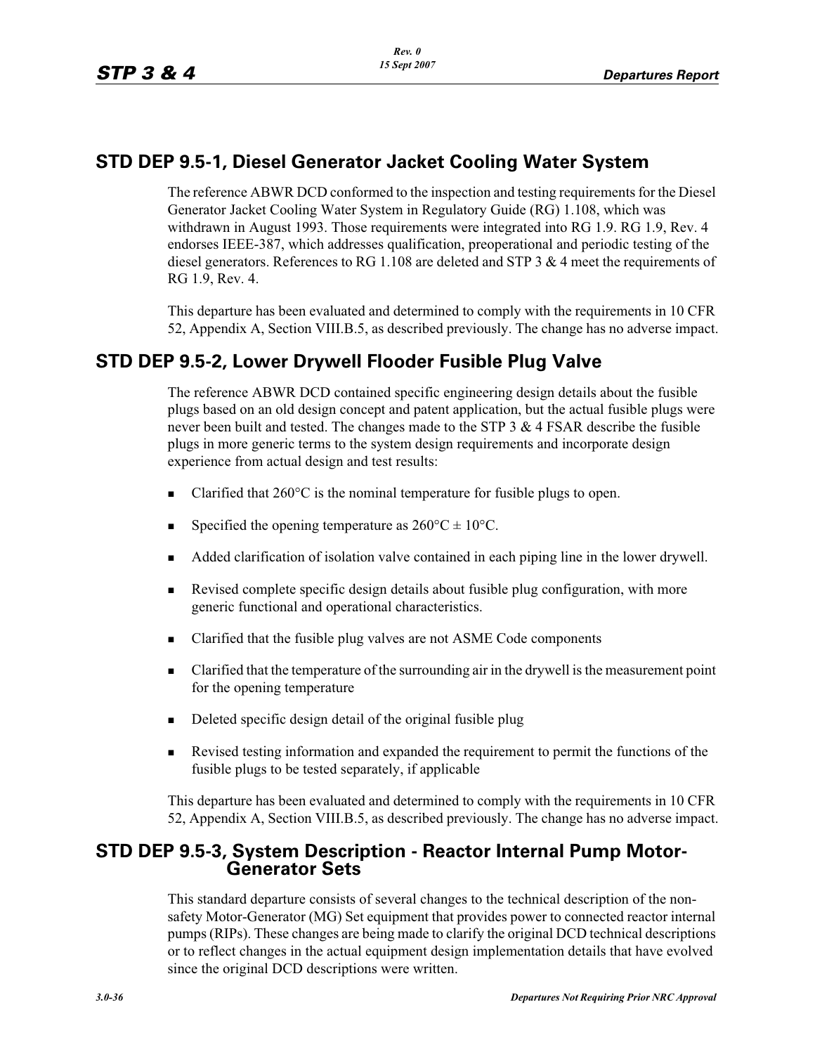## STD DEP 9.5-1, Diesel Generator Jacket Cooling Water System

The reference ABWR DCD conformed to the inspection and testing requirements for the Diesel Generator Jacket Cooling Water System in Regulatory Guide (RG) 1.108, which was withdrawn in August 1993. Those requirements were integrated into RG 1.9. RG 1.9, Rev. 4 endorses IEEE-387, which addresses qualification, preoperational and periodic testing of the diesel generators. References to RG 1.108 are deleted and STP 3 & 4 meet the requirements of RG 1.9, Rev. 4.

This departure has been evaluated and determined to comply with the requirements in 10 CFR 52, Appendix A, Section VIII.B.5, as described previously. The change has no adverse impact.

## STD DEP 9.5-2, Lower Drywell Flooder Fusible Plug Valve

The reference ABWR DCD contained specific engineering design details about the fusible plugs based on an old design concept and patent application, but the actual fusible plugs were never been built and tested. The changes made to the STP 3 & 4 FSAR describe the fusible plugs in more generic terms to the system design requirements and incorporate design experience from actual design and test results:

- Clarified that 260°C is the nominal temperature for fusible plugs to open.
- Specified the opening temperature as 260°C ± 10°C.
- Added clarification of isolation valve contained in each piping line in the lower drywell.
- Revised complete specific design details about fusible plug configuration, with more generic functional and operational characteristics.
- Clarified that the fusible plug valves are not ASME Code components
- Clarified that the temperature of the surrounding air in the drywell is the measurement point for the opening temperature
- Deleted specific design detail of the original fusible plug
- Revised testing information and expanded the requirement to permit the functions of the fusible plugs to be tested separately, if applicable

This departure has been evaluated and determined to comply with the requirements in 10 CFR 52, Appendix A, Section VIII.B.5, as described previously. The change has no adverse impact.

## STD DEP 9.5-3, System Description - Reactor Internal Pump Motor-Generator Sets

This standard departure consists of several changes to the technical description of the non-safety Motor-Generator (MG) Set equipment that provides power to connected reactor internal pumps (RIPs). These changes are being made to clarify the original DCD technical descriptions or to reflect changes in the actual equipment design implementation details that have evolved since the original DCD descriptions were written.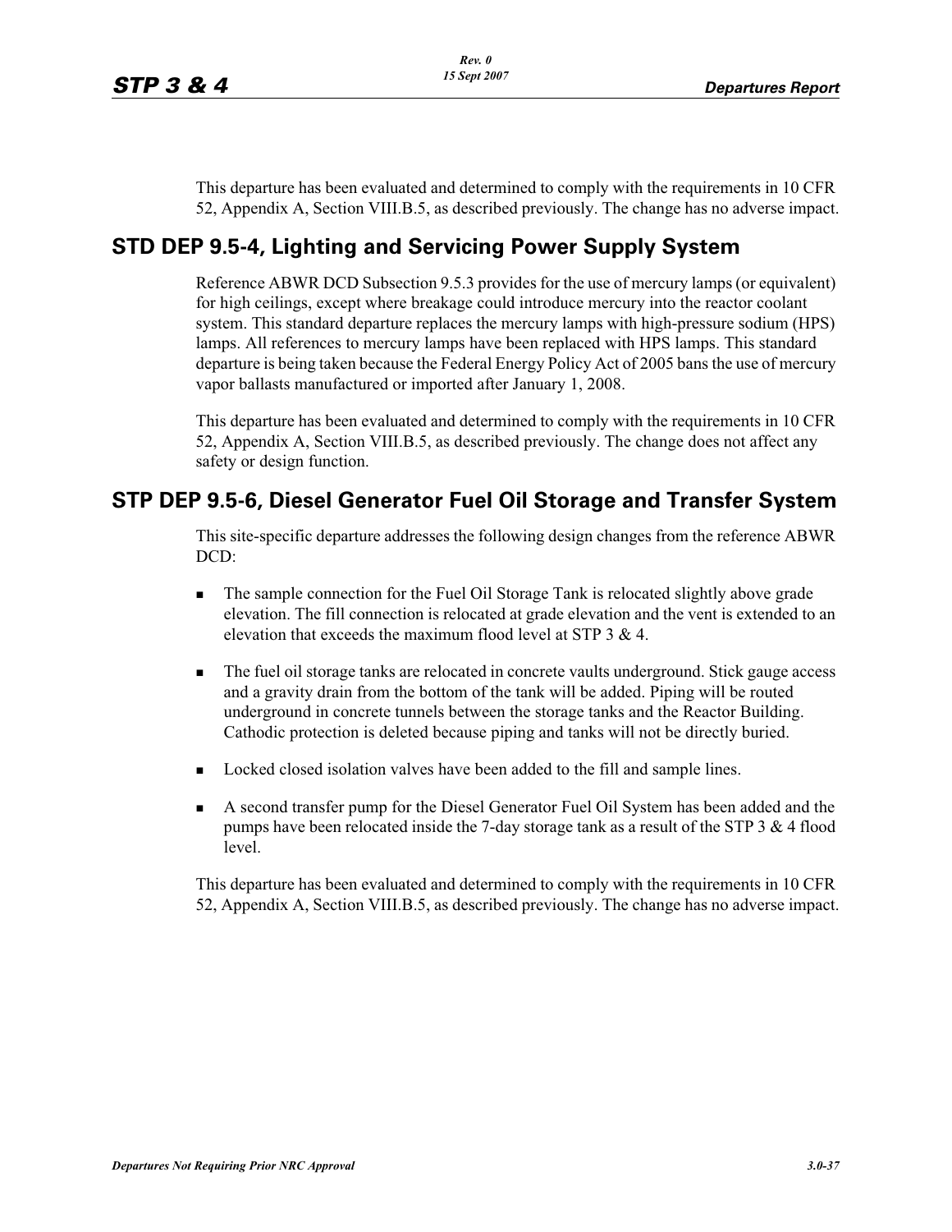This departure has been evaluated and determined to comply with the requirements in 10 CFR 52, Appendix A, Section VIII.B.5, as described previously. The change has no adverse impact.

## STD DEP 9.5-4, Lighting and Servicing Power Supply System

Reference ABWR DCD Subsection 9.5.3 provides for the use of mercury lamps (or equivalent) for high ceilings, except where breakage could introduce mercury into the reactor coolant system. This standard departure replaces the mercury lamps with high-pressure sodium (HPS) lamps. All references to mercury lamps have been replaced with HPS lamps. This standard departure is being taken because the Federal Energy Policy Act of 2005 bans the use of mercury vapor ballasts manufactured or imported after January 1, 2008.

This departure has been evaluated and determined to comply with the requirements in 10 CFR 52, Appendix A, Section VIII.B.5, as described previously. The change does not affect any safety or design function.

## STP DEP 9.5-6, Diesel Generator Fuel Oil Storage and Transfer System

This site-specific departure addresses the following design changes from the reference ABWR DCD:

- The sample connection for the Fuel Oil Storage Tank is relocated slightly above grade elevation. The fill connection is relocated at grade elevation and the vent is extended to an elevation that exceeds the maximum flood level at STP 3 & 4.
- The fuel oil storage tanks are relocated in concrete vaults underground. Stick gauge access and a gravity drain from the bottom of the tank will be added. Piping will be routed underground in concrete tunnels between the storage tanks and the Reactor Building. Cathodic protection is deleted because piping and tanks will not be directly buried.
- Locked closed isolation valves have been added to the fill and sample lines.
- A second transfer pump for the Diesel Generator Fuel Oil System has been added and the pumps have been relocated inside the 7-day storage tank as a result of the STP 3 & 4 flood level.

This departure has been evaluated and determined to comply with the requirements in 10 CFR 52, Appendix A, Section VIII.B.5, as described previously. The change has no adverse impact.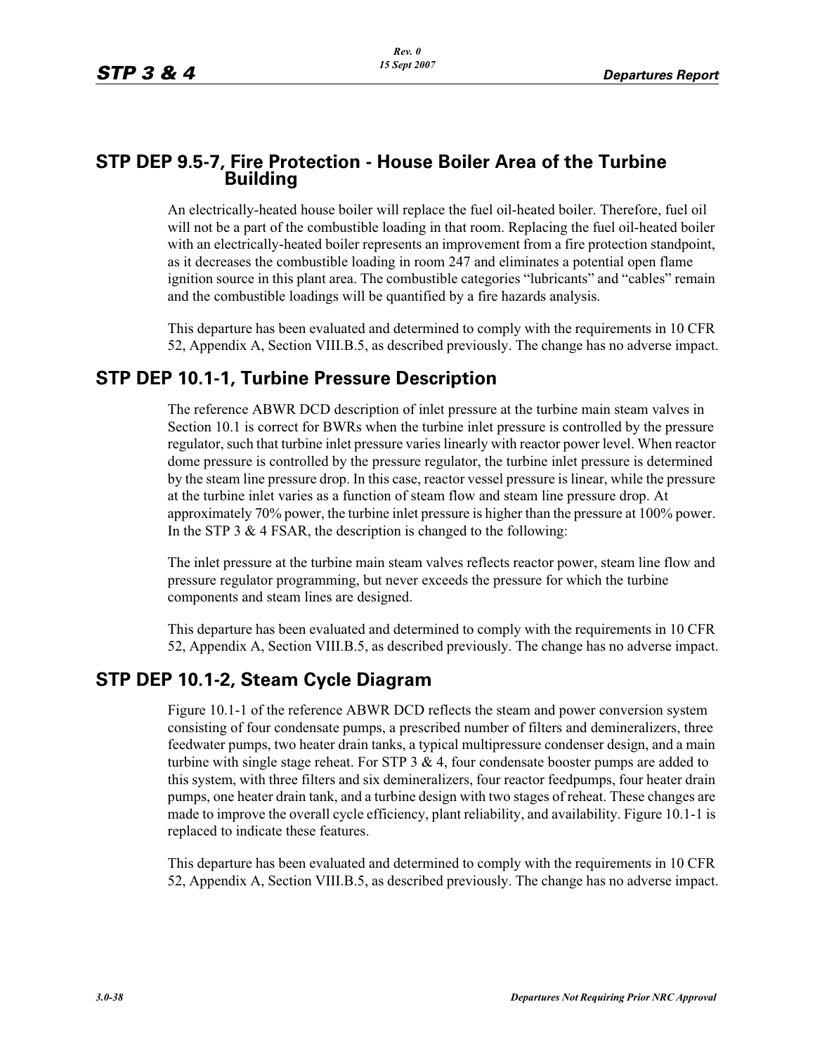## STP DEP 9.5-7, Fire Protection - House Boiler Area of the Turbine Building

An electrically-heated house boiler will replace the fuel oil-heated boiler. Therefore, fuel oil will not be a part of the combustible loading in that room. Replacing the fuel oil-heated boiler with an electrically-heated boiler represents an improvement from a fire protection standpoint, as it decreases the combustible loading in room 247 and eliminates a potential open flame ignition source in this plant area. The combustible categories “lubricants” and “cables” remain and the combustible loadings will be quantified by a fire hazards analysis.

This departure has been evaluated and determined to comply with the requirements in 10 CFR 52, Appendix A, Section VIII.B.5, as described previously. The change has no adverse impact.

## STP DEP 10.1-1, Turbine Pressure Description

The reference ABWR DCD description of inlet pressure at the turbine main steam valves in Section 10.1 is correct for BWRs when the turbine inlet pressure is controlled by the pressure regulator, such that turbine inlet pressure varies linearly with reactor power level. When reactor dome pressure is controlled by the pressure regulator, the turbine inlet pressure is determined by the steam line pressure drop. In this case, reactor vessel pressure is linear, while the pressure at the turbine inlet varies as a function of steam flow and steam line pressure drop. At approximately 70% power, the turbine inlet pressure is higher than the pressure at 100% power. In the STP 3 & 4 FSAR, the description is changed to the following:

The inlet pressure at the turbine main steam valves reflects reactor power, steam line flow and pressure regulator programming, but never exceeds the pressure for which the turbine components and steam lines are designed.

This departure has been evaluated and determined to comply with the requirements in 10 CFR 52, Appendix A, Section VIII.B.5, as described previously. The change has no adverse impact.

## STP DEP 10.1-2, Steam Cycle Diagram

Figure 10.1-1 of the reference ABWR DCD reflects the steam and power conversion system consisting of four condensate pumps, a prescribed number of filters and demineralizers, three feedwater pumps, two heater drain tanks, a typical multipressure condenser design, and a main turbine with single stage reheat. For STP 3 & 4, four condensate booster pumps are added to this system, with three filters and six demineralizers, four reactor feedpumps, four heater drain pumps, one heater drain tank, and a turbine design with two stages of reheat. These changes are made to improve the overall cycle efficiency, plant reliability, and availability. Figure 10.1-1 is replaced to indicate these features.

This departure has been evaluated and determined to comply with the requirements in 10 CFR 52, Appendix A, Section VIII.B.5, as described previously. The change has no adverse impact.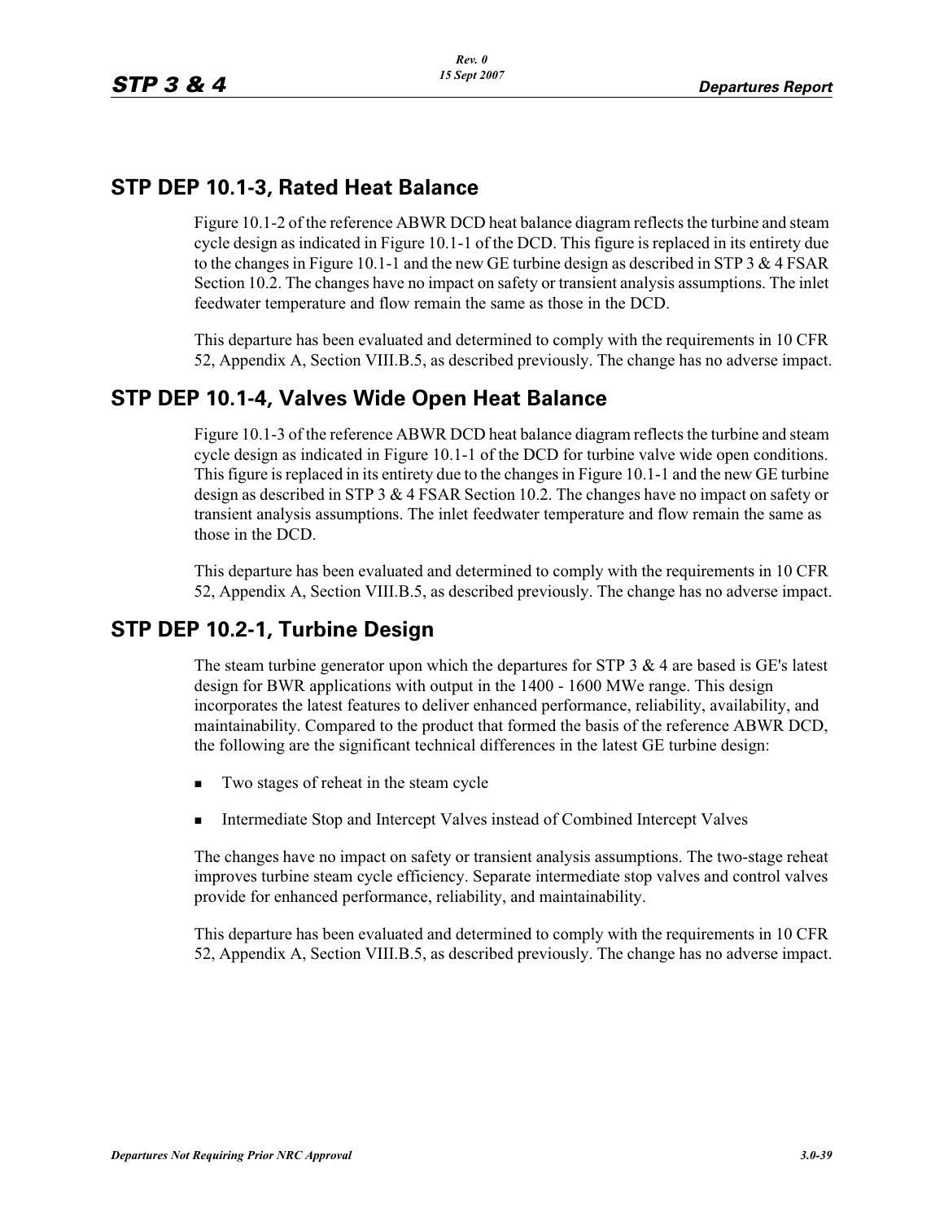## STP DEP 10.1-3, Rated Heat Balance

Figure 10.1-2 of the reference ABWR DCD heat balance diagram reflects the turbine and steam cycle design as indicated in Figure 10.1-1 of the DCD. This figure is replaced in its entirety due to the changes in Figure 10.1-1 and the new GE turbine design as described in STP 3 & 4 FSAR Section 10.2. The changes have no impact on safety or transient analysis assumptions. The inlet feedwater temperature and flow remain the same as those in the DCD.

This departure has been evaluated and determined to comply with the requirements in 10 CFR 52, Appendix A, Section VIII.B.5, as described previously. The change has no adverse impact.

## STP DEP 10.1-4, Valves Wide Open Heat Balance

Figure 10.1-3 of the reference ABWR DCD heat balance diagram reflects the turbine and steam cycle design as indicated in Figure 10.1-1 of the DCD for turbine valve wide open conditions. This figure is replaced in its entirety due to the changes in Figure 10.1-1 and the new GE turbine design as described in STP 3 & 4 FSAR Section 10.2. The changes have no impact on safety or transient analysis assumptions. The inlet feedwater temperature and flow remain the same as those in the DCD.

This departure has been evaluated and determined to comply with the requirements in 10 CFR 52, Appendix A, Section VIII.B.5, as described previously. The change has no adverse impact.

## STP DEP 10.2-1, Turbine Design

The steam turbine generator upon which the departures for STP 3 & 4 are based is GE's latest design for BWR applications with output in the 1400 - 1600 MWe range. This design incorporates the latest features to deliver enhanced performance, reliability, availability, and maintainability. Compared to the product that formed the basis of the reference ABWR DCD, the following are the significant technical differences in the latest GE turbine design:

- Two stages of reheat in the steam cycle
- Intermediate Stop and Intercept Valves instead of Combined Intercept Valves

The changes have no impact on safety or transient analysis assumptions. The two-stage reheat improves turbine steam cycle efficiency. Separate intermediate stop valves and control valves provide for enhanced performance, reliability, and maintainability.

This departure has been evaluated and determined to comply with the requirements in 10 CFR 52, Appendix A, Section VIII.B.5, as described previously. The change has no adverse impact.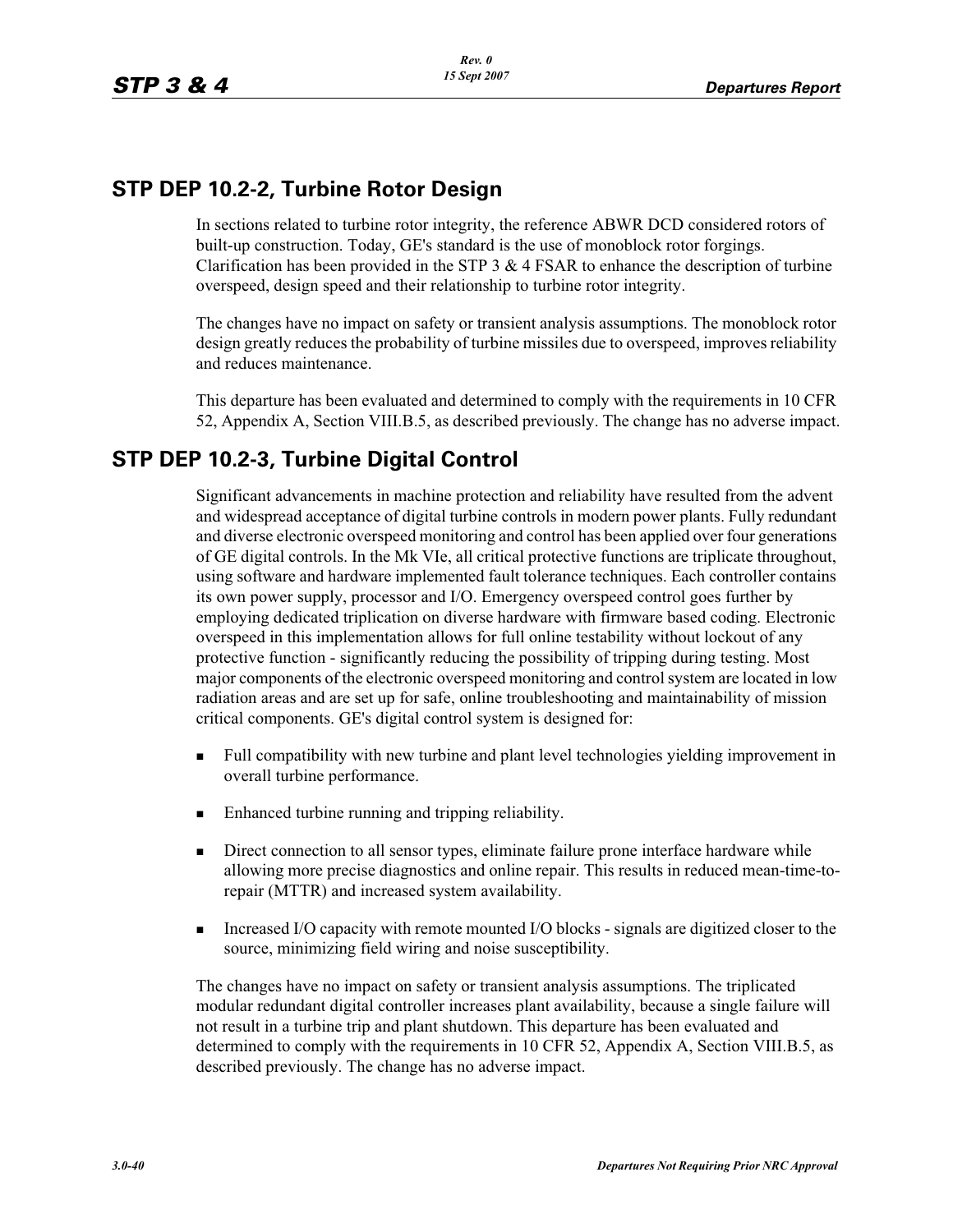## STP DEP 10.2-2, Turbine Rotor Design

In sections related to turbine rotor integrity, the reference ABWR DCD considered rotors of built-up construction. Today, GE's standard is the use of monoblock rotor forgings. Clarification has been provided in the STP 3 & 4 FSAR to enhance the description of turbine overspeed, design speed and their relationship to turbine rotor integrity.

The changes have no impact on safety or transient analysis assumptions. The monoblock rotor design greatly reduces the probability of turbine missiles due to overspeed, improves reliability and reduces maintenance.

This departure has been evaluated and determined to comply with the requirements in 10 CFR 52, Appendix A, Section VIII.B.5, as described previously. The change has no adverse impact.

## STP DEP 10.2-3, Turbine Digital Control

Significant advancements in machine protection and reliability have resulted from the advent and widespread acceptance of digital turbine controls in modern power plants. Fully redundant and diverse electronic overspeed monitoring and control has been applied over four generations of GE digital controls. In the Mk VIe, all critical protective functions are triplicate throughout, using software and hardware implemented fault tolerance techniques. Each controller contains its own power supply, processor and I/O. Emergency overspeed control goes further by employing dedicated triplication on diverse hardware with firmware based coding. Electronic overspeed in this implementation allows for full online testability without lockout of any protective function - significantly reducing the possibility of tripping during testing. Most major components of the electronic overspeed monitoring and control system are located in low radiation areas and are set up for safe, online troubleshooting and maintainability of mission critical components. GE's digital control system is designed for:

- Full compatibility with new turbine and plant level technologies yielding improvement in overall turbine performance.
- Enhanced turbine running and tripping reliability.
- Direct connection to all sensor types, eliminate failure prone interface hardware while allowing more precise diagnostics and online repair. This results in reduced mean-time-to-repair (MTTR) and increased system availability.
- Increased I/O capacity with remote mounted I/O blocks - signals are digitized closer to the source, minimizing field wiring and noise susceptibility.

The changes have no impact on safety or transient analysis assumptions. The triplicated modular redundant digital controller increases plant availability, because a single failure will not result in a turbine trip and plant shutdown. This departure has been evaluated and determined to comply with the requirements in 10 CFR 52, Appendix A, Section VIII.B.5, as described previously. The change has no adverse impact.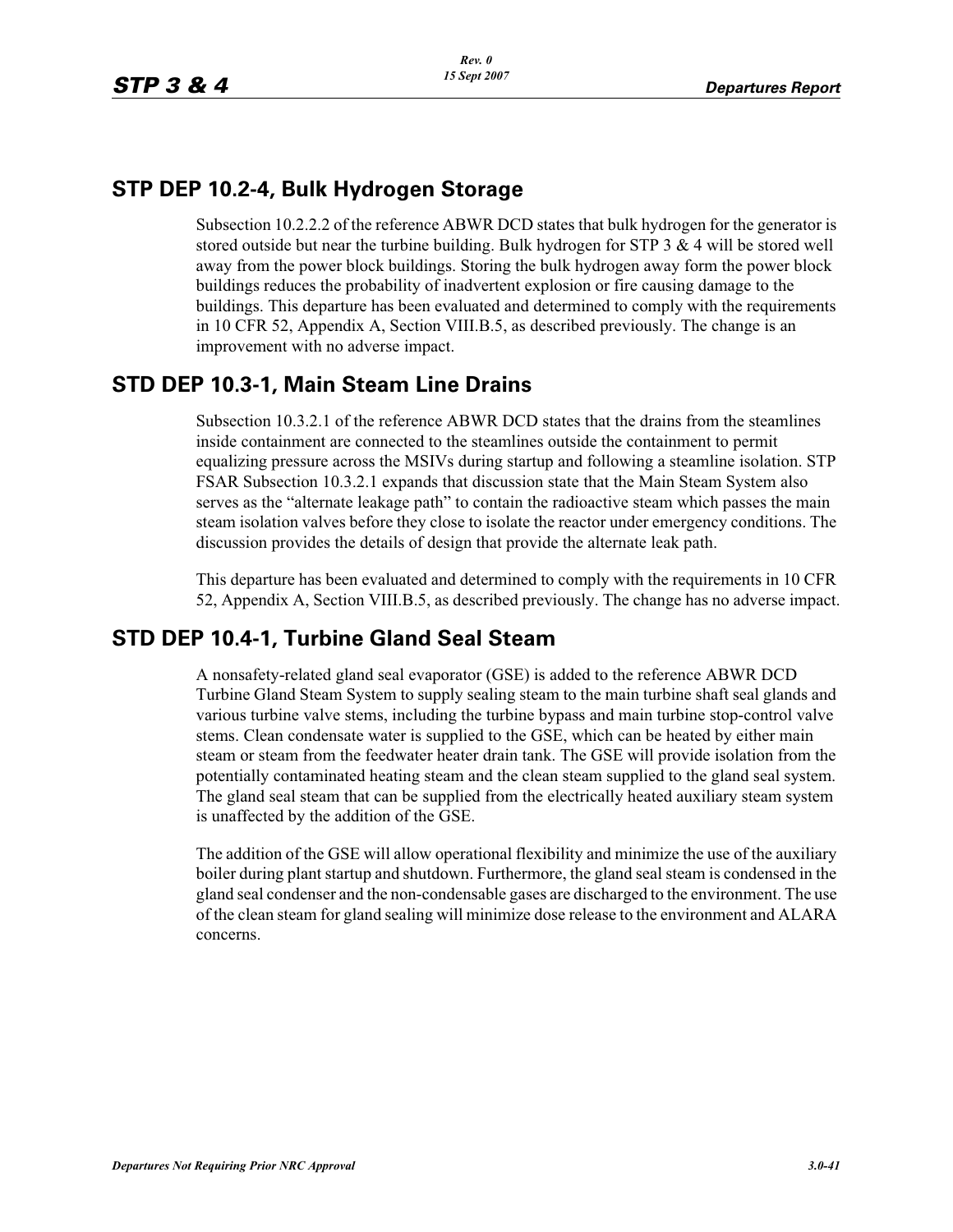## STP DEP 10.2-4, Bulk Hydrogen Storage

Subsection 10.2.2.2 of the reference ABWR DCD states that bulk hydrogen for the generator is stored outside but near the turbine building. Bulk hydrogen for STP 3 & 4 will be stored well away from the power block buildings. Storing the bulk hydrogen away form the power block buildings reduces the probability of inadvertent explosion or fire causing damage to the buildings. This departure has been evaluated and determined to comply with the requirements in 10 CFR 52, Appendix A, Section VIII.B.5, as described previously. The change is an improvement with no adverse impact.

## STD DEP 10.3-1, Main Steam Line Drains

Subsection 10.3.2.1 of the reference ABWR DCD states that the drains from the steamlines inside containment are connected to the steamlines outside the containment to permit equalizing pressure across the MSIVs during startup and following a steamline isolation. STP FSAR Subsection 10.3.2.1 expands that discussion state that the Main Steam System also serves as the "alternate leakage path" to contain the radioactive steam which passes the main steam isolation valves before they close to isolate the reactor under emergency conditions. The discussion provides the details of design that provide the alternate leak path.

This departure has been evaluated and determined to comply with the requirements in 10 CFR 52, Appendix A, Section VIII.B.5, as described previously. The change has no adverse impact.

## STD DEP 10.4-1, Turbine Gland Seal Steam

A nonsafety-related gland seal evaporator (GSE) is added to the reference ABWR DCD Turbine Gland Steam System to supply sealing steam to the main turbine shaft seal glands and various turbine valve stems, including the turbine bypass and main turbine stop-control valve stems. Clean condensate water is supplied to the GSE, which can be heated by either main steam or steam from the feedwater heater drain tank. The GSE will provide isolation from the potentially contaminated heating steam and the clean steam supplied to the gland seal system. The gland seal steam that can be supplied from the electrically heated auxiliary steam system is unaffected by the addition of the GSE.

The addition of the GSE will allow operational flexibility and minimize the use of the auxiliary boiler during plant startup and shutdown. Furthermore, the gland seal steam is condensed in the gland seal condenser and the non-condensable gases are discharged to the environment. The use of the clean steam for gland sealing will minimize dose release to the environment and ALARA concerns.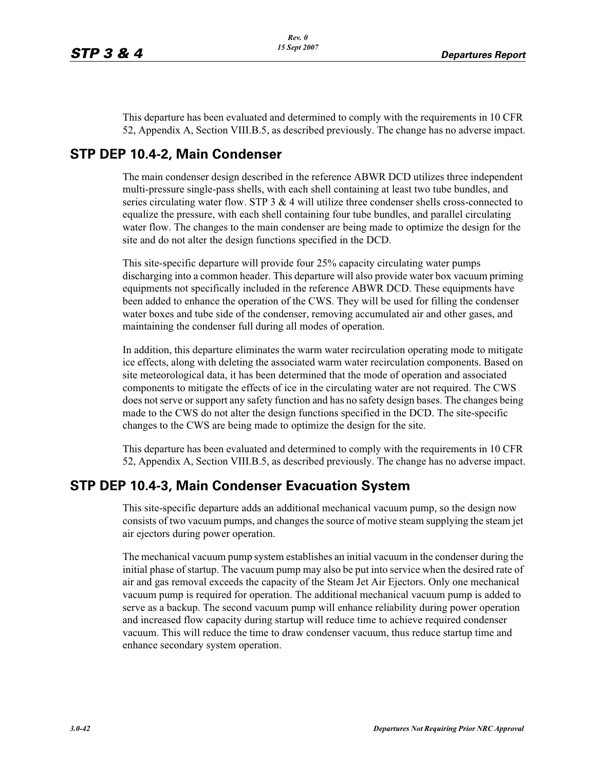This departure has been evaluated and determined to comply with the requirements in 10 CFR 52, Appendix A, Section VIII.B.5, as described previously. The change has no adverse impact.

## STP DEP 10.4-2, Main Condenser

The main condenser design described in the reference ABWR DCD utilizes three independent multi-pressure single-pass shells, with each shell containing at least two tube bundles, and series circulating water flow. STP 3 & 4 will utilize three condenser shells cross-connected to equalize the pressure, with each shell containing four tube bundles, and parallel circulating water flow. The changes to the main condenser are being made to optimize the design for the site and do not alter the design functions specified in the DCD.

This site-specific departure will provide four 25% capacity circulating water pumps discharging into a common header. This departure will also provide water box vacuum priming equipments not specifically included in the reference ABWR DCD. These equipments have been added to enhance the operation of the CWS. They will be used for filling the condenser water boxes and tube side of the condenser, removing accumulated air and other gases, and maintaining the condenser full during all modes of operation.

In addition, this departure eliminates the warm water recirculation operating mode to mitigate ice effects, along with deleting the associated warm water recirculation components. Based on site meteorological data, it has been determined that the mode of operation and associated components to mitigate the effects of ice in the circulating water are not required. The CWS does not serve or support any safety function and has no safety design bases. The changes being made to the CWS do not alter the design functions specified in the DCD. The site-specific changes to the CWS are being made to optimize the design for the site.

This departure has been evaluated and determined to comply with the requirements in 10 CFR 52, Appendix A, Section VIII.B.5, as described previously. The change has no adverse impact.

## STP DEP 10.4-3, Main Condenser Evacuation System

This site-specific departure adds an additional mechanical vacuum pump, so the design now consists of two vacuum pumps, and changes the source of motive steam supplying the steam jet air ejectors during power operation.

The mechanical vacuum pump system establishes an initial vacuum in the condenser during the initial phase of startup. The vacuum pump may also be put into service when the desired rate of air and gas removal exceeds the capacity of the Steam Jet Air Ejectors. Only one mechanical vacuum pump is required for operation. The additional mechanical vacuum pump is added to serve as a backup. The second vacuum pump will enhance reliability during power operation and increased flow capacity during startup will reduce time to achieve required condenser vacuum. This will reduce the time to draw condenser vacuum, thus reduce startup time and enhance secondary system operation.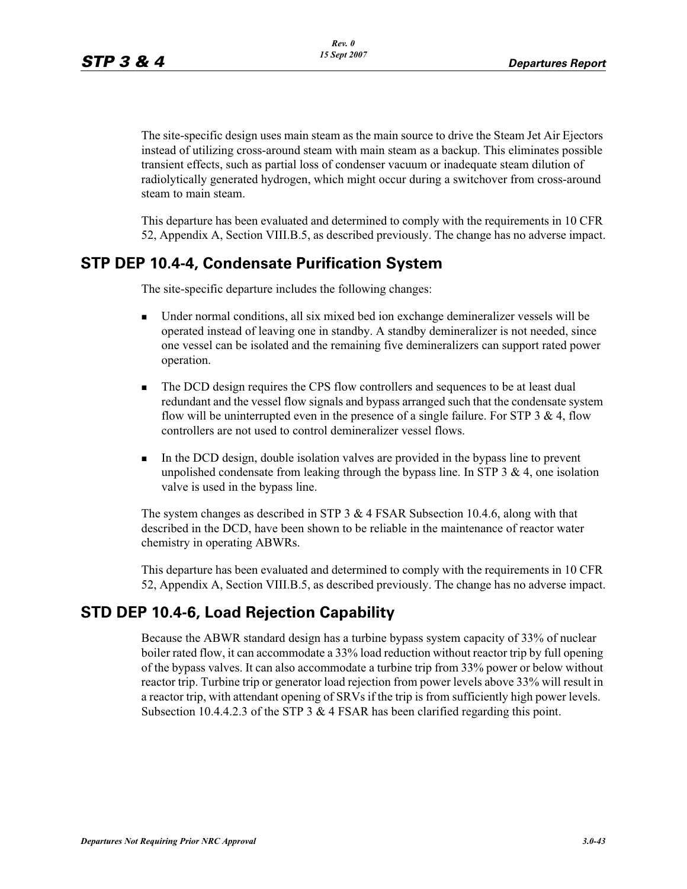The site-specific design uses main steam as the main source to drive the Steam Jet Air Ejectors instead of utilizing cross-around steam with main steam as a backup. This eliminates possible transient effects, such as partial loss of condenser vacuum or inadequate steam dilution of radiolytically generated hydrogen, which might occur during a switchover from cross-around steam to main steam.

This departure has been evaluated and determined to comply with the requirements in 10 CFR 52, Appendix A, Section VIII.B.5, as described previously. The change has no adverse impact.

## STP DEP 10.4-4, Condensate Purification System

The site-specific departure includes the following changes:

- Under normal conditions, all six mixed bed ion exchange demineralizer vessels will be operated instead of leaving one in standby. A standby demineralizer is not needed, since one vessel can be isolated and the remaining five demineralizers can support rated power operation.
- The DCD design requires the CPS flow controllers and sequences to be at least dual redundant and the vessel flow signals and bypass arranged such that the condensate system flow will be uninterrupted even in the presence of a single failure. For STP 3 & 4, flow controllers are not used to control demineralizer vessel flows.
- In the DCD design, double isolation valves are provided in the bypass line to prevent unpolished condensate from leaking through the bypass line. In STP 3 & 4, one isolation valve is used in the bypass line.

The system changes as described in STP 3 & 4 FSAR Subsection 10.4.6, along with that described in the DCD, have been shown to be reliable in the maintenance of reactor water chemistry in operating ABWRs.

This departure has been evaluated and determined to comply with the requirements in 10 CFR 52, Appendix A, Section VIII.B.5, as described previously. The change has no adverse impact.

## STD DEP 10.4-6, Load Rejection Capability

Because the ABWR standard design has a turbine bypass system capacity of 33% of nuclear boiler rated flow, it can accommodate a 33% load reduction without reactor trip by full opening of the bypass valves. It can also accommodate a turbine trip from 33% power or below without reactor trip. Turbine trip or generator load rejection from power levels above 33% will result in a reactor trip, with attendant opening of SRVs if the trip is from sufficiently high power levels. Subsection 10.4.4.2.3 of the STP 3 & 4 FSAR has been clarified regarding this point.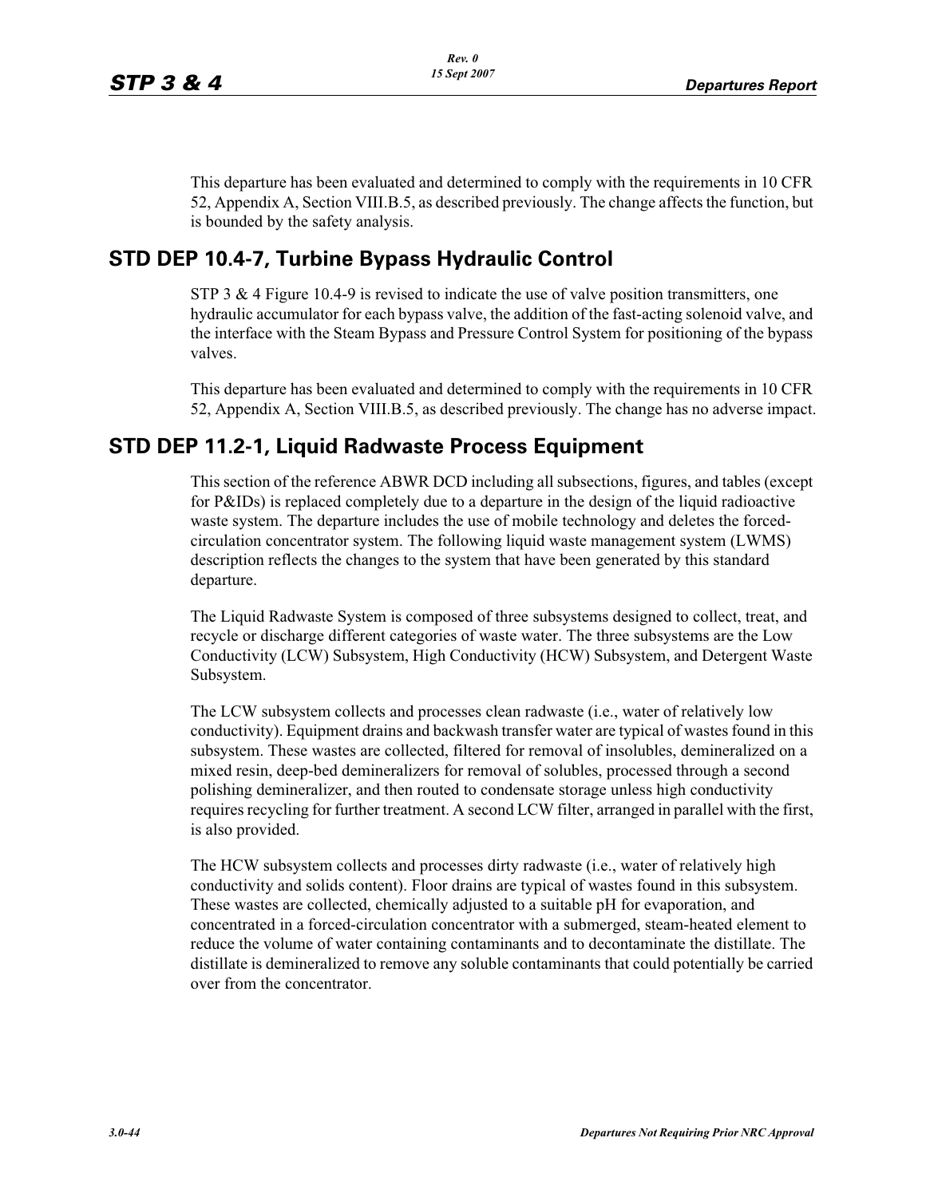This departure has been evaluated and determined to comply with the requirements in 10 CFR 52, Appendix A, Section VIII.B.5, as described previously. The change affects the function, but is bounded by the safety analysis.

## STD DEP 10.4-7, Turbine Bypass Hydraulic Control

STP 3 & 4 Figure 10.4-9 is revised to indicate the use of valve position transmitters, one hydraulic accumulator for each bypass valve, the addition of the fast-acting solenoid valve, and the interface with the Steam Bypass and Pressure Control System for positioning of the bypass valves.

This departure has been evaluated and determined to comply with the requirements in 10 CFR 52, Appendix A, Section VIII.B.5, as described previously. The change has no adverse impact.

## STD DEP 11.2-1, Liquid Radwaste Process Equipment

This section of the reference ABWR DCD including all subsections, figures, and tables (except for P&IDs) is replaced completely due to a departure in the design of the liquid radioactive waste system. The departure includes the use of mobile technology and deletes the forced-circulation concentrator system. The following liquid waste management system (LWMS) description reflects the changes to the system that have been generated by this standard departure.

The Liquid Radwaste System is composed of three subsystems designed to collect, treat, and recycle or discharge different categories of waste water. The three subsystems are the Low Conductivity (LCW) Subsystem, High Conductivity (HCW) Subsystem, and Detergent Waste Subsystem.

The LCW subsystem collects and processes clean radwaste (i.e., water of relatively low conductivity). Equipment drains and backwash transfer water are typical of wastes found in this subsystem. These wastes are collected, filtered for removal of insolubles, demineralized on a mixed resin, deep-bed demineralizers for removal of solubles, processed through a second polishing demineralizer, and then routed to condensate storage unless high conductivity requires recycling for further treatment. A second LCW filter, arranged in parallel with the first, is also provided.

The HCW subsystem collects and processes dirty radwaste (i.e., water of relatively high conductivity and solids content). Floor drains are typical of wastes found in this subsystem. These wastes are collected, chemically adjusted to a suitable pH for evaporation, and concentrated in a forced-circulation concentrator with a submerged, steam-heated element to reduce the volume of water containing contaminants and to decontaminate the distillate. The distillate is demineralized to remove any soluble contaminants that could potentially be carried over from the concentrator.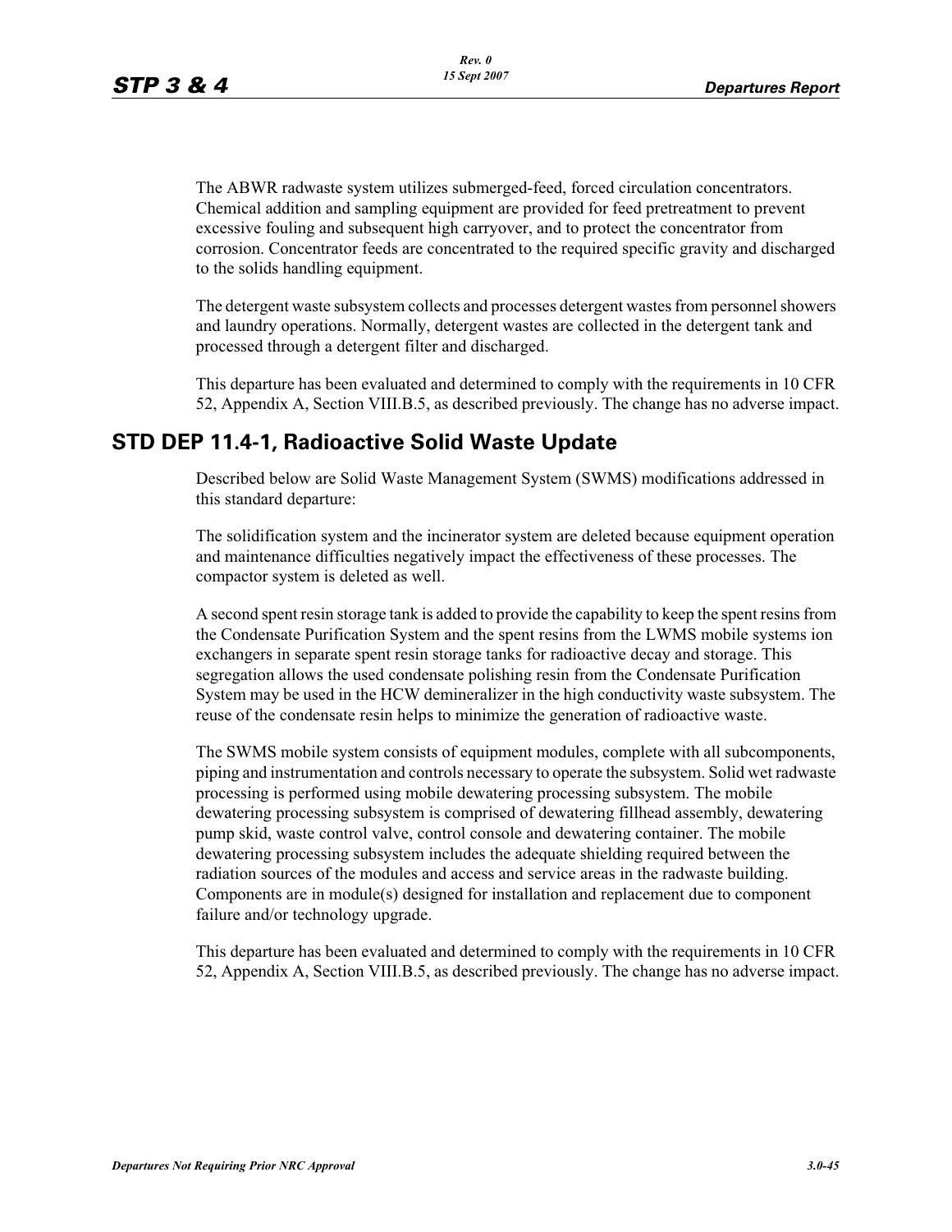The ABWR radwaste system utilizes submerged-feed, forced circulation concentrators. Chemical addition and sampling equipment are provided for feed pretreatment to prevent excessive fouling and subsequent high carryover, and to protect the concentrator from corrosion. Concentrator feeds are concentrated to the required specific gravity and discharged to the solids handling equipment.

The detergent waste subsystem collects and processes detergent wastes from personnel showers and laundry operations. Normally, detergent wastes are collected in the detergent tank and processed through a detergent filter and discharged.

This departure has been evaluated and determined to comply with the requirements in 10 CFR 52, Appendix A, Section VIII.B.5, as described previously. The change has no adverse impact.

## STD DEP 11.4-1, Radioactive Solid Waste Update

Described below are Solid Waste Management System (SWMS) modifications addressed in this standard departure:

The solidification system and the incinerator system are deleted because equipment operation and maintenance difficulties negatively impact the effectiveness of these processes. The compactor system is deleted as well.

A second spent resin storage tank is added to provide the capability to keep the spent resins from the Condensate Purification System and the spent resins from the LWMS mobile systems ion exchangers in separate spent resin storage tanks for radioactive decay and storage. This segregation allows the used condensate polishing resin from the Condensate Purification System may be used in the HCW demineralizer in the high conductivity waste subsystem. The reuse of the condensate resin helps to minimize the generation of radioactive waste.

The SWMS mobile system consists of equipment modules, complete with all subcomponents, piping and instrumentation and controls necessary to operate the subsystem. Solid wet radwaste processing is performed using mobile dewatering processing subsystem. The mobile dewatering processing subsystem is comprised of dewatering fillhead assembly, dewatering pump skid, waste control valve, control console and dewatering container. The mobile dewatering processing subsystem includes the adequate shielding required between the radiation sources of the modules and access and service areas in the radwaste building. Components are in module(s) designed for installation and replacement due to component failure and/or technology upgrade.

This departure has been evaluated and determined to comply with the requirements in 10 CFR 52, Appendix A, Section VIII.B.5, as described previously. The change has no adverse impact.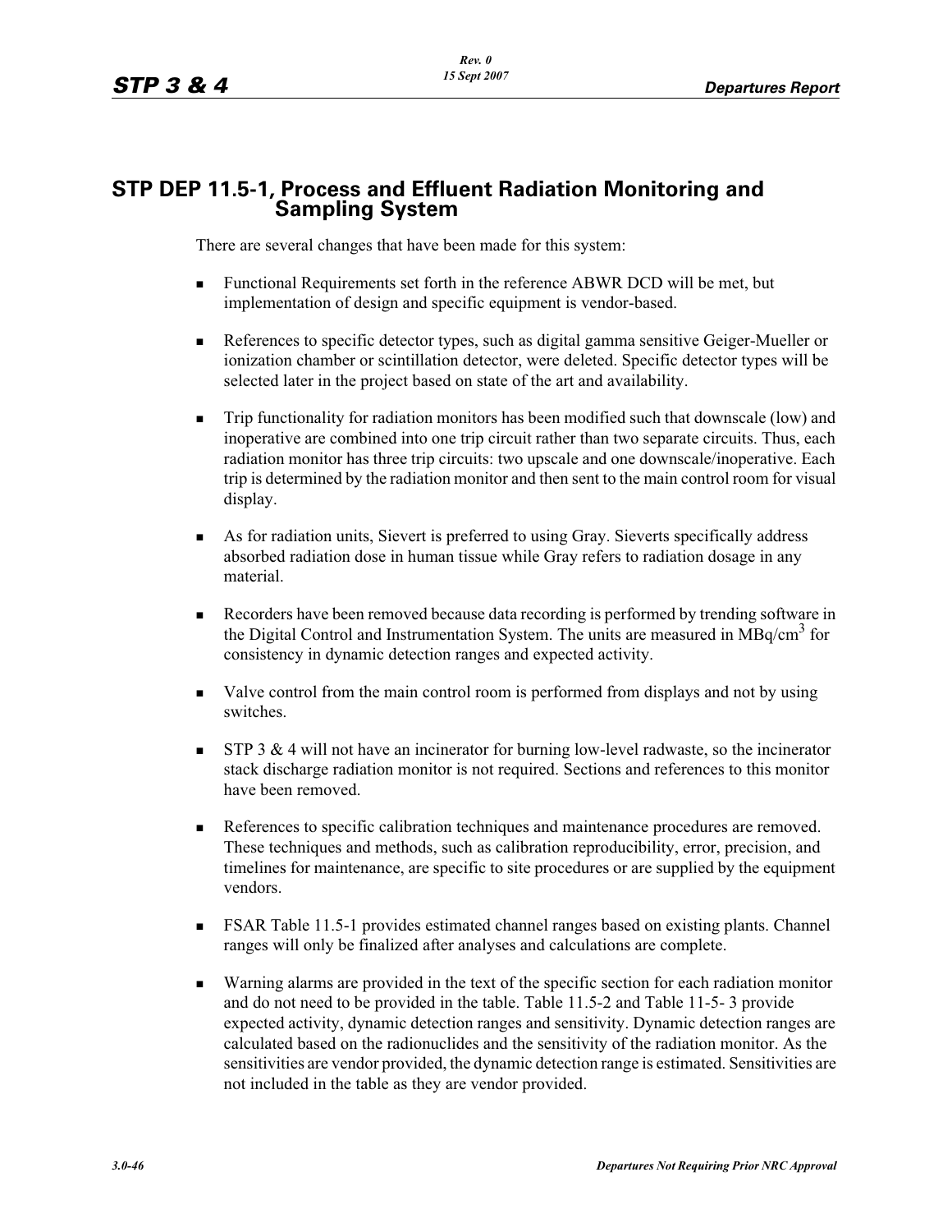## STP DEP 11.5-1, Process and Effluent Radiation Monitoring and Sampling System

There are several changes that have been made for this system:

- Functional Requirements set forth in the reference ABWR DCD will be met, but implementation of design and specific equipment is vendor-based.
- References to specific detector types, such as digital gamma sensitive Geiger-Mueller or ionization chamber or scintillation detector, were deleted. Specific detector types will be selected later in the project based on state of the art and availability.
- Trip functionality for radiation monitors has been modified such that downscale (low) and inoperative are combined into one trip circuit rather than two separate circuits. Thus, each radiation monitor has three trip circuits: two upscale and one downscale/inoperative. Each trip is determined by the radiation monitor and then sent to the main control room for visual display.
- As for radiation units, Sievert is preferred to using Gray. Sieverts specifically address absorbed radiation dose in human tissue while Gray refers to radiation dosage in any material.
- Recorders have been removed because data recording is performed by trending software in the Digital Control and Instrumentation System. The units are measured in $MBq/cm^3$ for consistency in dynamic detection ranges and expected activity.
- Valve control from the main control room is performed from displays and not by using switches.
- STP 3 & 4 will not have an incinerator for burning low-level radwaste, so the incinerator stack discharge radiation monitor is not required. Sections and references to this monitor have been removed.
- References to specific calibration techniques and maintenance procedures are removed. These techniques and methods, such as calibration reproducibility, error, precision, and timelines for maintenance, are specific to site procedures or are supplied by the equipment vendors.
- FSAR Table 11.5-1 provides estimated channel ranges based on existing plants. Channel ranges will only be finalized after analyses and calculations are complete.
- Warning alarms are provided in the text of the specific section for each radiation monitor and do not need to be provided in the table. Table 11.5-2 and Table 11-5- 3 provide expected activity, dynamic detection ranges and sensitivity. Dynamic detection ranges are calculated based on the radionuclides and the sensitivity of the radiation monitor. As the sensitivities are vendor provided, the dynamic detection range is estimated. Sensitivities are not included in the table as they are vendor provided.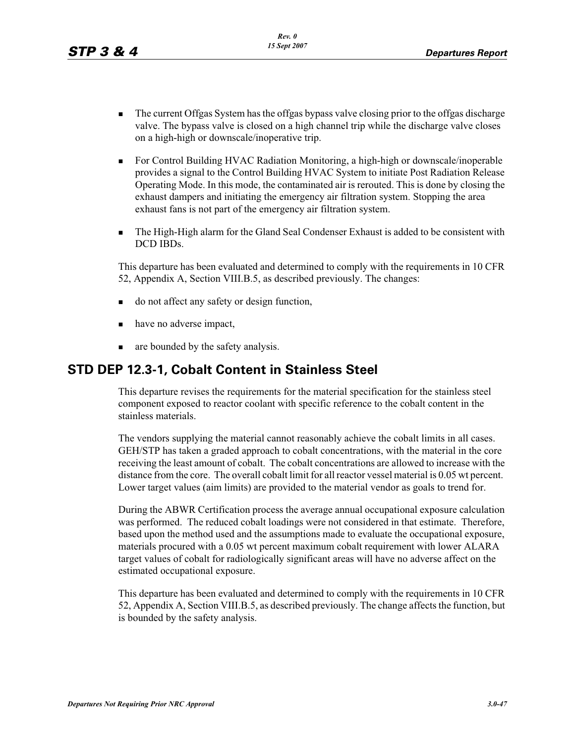- The current Offgas System has the offgas bypass valve closing prior to the offgas discharge valve. The bypass valve is closed on a high channel trip while the discharge valve closes on a high-high or downscale/inoperative trip.

- For Control Building HVAC Radiation Monitoring, a high-high or downscale/inoperable provides a signal to the Control Building HVAC System to initiate Post Radiation Release Operating Mode. In this mode, the contaminated air is rerouted. This is done by closing the exhaust dampers and initiating the emergency air filtration system. Stopping the area exhaust fans is not part of the emergency air filtration system.

- The High-High alarm for the Gland Seal Condenser Exhaust is added to be consistent with DCD IBDs.

This departure has been evaluated and determined to comply with the requirements in 10 CFR 52, Appendix A, Section VIII.B.5, as described previously. The changes:

- do not affect any safety or design function,
- have no adverse impact,
- are bounded by the safety analysis.

## STD DEP 12.3-1, Cobalt Content in Stainless Steel

This departure revises the requirements for the material specification for the stainless steel component exposed to reactor coolant with specific reference to the cobalt content in the stainless materials.

The vendors supplying the material cannot reasonably achieve the cobalt limits in all cases. GEH/STP has taken a graded approach to cobalt concentrations, with the material in the core receiving the least amount of cobalt. The cobalt concentrations are allowed to increase with the distance from the core. The overall cobalt limit for all reactor vessel material is 0.05 wt percent. Lower target values (aim limits) are provided to the material vendor as goals to trend for.

During the ABWR Certification process the average annual occupational exposure calculation was performed. The reduced cobalt loadings were not considered in that estimate. Therefore, based upon the method used and the assumptions made to evaluate the occupational exposure, materials procured with a 0.05 wt percent maximum cobalt requirement with lower ALARA target values of cobalt for radiologically significant areas will have no adverse affect on the estimated occupational exposure.

This departure has been evaluated and determined to comply with the requirements in 10 CFR 52, Appendix A, Section VIII.B.5, as described previously. The change affects the function, but is bounded by the safety analysis.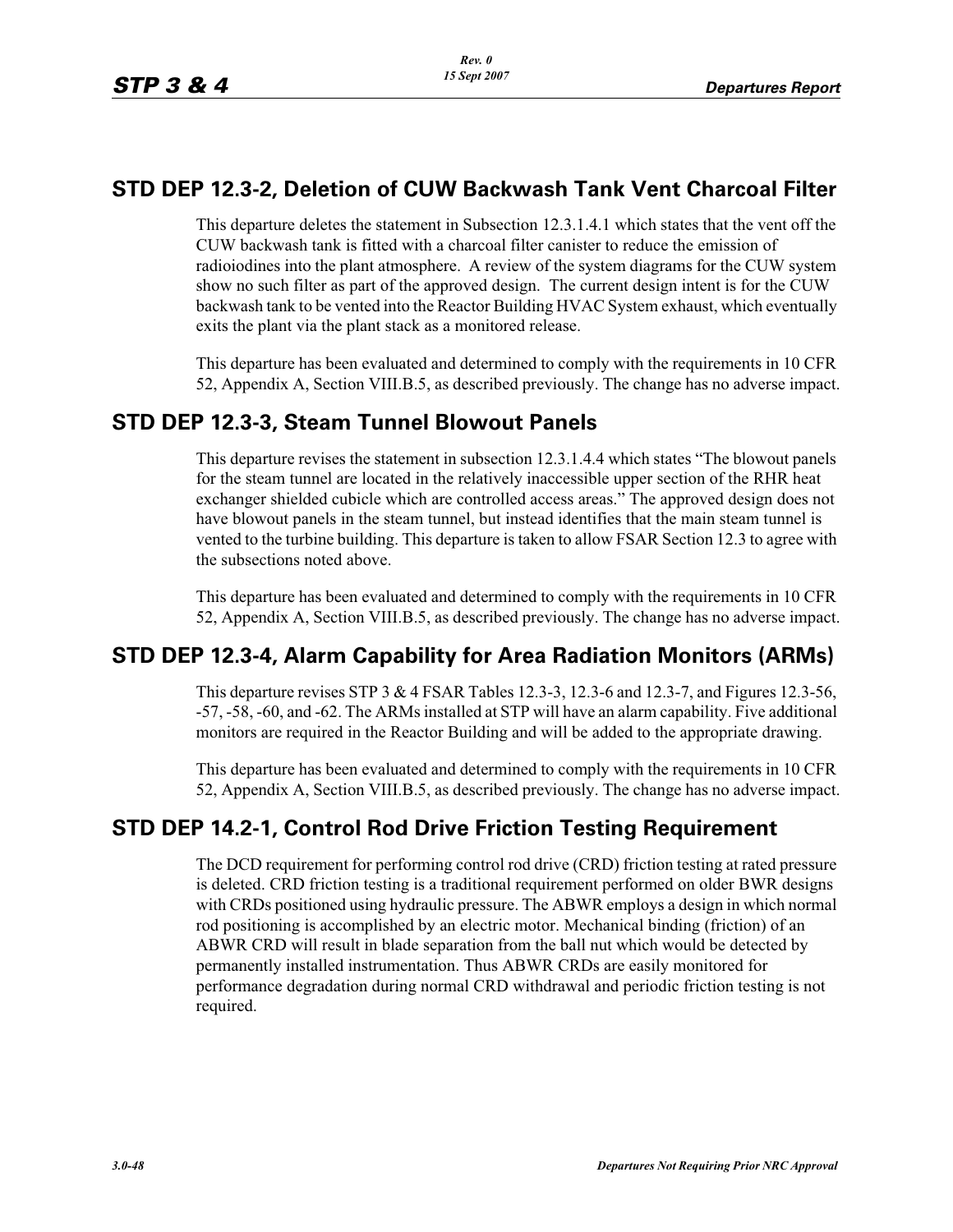## STD DEP 12.3-2, Deletion of CUW Backwash Tank Vent Charcoal Filter

This departure deletes the statement in Subsection 12.3.1.4.1 which states that the vent off the CUW backwash tank is fitted with a charcoal filter canister to reduce the emission of radioiodines into the plant atmosphere. A review of the system diagrams for the CUW system show no such filter as part of the approved design. The current design intent is for the CUW backwash tank to be vented into the Reactor Building HVAC System exhaust, which eventually exits the plant via the plant stack as a monitored release.

This departure has been evaluated and determined to comply with the requirements in 10 CFR 52, Appendix A, Section VIII.B.5, as described previously. The change has no adverse impact.

## STD DEP 12.3-3, Steam Tunnel Blowout Panels

This departure revises the statement in subsection 12.3.1.4.4 which states "The blowout panels for the steam tunnel are located in the relatively inaccessible upper section of the RHR heat exchanger shielded cubicle which are controlled access areas." The approved design does not have blowout panels in the steam tunnel, but instead identifies that the main steam tunnel is vented to the turbine building. This departure is taken to allow FSAR Section 12.3 to agree with the subsections noted above.

This departure has been evaluated and determined to comply with the requirements in 10 CFR 52, Appendix A, Section VIII.B.5, as described previously. The change has no adverse impact.

## STD DEP 12.3-4, Alarm Capability for Area Radiation Monitors (ARMs)

This departure revises STP 3 & 4 FSAR Tables 12.3-3, 12.3-6 and 12.3-7, and Figures 12.3-56, -57, -58, -60, and -62. The ARMs installed at STP will have an alarm capability. Five additional monitors are required in the Reactor Building and will be added to the appropriate drawing.

This departure has been evaluated and determined to comply with the requirements in 10 CFR 52, Appendix A, Section VIII.B.5, as described previously. The change has no adverse impact.

## STD DEP 14.2-1, Control Rod Drive Friction Testing Requirement

The DCD requirement for performing control rod drive (CRD) friction testing at rated pressure is deleted. CRD friction testing is a traditional requirement performed on older BWR designs with CRDs positioned using hydraulic pressure. The ABWR employs a design in which normal rod positioning is accomplished by an electric motor. Mechanical binding (friction) of an ABWR CRD will result in blade separation from the ball nut which would be detected by permanently installed instrumentation. Thus ABWR CRDs are easily monitored for performance degradation during normal CRD withdrawal and periodic friction testing is not required.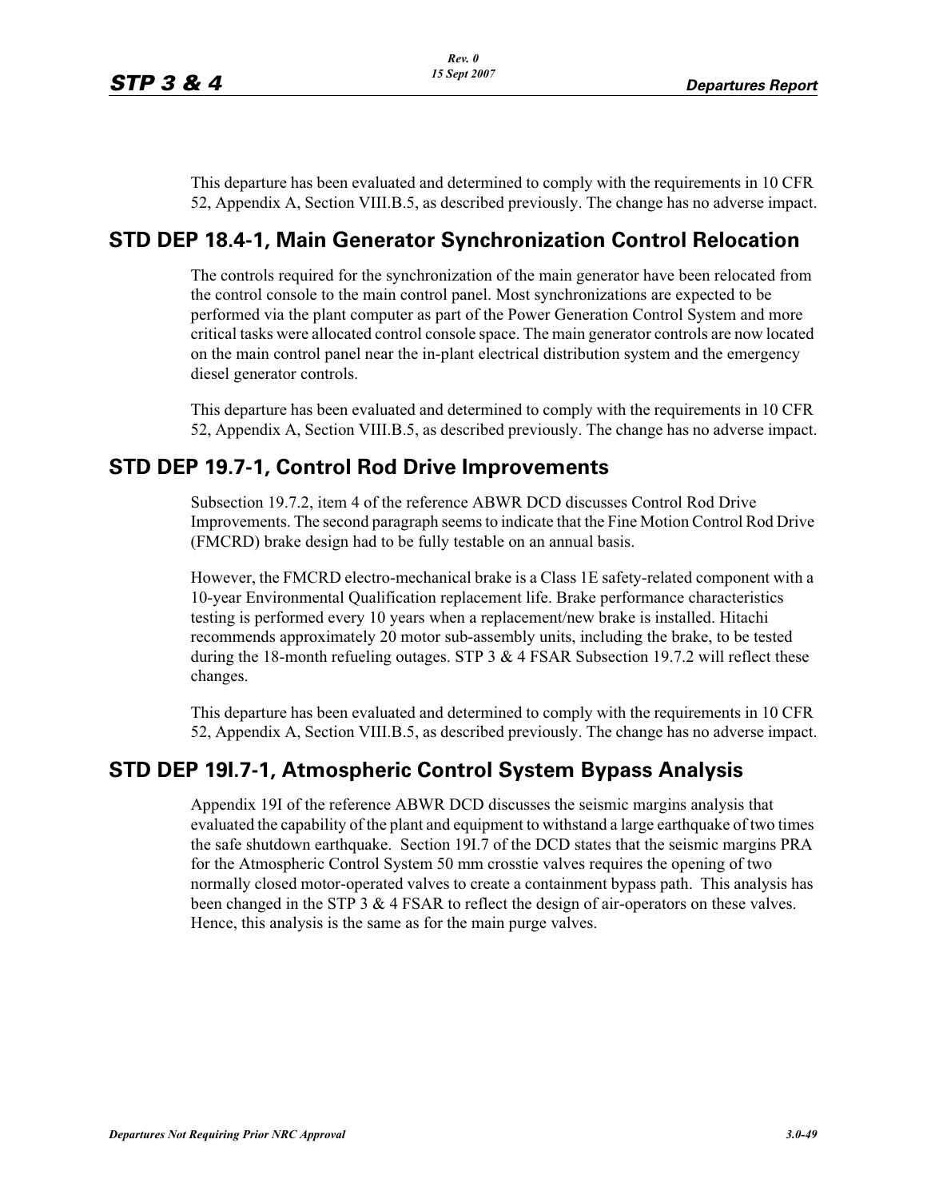This departure has been evaluated and determined to comply with the requirements in 10 CFR 52, Appendix A, Section VIII.B.5, as described previously. The change has no adverse impact.

## STD DEP 18.4-1, Main Generator Synchronization Control Relocation

The controls required for the synchronization of the main generator have been relocated from the control console to the main control panel. Most synchronizations are expected to be performed via the plant computer as part of the Power Generation Control System and more critical tasks were allocated control console space. The main generator controls are now located on the main control panel near the in-plant electrical distribution system and the emergency diesel generator controls.

This departure has been evaluated and determined to comply with the requirements in 10 CFR 52, Appendix A, Section VIII.B.5, as described previously. The change has no adverse impact.

## STD DEP 19.7-1, Control Rod Drive Improvements

Subsection 19.7.2, item 4 of the reference ABWR DCD discusses Control Rod Drive Improvements. The second paragraph seems to indicate that the Fine Motion Control Rod Drive (FMCRD) brake design had to be fully testable on an annual basis.

However, the FMCRD electro-mechanical brake is a Class 1E safety-related component with a 10-year Environmental Qualification replacement life. Brake performance characteristics testing is performed every 10 years when a replacement/new brake is installed. Hitachi recommends approximately 20 motor sub-assembly units, including the brake, to be tested during the 18-month refueling outages. STP 3 & 4 FSAR Subsection 19.7.2 will reflect these changes.

This departure has been evaluated and determined to comply with the requirements in 10 CFR 52, Appendix A, Section VIII.B.5, as described previously. The change has no adverse impact.

## STD DEP 19I.7-1, Atmospheric Control System Bypass Analysis

Appendix 19I of the reference ABWR DCD discusses the seismic margins analysis that evaluated the capability of the plant and equipment to withstand a large earthquake of two times the safe shutdown earthquake. Section 19I.7 of the DCD states that the seismic margins PRA for the Atmospheric Control System 50 mm crosstie valves requires the opening of two normally closed motor-operated valves to create a containment bypass path. This analysis has been changed in the STP 3 & 4 FSAR to reflect the design of air-operators on these valves. Hence, this analysis is the same as for the main purge valves.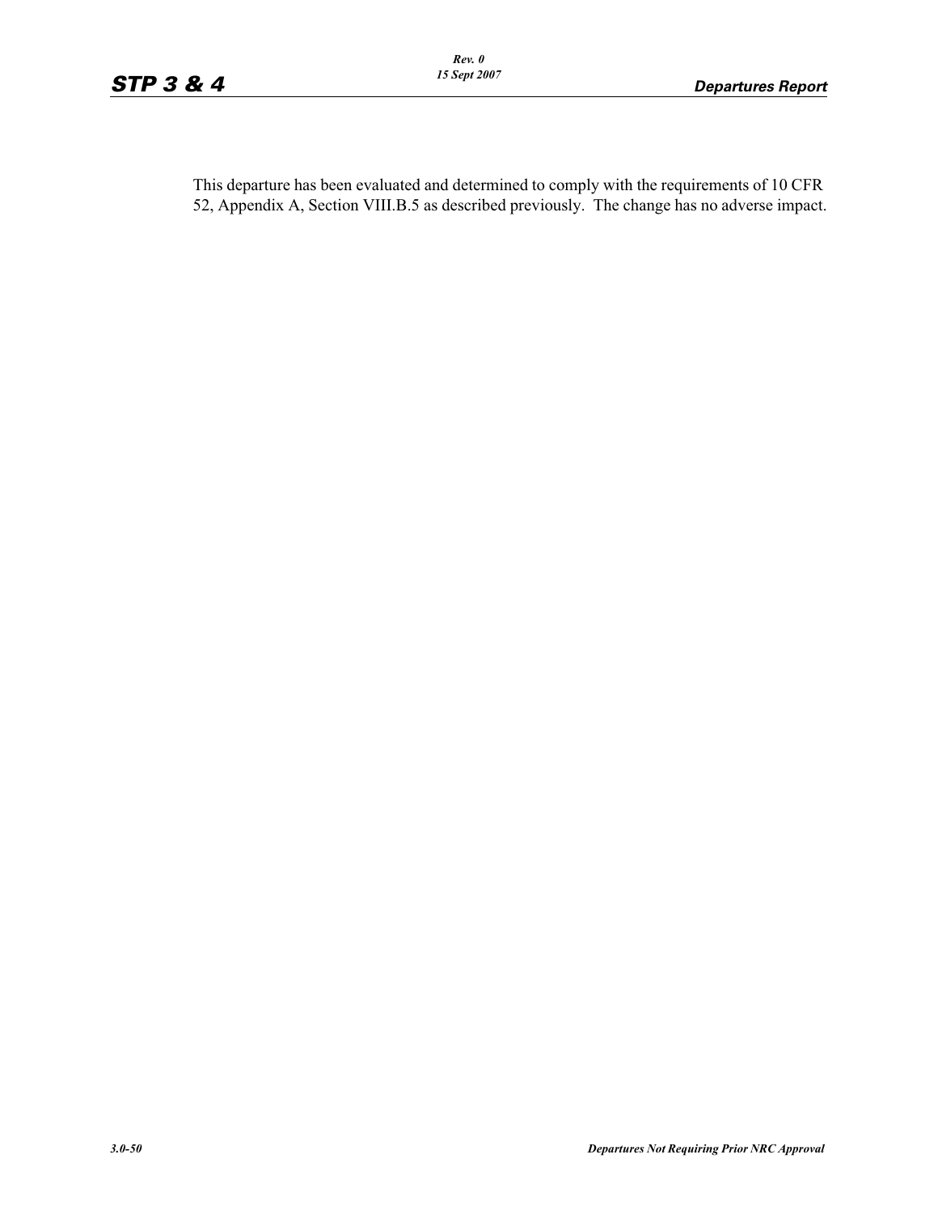This departure has been evaluated and determined to comply with the requirements of 10 CFR 52, Appendix A, Section VIII.B.5 as described previously. The change has no adverse impact.